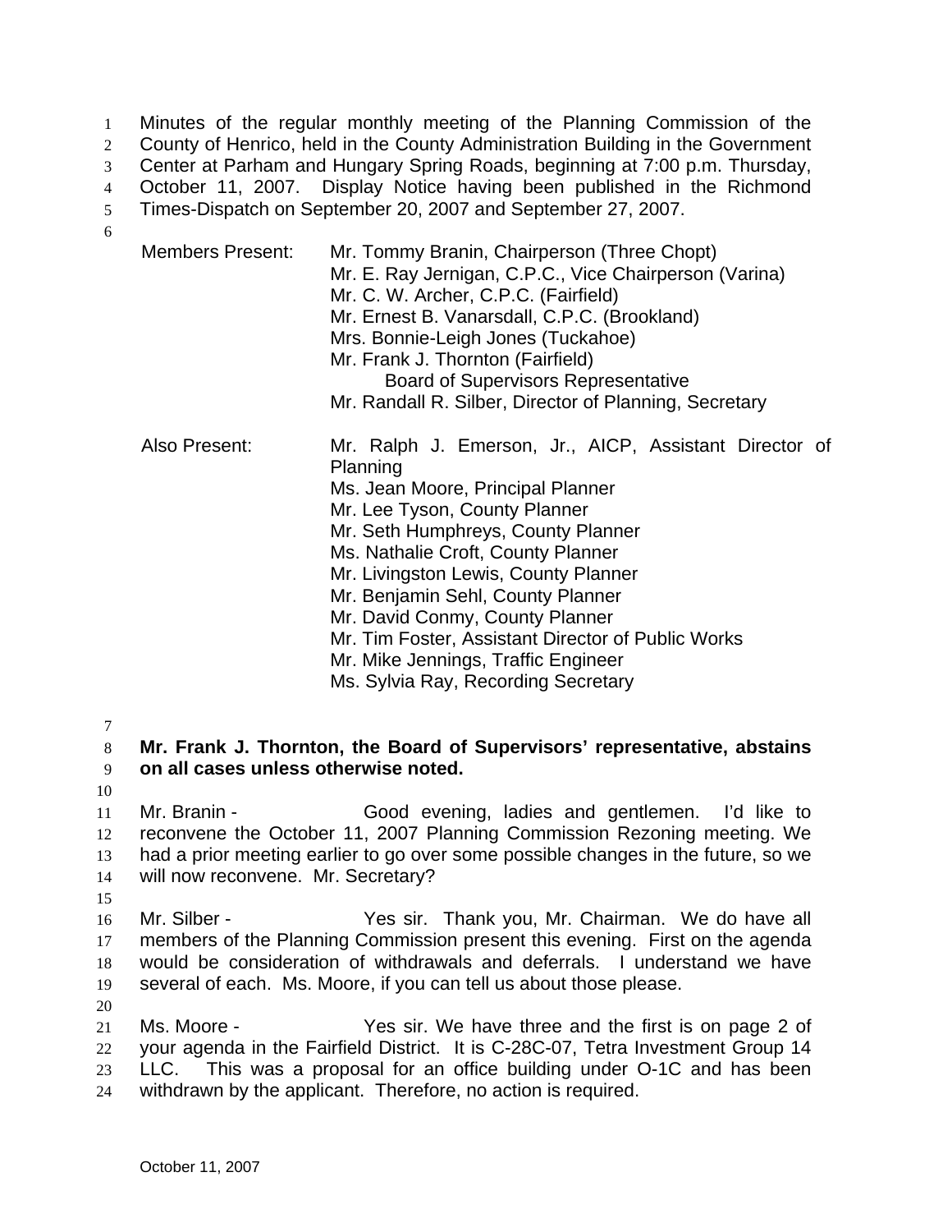Minutes of the regular monthly meeting of the Planning Commission of the County of Henrico, held in the County Administration Building in the Government Center at Parham and Hungary Spring Roads, beginning at 7:00 p.m. Thursday, October 11, 2007. Display Notice having been published in the Richmond Times-Dispatch on September 20, 2007 and September 27, 2007.

| | |
|---|---|
| Members Present: | Mr. Tommy Branin, Chairperson (Three Chopt) |
| | Mr. E. Ray Jernigan, C.P.C., Vice Chairperson (Varina) |
| | Mr. C. W. Archer, C.P.C. (Fairfield) |
| | Mr. Ernest B. Vanarsdall, C.P.C. (Brookland) |
| | Mrs. Bonnie-Leigh Jones (Tuckahoe) |
| | Mr. Frank J. Thornton (Fairfield) Board of Supervisors Representative |
| | Mr. Randall R. Silber, Director of Planning, Secretary |
| Also Present: | Mr. Ralph J. Emerson, Jr., AICP, Assistant Director of Planning |
| | Ms. Jean Moore, Principal Planner |
| | Mr. Lee Tyson, County Planner |
| | Mr. Seth Humphreys, County Planner |
| | Ms. Nathalie Croft, County Planner |
| | Mr. Livingston Lewis, County Planner |
| | Mr. Benjamin Sehl, County Planner |
| | Mr. David Conmy, County Planner |
| | Mr. Tim Foster, Assistant Director of Public Works |
| | Mr. Mike Jennings, Traffic Engineer |
| | Ms. Sylvia Ray, Recording Secretary |

**Mr. Frank J. Thornton, the Board of Supervisors' representative, abstains on all cases unless otherwise noted.**

Mr. Branin - Good evening, ladies and gentlemen. I'd like to reconvene the October 11, 2007 Planning Commission Rezoning meeting. We had a prior meeting earlier to go over some possible changes in the future, so we will now reconvene. Mr. Secretary?

Mr. Silber - Yes sir. Thank you, Mr. Chairman. We do have all members of the Planning Commission present this evening. First on the agenda would be consideration of withdrawals and deferrals. I understand we have several of each. Ms. Moore, if you can tell us about those please.

Ms. Moore - Yes sir. We have three and the first is on page 2 of your agenda in the Fairfield District. It is C-28C-07, Tetra Investment Group 14 LLC. This was a proposal for an office building under O-1C and has been withdrawn by the applicant. Therefore, no action is required.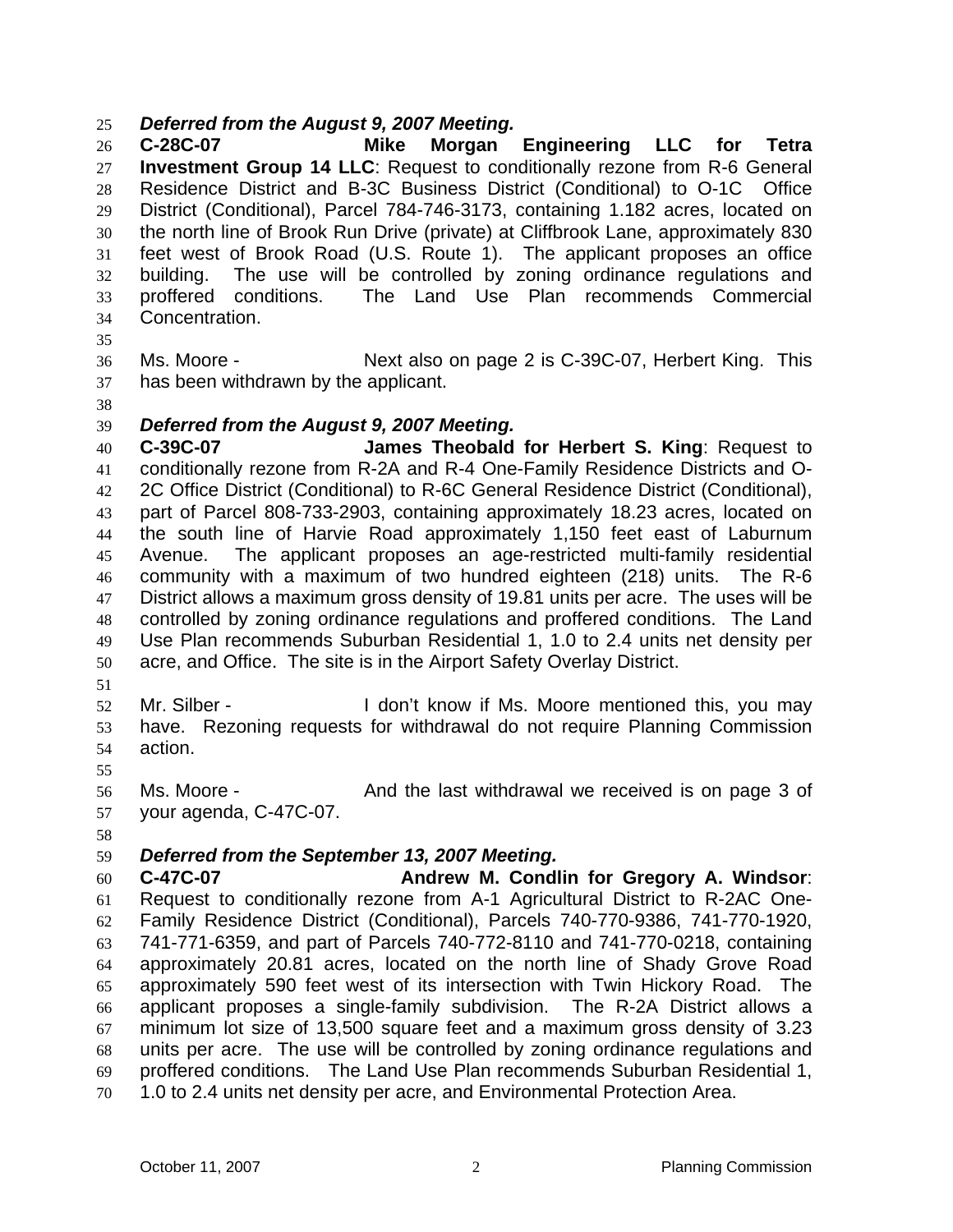***Deferred from the August 9, 2007 Meeting.***

**C-28C-07 Mike Morgan Engineering LLC for Tetra Investment Group 14 LLC**: Request to conditionally rezone from R-6 General Residence District and B-3C Business District (Conditional) to O-1C Office District (Conditional), Parcel 784-746-3173, containing 1.182 acres, located on the north line of Brook Run Drive (private) at Cliffbrook Lane, approximately 830 feet west of Brook Road (U.S. Route 1). The applicant proposes an office building. The use will be controlled by zoning ordinance regulations and proffered conditions. The Land Use Plan recommends Commercial Concentration.

Ms. Moore - Next also on page 2 is C-39C-07, Herbert King. This has been withdrawn by the applicant.

***Deferred from the August 9, 2007 Meeting.***

**C-39C-07 James Theobald for Herbert S. King**: Request to conditionally rezone from R-2A and R-4 One-Family Residence Districts and O-2C Office District (Conditional) to R-6C General Residence District (Conditional), part of Parcel 808-733-2903, containing approximately 18.23 acres, located on the south line of Harvie Road approximately 1,150 feet east of Laburnum Avenue. The applicant proposes an age-restricted multi-family residential community with a maximum of two hundred eighteen (218) units. The R-6 District allows a maximum gross density of 19.81 units per acre. The uses will be controlled by zoning ordinance regulations and proffered conditions. The Land Use Plan recommends Suburban Residential 1, 1.0 to 2.4 units net density per acre, and Office. The site is in the Airport Safety Overlay District.

Mr. Silber - I don't know if Ms. Moore mentioned this, you may have. Rezoning requests for withdrawal do not require Planning Commission action.

Ms. Moore - And the last withdrawal we received is on page 3 of your agenda, C-47C-07.

***Deferred from the September 13, 2007 Meeting.***

**C-47C-07 Andrew M. Condlin for Gregory A. Windsor**: Request to conditionally rezone from A-1 Agricultural District to R-2AC One-Family Residence District (Conditional), Parcels 740-770-9386, 741-770-1920, 741-771-6359, and part of Parcels 740-772-8110 and 741-770-0218, containing approximately 20.81 acres, located on the north line of Shady Grove Road approximately 590 feet west of its intersection with Twin Hickory Road. The applicant proposes a single-family subdivision. The R-2A District allows a minimum lot size of 13,500 square feet and a maximum gross density of 3.23 units per acre. The use will be controlled by zoning ordinance regulations and proffered conditions. The Land Use Plan recommends Suburban Residential 1, 1.0 to 2.4 units net density per acre, and Environmental Protection Area.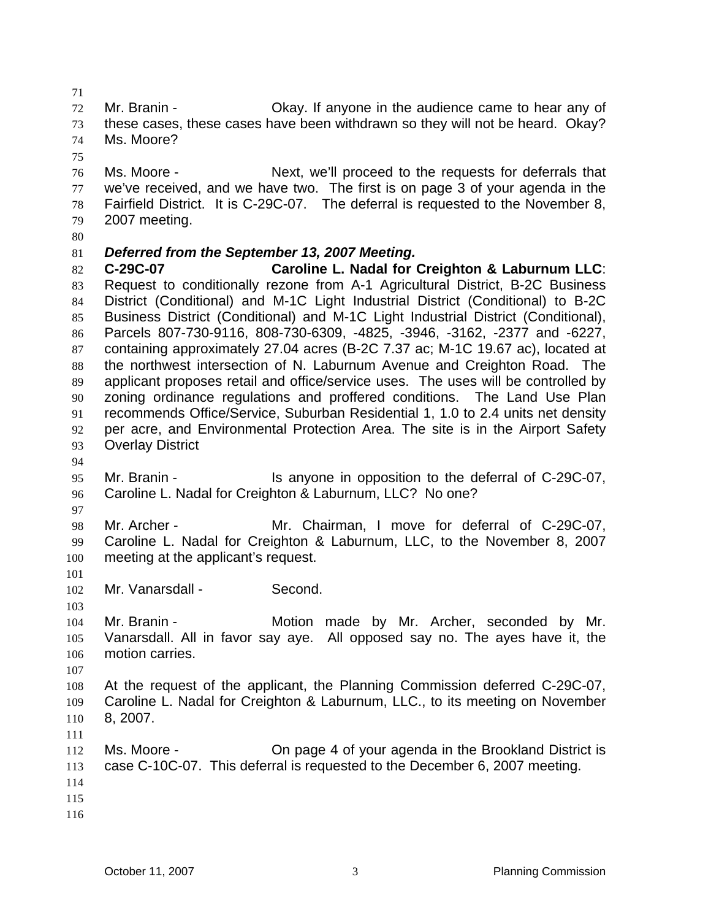Mr. Branin - Okay. If anyone in the audience came to hear any of these cases, these cases have been withdrawn so they will not be heard. Okay? Ms. Moore?

Ms. Moore - Next, we'll proceed to the requests for deferrals that we've received, and we have two. The first is on page 3 of your agenda in the Fairfield District. It is C-29C-07. The deferral is requested to the November 8, 2007 meeting.

***Deferred from the September 13, 2007 Meeting.***
**C-29C-07 Caroline L. Nadal for Creighton & Laburnum LLC**: Request to conditionally rezone from A-1 Agricultural District, B-2C Business District (Conditional) and M-1C Light Industrial District (Conditional) to B-2C Business District (Conditional) and M-1C Light Industrial District (Conditional), Parcels 807-730-9116, 808-730-6309, -4825, -3946, -3162, -2377 and -6227, containing approximately 27.04 acres (B-2C 7.37 ac; M-1C 19.67 ac), located at the northwest intersection of N. Laburnum Avenue and Creighton Road. The applicant proposes retail and office/service uses. The uses will be controlled by zoning ordinance regulations and proffered conditions. The Land Use Plan recommends Office/Service, Suburban Residential 1, 1.0 to 2.4 units net density per acre, and Environmental Protection Area. The site is in the Airport Safety Overlay District

Mr. Branin - Is anyone in opposition to the deferral of C-29C-07, Caroline L. Nadal for Creighton & Laburnum, LLC? No one?

Mr. Archer - Mr. Chairman, I move for deferral of C-29C-07, Caroline L. Nadal for Creighton & Laburnum, LLC, to the November 8, 2007 meeting at the applicant's request.

Mr. Vanarsdall - Second.

Mr. Branin - Motion made by Mr. Archer, seconded by Mr. Vanarsdall. All in favor say aye. All opposed say no. The ayes have it, the motion carries.

At the request of the applicant, the Planning Commission deferred C-29C-07, Caroline L. Nadal for Creighton & Laburnum, LLC., to its meeting on November 8, 2007.

Ms. Moore - On page 4 of your agenda in the Brookland District is case C-10C-07. This deferral is requested to the December 6, 2007 meeting.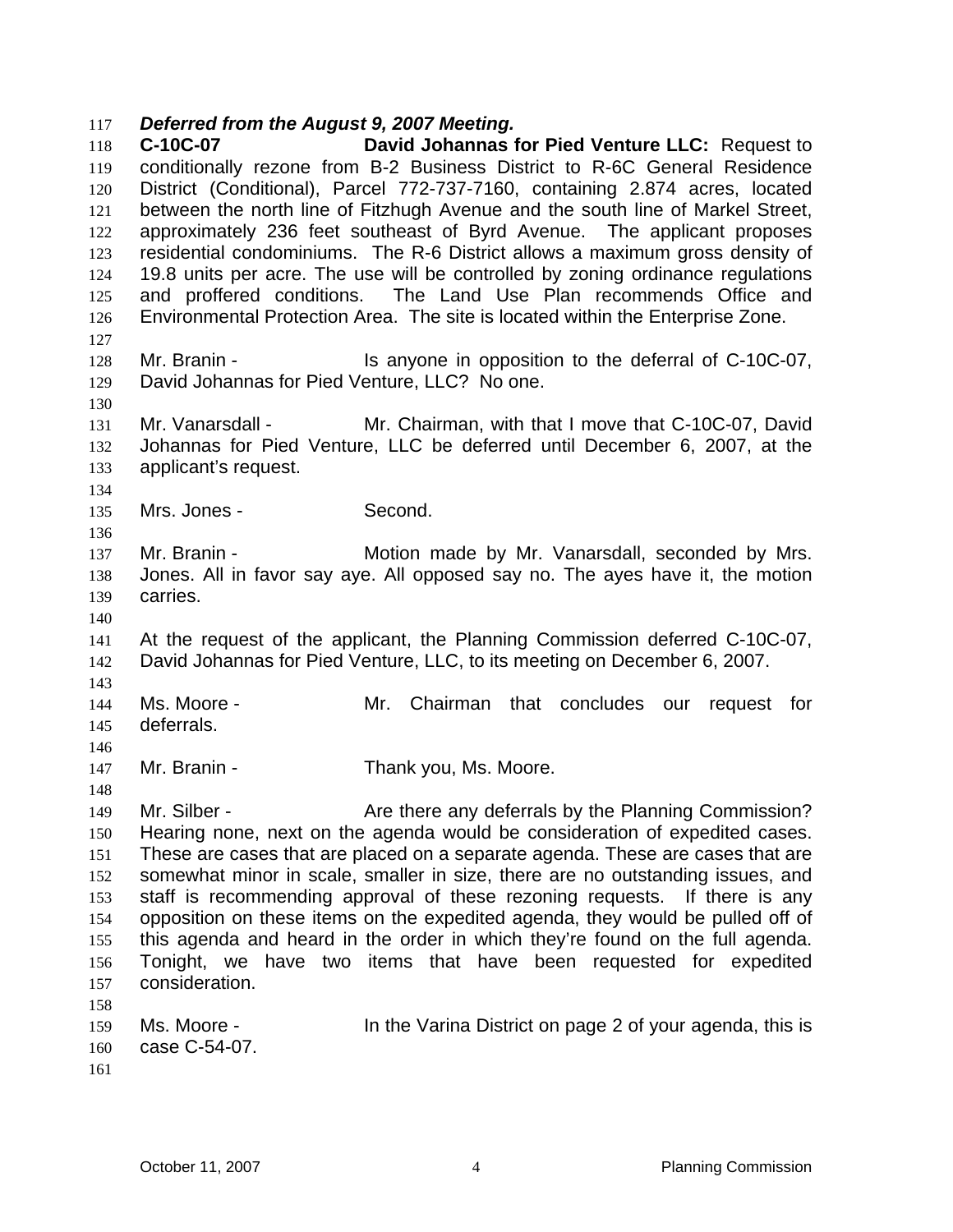***Deferred from the August 9, 2007 Meeting.***

**C-10C-07 David Johannas for Pied Venture LLC:** Request to conditionally rezone from B-2 Business District to R-6C General Residence District (Conditional), Parcel 772-737-7160, containing 2.874 acres, located between the north line of Fitzhugh Avenue and the south line of Markel Street, approximately 236 feet southeast of Byrd Avenue. The applicant proposes residential condominiums. The R-6 District allows a maximum gross density of 19.8 units per acre. The use will be controlled by zoning ordinance regulations and proffered conditions. The Land Use Plan recommends Office and Environmental Protection Area. The site is located within the Enterprise Zone.

Mr. Branin - Is anyone in opposition to the deferral of C-10C-07, David Johannas for Pied Venture, LLC? No one.

Mr. Vanarsdall - Mr. Chairman, with that I move that C-10C-07, David Johannas for Pied Venture, LLC be deferred until December 6, 2007, at the applicant's request.

Mrs. Jones - Second.

Mr. Branin - Motion made by Mr. Vanarsdall, seconded by Mrs. Jones. All in favor say aye. All opposed say no. The ayes have it, the motion carries.

At the request of the applicant, the Planning Commission deferred C-10C-07, David Johannas for Pied Venture, LLC, to its meeting on December 6, 2007.

Ms. Moore - Mr. Chairman that concludes our request for deferrals.

Mr. Branin - Thank you, Ms. Moore.

Mr. Silber - Are there any deferrals by the Planning Commission? Hearing none, next on the agenda would be consideration of expedited cases. These are cases that are placed on a separate agenda. These are cases that are somewhat minor in scale, smaller in size, there are no outstanding issues, and staff is recommending approval of these rezoning requests. If there is any opposition on these items on the expedited agenda, they would be pulled off of this agenda and heard in the order in which they're found on the full agenda. Tonight, we have two items that have been requested for expedited consideration.

Ms. Moore - In the Varina District on page 2 of your agenda, this is case C-54-07.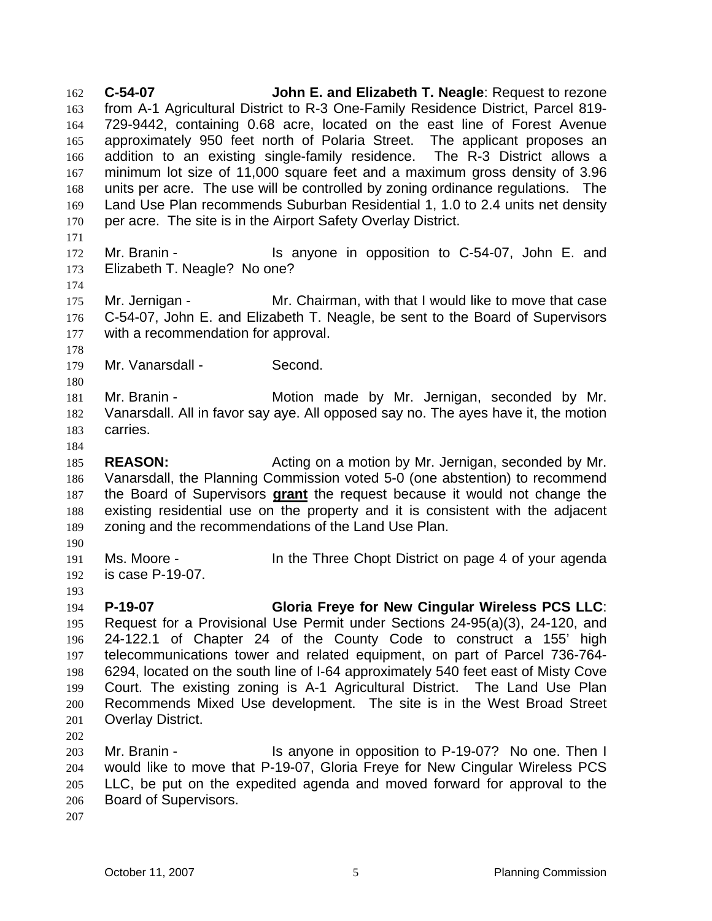**C-54-07** **John E. and Elizabeth T. Neagle**: Request to rezone from A-1 Agricultural District to R-3 One-Family Residence District, Parcel 819-729-9442, containing 0.68 acre, located on the east line of Forest Avenue approximately 950 feet north of Polaria Street. The applicant proposes an addition to an existing single-family residence. The R-3 District allows a minimum lot size of 11,000 square feet and a maximum gross density of 3.96 units per acre. The use will be controlled by zoning ordinance regulations. The Land Use Plan recommends Suburban Residential 1, 1.0 to 2.4 units net density per acre. The site is in the Airport Safety Overlay District.

Mr. Branin - Is anyone in opposition to C-54-07, John E. and Elizabeth T. Neagle? No one?

Mr. Jernigan - Mr. Chairman, with that I would like to move that case C-54-07, John E. and Elizabeth T. Neagle, be sent to the Board of Supervisors with a recommendation for approval.

Mr. Vanarsdall - Second.

Mr. Branin - Motion made by Mr. Jernigan, seconded by Mr. Vanarsdall. All in favor say aye. All opposed say no. The ayes have it, the motion carries.

**REASON:** Acting on a motion by Mr. Jernigan, seconded by Mr. Vanarsdall, the Planning Commission voted 5-0 (one abstention) to recommend the Board of Supervisors **grant** the request because it would not change the existing residential use on the property and it is consistent with the adjacent zoning and the recommendations of the Land Use Plan.

Ms. Moore - In the Three Chopt District on page 4 of your agenda is case P-19-07.

**P-19-07** **Gloria Freye for New Cingular Wireless PCS LLC**: Request for a Provisional Use Permit under Sections 24-95(a)(3), 24-120, and 24-122.1 of Chapter 24 of the County Code to construct a 155' high telecommunications tower and related equipment, on part of Parcel 736-764-6294, located on the south line of I-64 approximately 540 feet east of Misty Cove Court. The existing zoning is A-1 Agricultural District. The Land Use Plan Recommends Mixed Use development. The site is in the West Broad Street Overlay District.

Mr. Branin - Is anyone in opposition to P-19-07? No one. Then I would like to move that P-19-07, Gloria Freye for New Cingular Wireless PCS LLC, be put on the expedited agenda and moved forward for approval to the Board of Supervisors.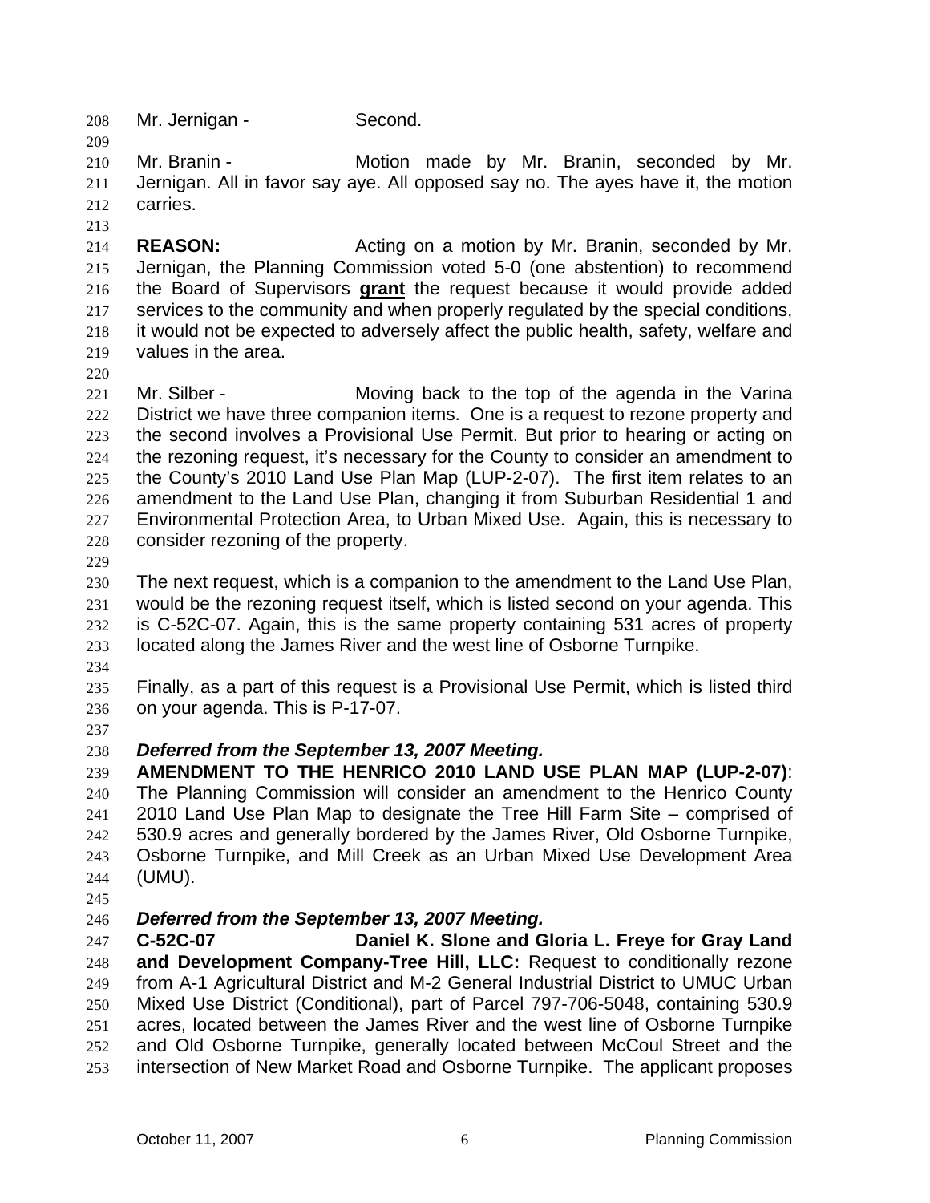Mr. Jernigan - Second.

Mr. Branin - Motion made by Mr. Branin, seconded by Mr. Jernigan. All in favor say aye. All opposed say no. The ayes have it, the motion carries.

**REASON:** Acting on a motion by Mr. Branin, seconded by Mr. Jernigan, the Planning Commission voted 5-0 (one abstention) to recommend the Board of Supervisors **grant** the request because it would provide added services to the community and when properly regulated by the special conditions, it would not be expected to adversely affect the public health, safety, welfare and values in the area.

Mr. Silber - Moving back to the top of the agenda in the Varina District we have three companion items. One is a request to rezone property and the second involves a Provisional Use Permit. But prior to hearing or acting on the rezoning request, it's necessary for the County to consider an amendment to the County's 2010 Land Use Plan Map (LUP-2-07). The first item relates to an amendment to the Land Use Plan, changing it from Suburban Residential 1 and Environmental Protection Area, to Urban Mixed Use. Again, this is necessary to consider rezoning of the property.

The next request, which is a companion to the amendment to the Land Use Plan, would be the rezoning request itself, which is listed second on your agenda. This is C-52C-07. Again, this is the same property containing 531 acres of property located along the James River and the west line of Osborne Turnpike.

Finally, as a part of this request is a Provisional Use Permit, which is listed third on your agenda. This is P-17-07.

***Deferred from the September 13, 2007 Meeting.***

**AMENDMENT TO THE HENRICO 2010 LAND USE PLAN MAP (LUP-2-07)**: The Planning Commission will consider an amendment to the Henrico County 2010 Land Use Plan Map to designate the Tree Hill Farm Site – comprised of 530.9 acres and generally bordered by the James River, Old Osborne Turnpike, Osborne Turnpike, and Mill Creek as an Urban Mixed Use Development Area (UMU).

***Deferred from the September 13, 2007 Meeting.***

**C-52C-07 Daniel K. Slone and Gloria L. Freye for Gray Land and Development Company-Tree Hill, LLC:** Request to conditionally rezone from A-1 Agricultural District and M-2 General Industrial District to UMUC Urban Mixed Use District (Conditional), part of Parcel 797-706-5048, containing 530.9 acres, located between the James River and the west line of Osborne Turnpike and Old Osborne Turnpike, generally located between McCoul Street and the intersection of New Market Road and Osborne Turnpike. The applicant proposes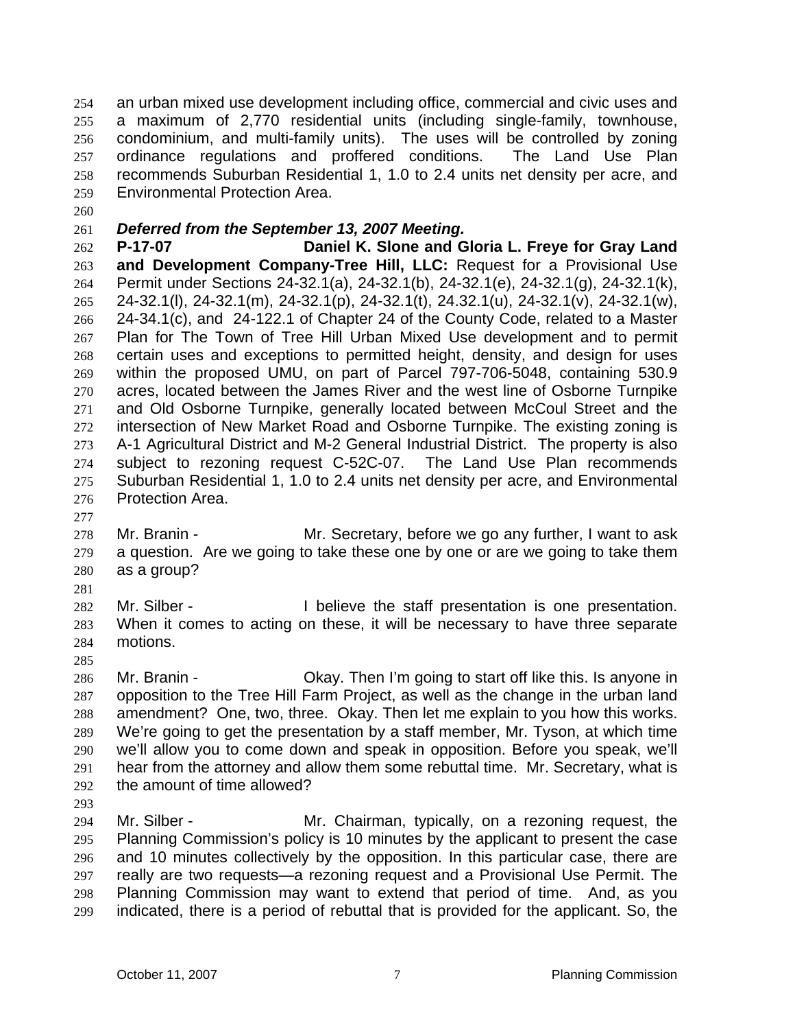an urban mixed use development including office, commercial and civic uses and a maximum of 2,770 residential units (including single-family, townhouse, condominium, and multi-family units). The uses will be controlled by zoning ordinance regulations and proffered conditions. The Land Use Plan recommends Suburban Residential 1, 1.0 to 2.4 units net density per acre, and Environmental Protection Area.

***Deferred from the September 13, 2007 Meeting.***

**P-17-07 Daniel K. Slone and Gloria L. Freye for Gray Land and Development Company-Tree Hill, LLC:** Request for a Provisional Use Permit under Sections 24-32.1(a), 24-32.1(b), 24-32.1(e), 24-32.1(g), 24-32.1(k), 24-32.1(l), 24-32.1(m), 24-32.1(p), 24-32.1(t), 24.32.1(u), 24-32.1(v), 24-32.1(w), 24-34.1(c), and 24-122.1 of Chapter 24 of the County Code, related to a Master Plan for The Town of Tree Hill Urban Mixed Use development and to permit certain uses and exceptions to permitted height, density, and design for uses within the proposed UMU, on part of Parcel 797-706-5048, containing 530.9 acres, located between the James River and the west line of Osborne Turnpike and Old Osborne Turnpike, generally located between McCoul Street and the intersection of New Market Road and Osborne Turnpike. The existing zoning is A-1 Agricultural District and M-2 General Industrial District. The property is also subject to rezoning request C-52C-07. The Land Use Plan recommends Suburban Residential 1, 1.0 to 2.4 units net density per acre, and Environmental Protection Area.

Mr. Branin - Mr. Secretary, before we go any further, I want to ask a question. Are we going to take these one by one or are we going to take them as a group?

Mr. Silber - I believe the staff presentation is one presentation. When it comes to acting on these, it will be necessary to have three separate motions.

Mr. Branin - Okay. Then I'm going to start off like this. Is anyone in opposition to the Tree Hill Farm Project, as well as the change in the urban land amendment? One, two, three. Okay. Then let me explain to you how this works. We're going to get the presentation by a staff member, Mr. Tyson, at which time we'll allow you to come down and speak in opposition. Before you speak, we'll hear from the attorney and allow them some rebuttal time. Mr. Secretary, what is the amount of time allowed?

Mr. Silber - Mr. Chairman, typically, on a rezoning request, the Planning Commission's policy is 10 minutes by the applicant to present the case and 10 minutes collectively by the opposition. In this particular case, there are really are two requests—a rezoning request and a Provisional Use Permit. The Planning Commission may want to extend that period of time. And, as you indicated, there is a period of rebuttal that is provided for the applicant. So, the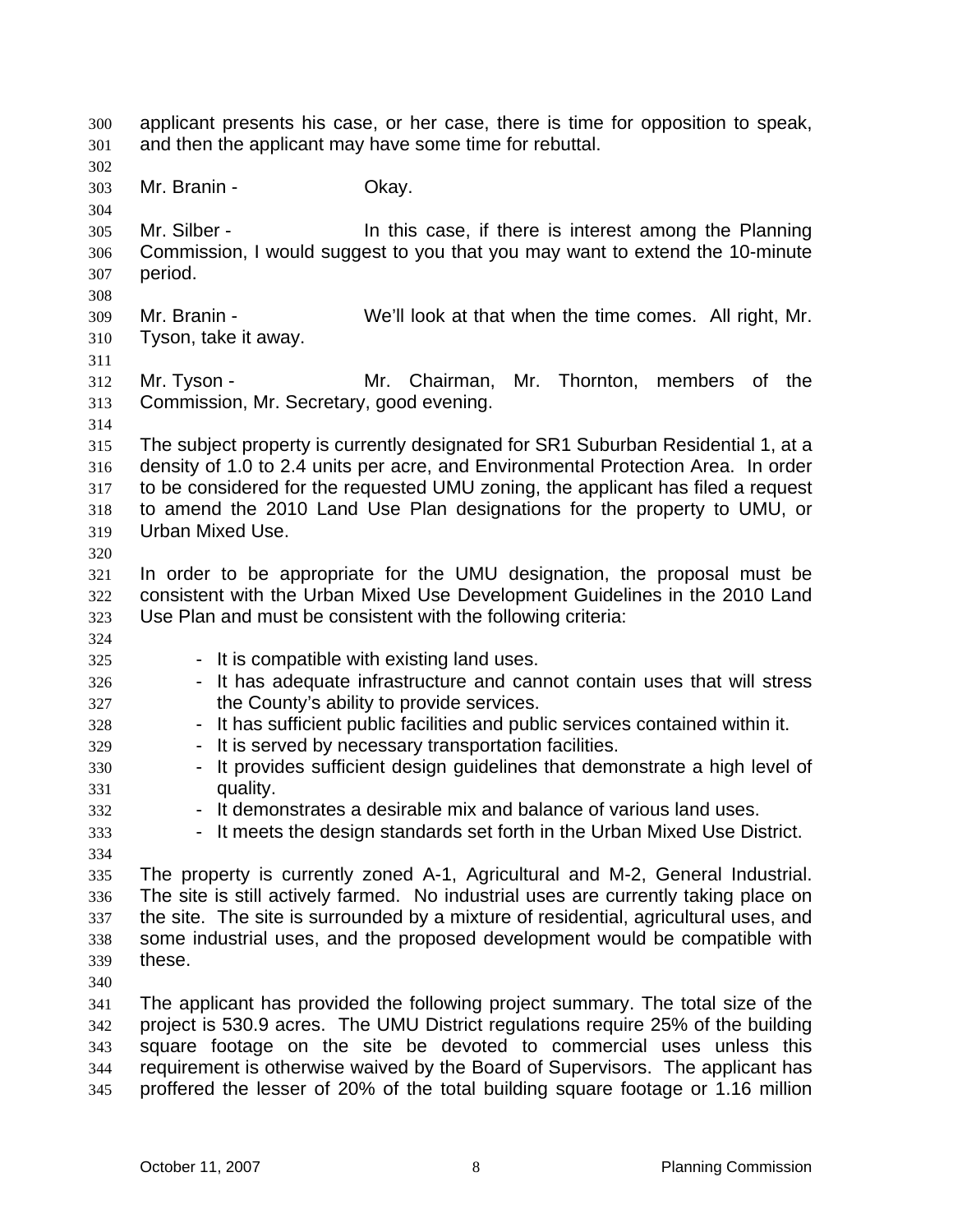applicant presents his case, or her case, there is time for opposition to speak, and then the applicant may have some time for rebuttal.

Mr. Branin - Okay.

Mr. Silber - In this case, if there is interest among the Planning Commission, I would suggest to you that you may want to extend the 10-minute period.

Mr. Branin - We'll look at that when the time comes. All right, Mr. Tyson, take it away.

Mr. Tyson - Mr. Chairman, Mr. Thornton, members of the Commission, Mr. Secretary, good evening.

The subject property is currently designated for SR1 Suburban Residential 1, at a density of 1.0 to 2.4 units per acre, and Environmental Protection Area. In order to be considered for the requested UMU zoning, the applicant has filed a request to amend the 2010 Land Use Plan designations for the property to UMU, or Urban Mixed Use.

In order to be appropriate for the UMU designation, the proposal must be consistent with the Urban Mixed Use Development Guidelines in the 2010 Land Use Plan and must be consistent with the following criteria:

- It is compatible with existing land uses.
- It has adequate infrastructure and cannot contain uses that will stress the County's ability to provide services.
- It has sufficient public facilities and public services contained within it.
- It is served by necessary transportation facilities.
- It provides sufficient design guidelines that demonstrate a high level of quality.
- It demonstrates a desirable mix and balance of various land uses.
- It meets the design standards set forth in the Urban Mixed Use District.

The property is currently zoned A-1, Agricultural and M-2, General Industrial. The site is still actively farmed. No industrial uses are currently taking place on the site. The site is surrounded by a mixture of residential, agricultural uses, and some industrial uses, and the proposed development would be compatible with these.

The applicant has provided the following project summary. The total size of the project is 530.9 acres. The UMU District regulations require 25% of the building square footage on the site be devoted to commercial uses unless this requirement is otherwise waived by the Board of Supervisors. The applicant has proffered the lesser of 20% of the total building square footage or 1.16 million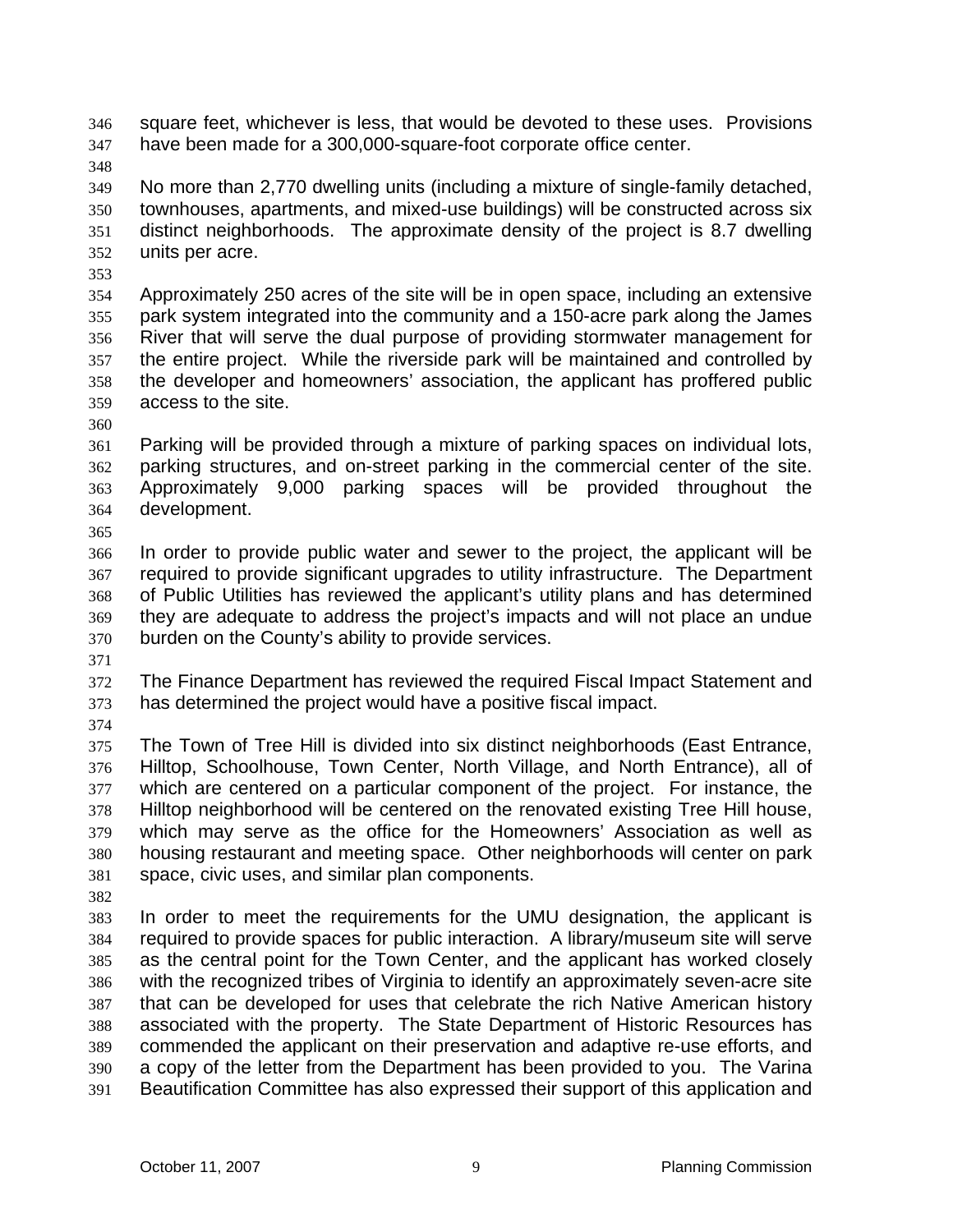square feet, whichever is less, that would be devoted to these uses. Provisions have been made for a 300,000-square-foot corporate office center.

No more than 2,770 dwelling units (including a mixture of single-family detached, townhouses, apartments, and mixed-use buildings) will be constructed across six distinct neighborhoods. The approximate density of the project is 8.7 dwelling units per acre.

Approximately 250 acres of the site will be in open space, including an extensive park system integrated into the community and a 150-acre park along the James River that will serve the dual purpose of providing stormwater management for the entire project. While the riverside park will be maintained and controlled by the developer and homeowners' association, the applicant has proffered public access to the site.

Parking will be provided through a mixture of parking spaces on individual lots, parking structures, and on-street parking in the commercial center of the site. Approximately 9,000 parking spaces will be provided throughout the development.

In order to provide public water and sewer to the project, the applicant will be required to provide significant upgrades to utility infrastructure. The Department of Public Utilities has reviewed the applicant's utility plans and has determined they are adequate to address the project's impacts and will not place an undue burden on the County's ability to provide services.

The Finance Department has reviewed the required Fiscal Impact Statement and has determined the project would have a positive fiscal impact.

The Town of Tree Hill is divided into six distinct neighborhoods (East Entrance, Hilltop, Schoolhouse, Town Center, North Village, and North Entrance), all of which are centered on a particular component of the project. For instance, the Hilltop neighborhood will be centered on the renovated existing Tree Hill house, which may serve as the office for the Homeowners' Association as well as housing restaurant and meeting space. Other neighborhoods will center on park space, civic uses, and similar plan components.

In order to meet the requirements for the UMU designation, the applicant is required to provide spaces for public interaction. A library/museum site will serve as the central point for the Town Center, and the applicant has worked closely with the recognized tribes of Virginia to identify an approximately seven-acre site that can be developed for uses that celebrate the rich Native American history associated with the property. The State Department of Historic Resources has commended the applicant on their preservation and adaptive re-use efforts, and a copy of the letter from the Department has been provided to you. The Varina Beautification Committee has also expressed their support of this application and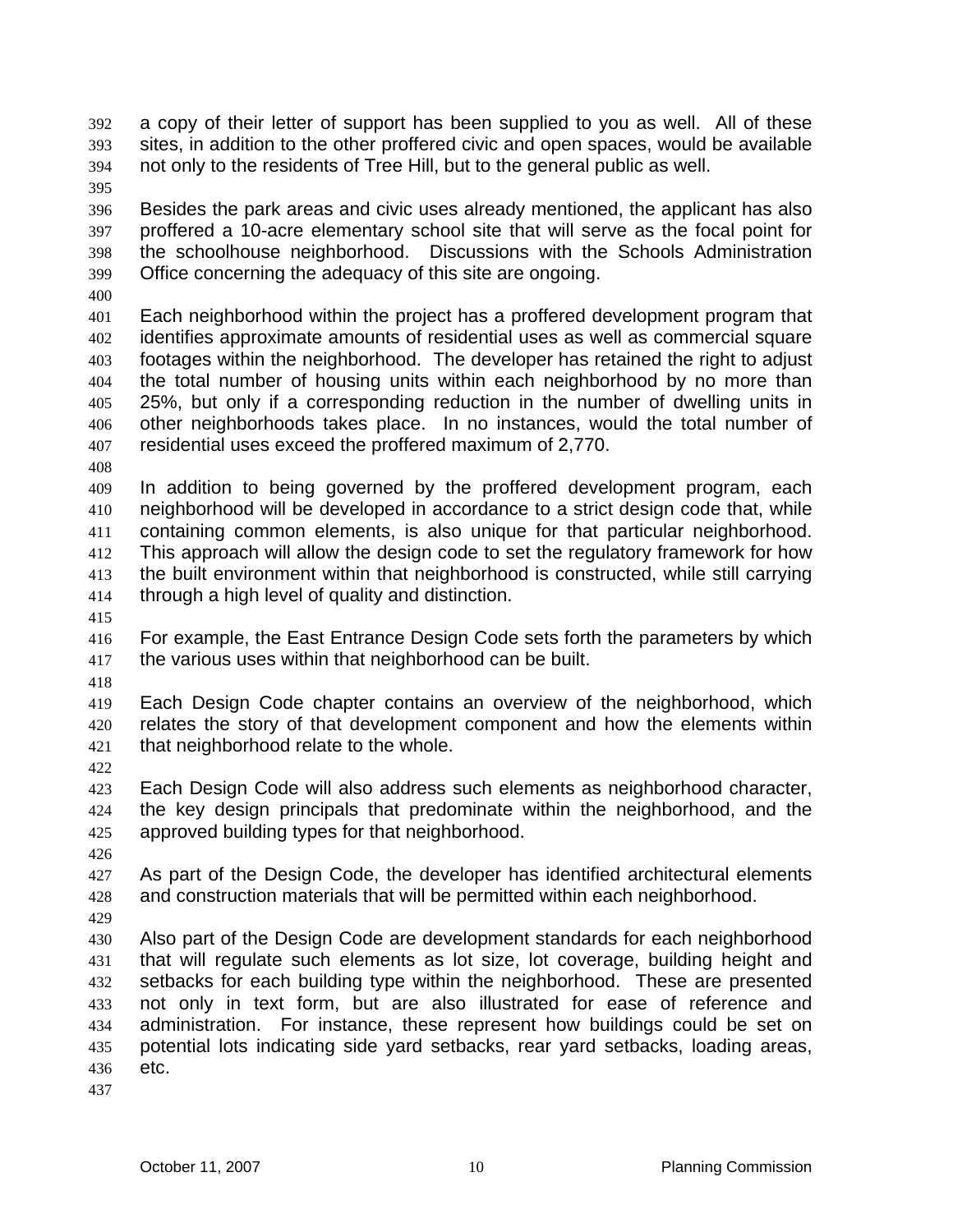a copy of their letter of support has been supplied to you as well. All of these sites, in addition to the other proffered civic and open spaces, would be available not only to the residents of Tree Hill, but to the general public as well.

Besides the park areas and civic uses already mentioned, the applicant has also proffered a 10-acre elementary school site that will serve as the focal point for the schoolhouse neighborhood. Discussions with the Schools Administration Office concerning the adequacy of this site are ongoing.

Each neighborhood within the project has a proffered development program that identifies approximate amounts of residential uses as well as commercial square footages within the neighborhood. The developer has retained the right to adjust the total number of housing units within each neighborhood by no more than 25%, but only if a corresponding reduction in the number of dwelling units in other neighborhoods takes place. In no instances, would the total number of residential uses exceed the proffered maximum of 2,770.

In addition to being governed by the proffered development program, each neighborhood will be developed in accordance to a strict design code that, while containing common elements, is also unique for that particular neighborhood. This approach will allow the design code to set the regulatory framework for how the built environment within that neighborhood is constructed, while still carrying through a high level of quality and distinction.

For example, the East Entrance Design Code sets forth the parameters by which the various uses within that neighborhood can be built.

Each Design Code chapter contains an overview of the neighborhood, which relates the story of that development component and how the elements within that neighborhood relate to the whole.

Each Design Code will also address such elements as neighborhood character, the key design principals that predominate within the neighborhood, and the approved building types for that neighborhood.

As part of the Design Code, the developer has identified architectural elements and construction materials that will be permitted within each neighborhood.

Also part of the Design Code are development standards for each neighborhood that will regulate such elements as lot size, lot coverage, building height and setbacks for each building type within the neighborhood. These are presented not only in text form, but are also illustrated for ease of reference and administration. For instance, these represent how buildings could be set on potential lots indicating side yard setbacks, rear yard setbacks, loading areas, etc.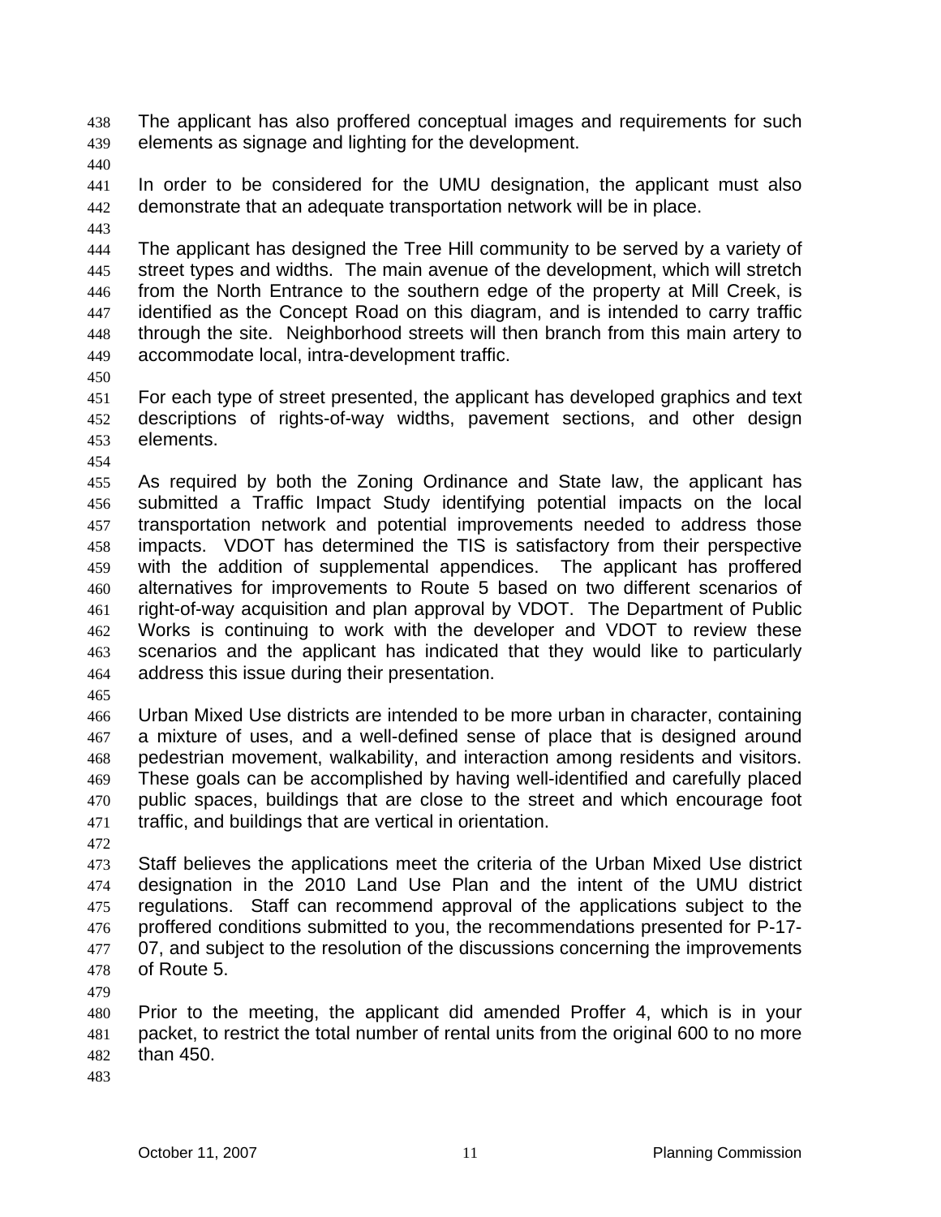The applicant has also proffered conceptual images and requirements for such elements as signage and lighting for the development.

In order to be considered for the UMU designation, the applicant must also demonstrate that an adequate transportation network will be in place.

The applicant has designed the Tree Hill community to be served by a variety of street types and widths. The main avenue of the development, which will stretch from the North Entrance to the southern edge of the property at Mill Creek, is identified as the Concept Road on this diagram, and is intended to carry traffic through the site. Neighborhood streets will then branch from this main artery to accommodate local, intra-development traffic.

For each type of street presented, the applicant has developed graphics and text descriptions of rights-of-way widths, pavement sections, and other design elements.

As required by both the Zoning Ordinance and State law, the applicant has submitted a Traffic Impact Study identifying potential impacts on the local transportation network and potential improvements needed to address those impacts. VDOT has determined the TIS is satisfactory from their perspective with the addition of supplemental appendices. The applicant has proffered alternatives for improvements to Route 5 based on two different scenarios of right-of-way acquisition and plan approval by VDOT. The Department of Public Works is continuing to work with the developer and VDOT to review these scenarios and the applicant has indicated that they would like to particularly address this issue during their presentation.

Urban Mixed Use districts are intended to be more urban in character, containing a mixture of uses, and a well-defined sense of place that is designed around pedestrian movement, walkability, and interaction among residents and visitors. These goals can be accomplished by having well-identified and carefully placed public spaces, buildings that are close to the street and which encourage foot traffic, and buildings that are vertical in orientation.

Staff believes the applications meet the criteria of the Urban Mixed Use district designation in the 2010 Land Use Plan and the intent of the UMU district regulations. Staff can recommend approval of the applications subject to the proffered conditions submitted to you, the recommendations presented for P-17-07, and subject to the resolution of the discussions concerning the improvements of Route 5.

Prior to the meeting, the applicant did amended Proffer 4, which is in your packet, to restrict the total number of rental units from the original 600 to no more than 450.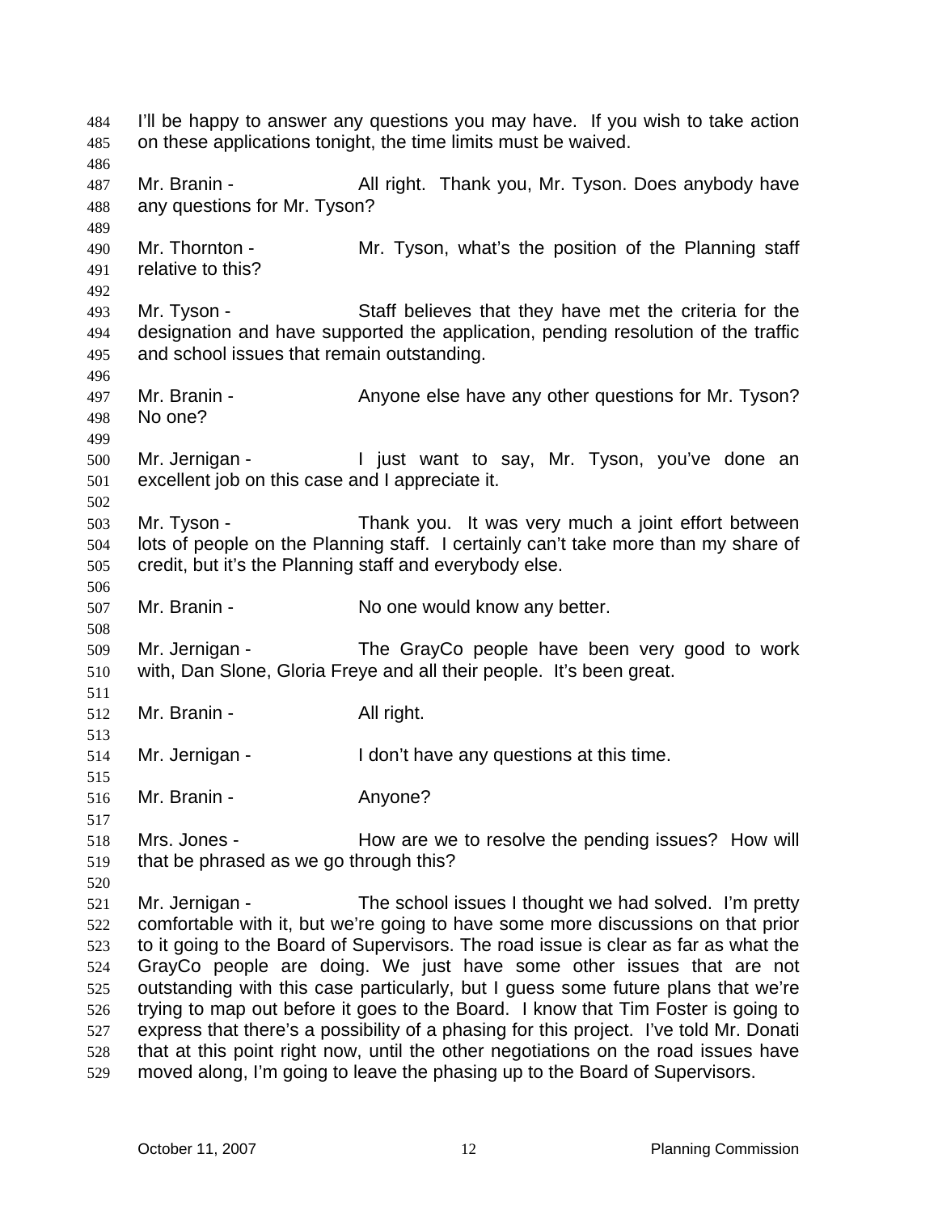I'll be happy to answer any questions you may have. If you wish to take action on these applications tonight, the time limits must be waived.

Mr. Branin - All right. Thank you, Mr. Tyson. Does anybody have any questions for Mr. Tyson?

Mr. Thornton - Mr. Tyson, what's the position of the Planning staff relative to this?

Mr. Tyson - Staff believes that they have met the criteria for the designation and have supported the application, pending resolution of the traffic and school issues that remain outstanding.

Mr. Branin - Anyone else have any other questions for Mr. Tyson? No one?

Mr. Jernigan - I just want to say, Mr. Tyson, you've done an excellent job on this case and I appreciate it.

Mr. Tyson - Thank you. It was very much a joint effort between lots of people on the Planning staff. I certainly can't take more than my share of credit, but it's the Planning staff and everybody else.

Mr. Branin - No one would know any better.

Mr. Jernigan - The GrayCo people have been very good to work with, Dan Slone, Gloria Freye and all their people. It's been great.

Mr. Branin - All right.

Mr. Jernigan - I don't have any questions at this time.

Mr. Branin - Anyone?

Mrs. Jones - How are we to resolve the pending issues? How will that be phrased as we go through this?

Mr. Jernigan - The school issues I thought we had solved. I'm pretty comfortable with it, but we're going to have some more discussions on that prior to it going to the Board of Supervisors. The road issue is clear as far as what the GrayCo people are doing. We just have some other issues that are not outstanding with this case particularly, but I guess some future plans that we're trying to map out before it goes to the Board. I know that Tim Foster is going to express that there's a possibility of a phasing for this project. I've told Mr. Donati that at this point right now, until the other negotiations on the road issues have moved along, I'm going to leave the phasing up to the Board of Supervisors.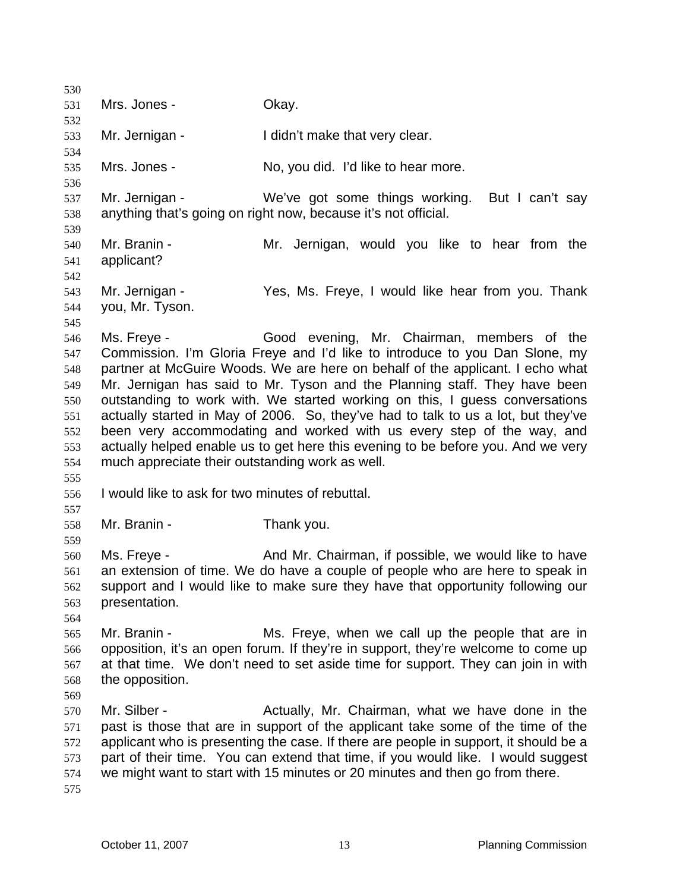Mrs. Jones - Okay.

Mr. Jernigan - I didn't make that very clear.

Mrs. Jones - No, you did. I'd like to hear more.

Mr. Jernigan - We've got some things working. But I can't say anything that's going on right now, because it's not official.

Mr. Branin - Mr. Jernigan, would you like to hear from the applicant?

Mr. Jernigan - Yes, Ms. Freye, I would like hear from you. Thank you, Mr. Tyson.

Ms. Freye - Good evening, Mr. Chairman, members of the Commission. I'm Gloria Freye and I'd like to introduce to you Dan Slone, my partner at McGuire Woods. We are here on behalf of the applicant. I echo what Mr. Jernigan has said to Mr. Tyson and the Planning staff. They have been outstanding to work with. We started working on this, I guess conversations actually started in May of 2006. So, they've had to talk to us a lot, but they've been very accommodating and worked with us every step of the way, and actually helped enable us to get here this evening to be before you. And we very much appreciate their outstanding work as well.

I would like to ask for two minutes of rebuttal.

Mr. Branin - Thank you.

Ms. Freye - And Mr. Chairman, if possible, we would like to have an extension of time. We do have a couple of people who are here to speak in support and I would like to make sure they have that opportunity following our presentation.

Mr. Branin - Ms. Freye, when we call up the people that are in opposition, it's an open forum. If they're in support, they're welcome to come up at that time. We don't need to set aside time for support. They can join in with the opposition.

Mr. Silber - Actually, Mr. Chairman, what we have done in the past is those that are in support of the applicant take some of the time of the applicant who is presenting the case. If there are people in support, it should be a part of their time. You can extend that time, if you would like. I would suggest we might want to start with 15 minutes or 20 minutes and then go from there.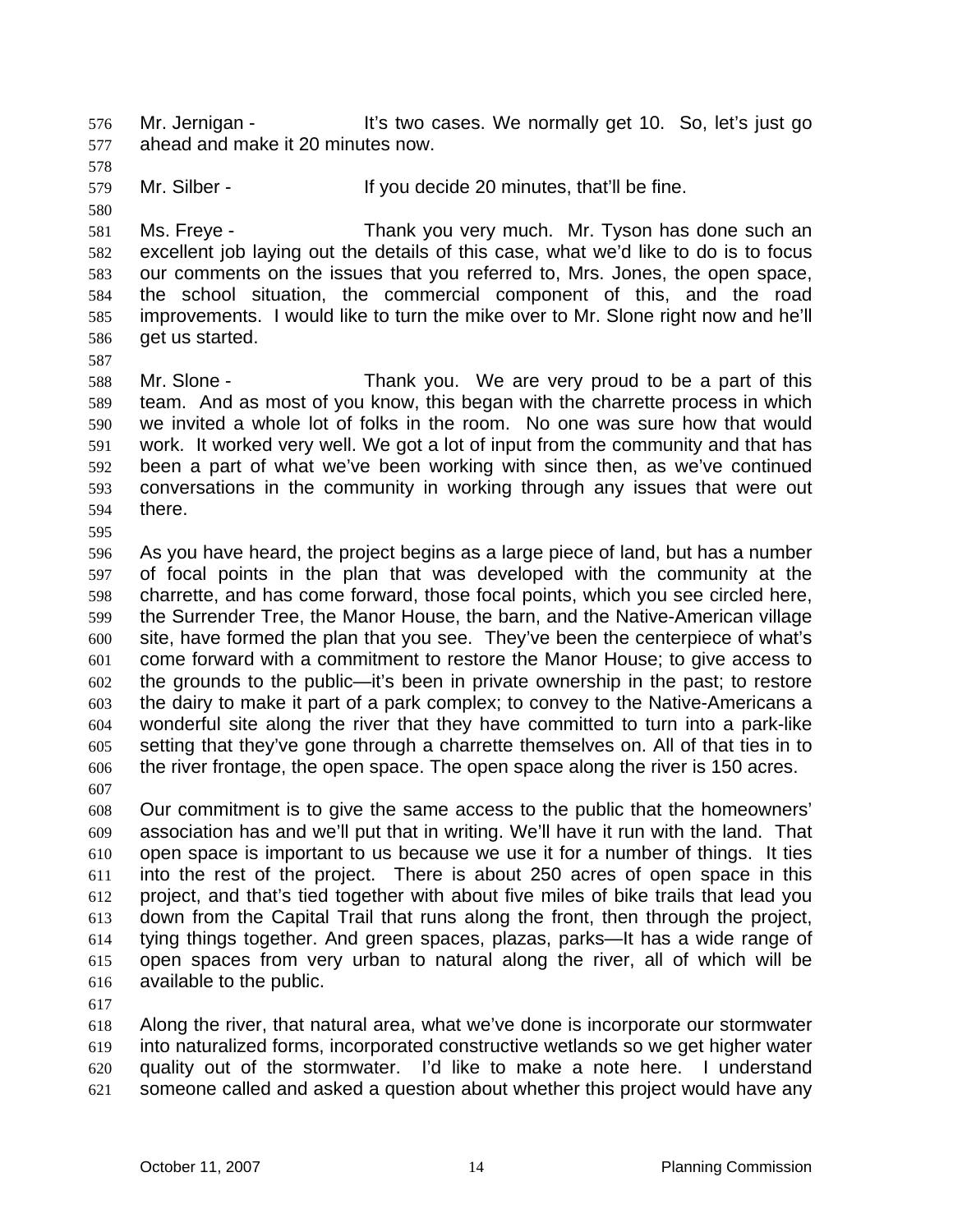Mr. Jernigan - It's two cases. We normally get 10. So, let's just go ahead and make it 20 minutes now.

Mr. Silber - If you decide 20 minutes, that'll be fine.

Ms. Freye - Thank you very much. Mr. Tyson has done such an excellent job laying out the details of this case, what we'd like to do is to focus our comments on the issues that you referred to, Mrs. Jones, the open space, the school situation, the commercial component of this, and the road improvements. I would like to turn the mike over to Mr. Slone right now and he'll get us started.

Mr. Slone - Thank you. We are very proud to be a part of this team. And as most of you know, this began with the charrette process in which we invited a whole lot of folks in the room. No one was sure how that would work. It worked very well. We got a lot of input from the community and that has been a part of what we've been working with since then, as we've continued conversations in the community in working through any issues that were out there.

As you have heard, the project begins as a large piece of land, but has a number of focal points in the plan that was developed with the community at the charrette, and has come forward, those focal points, which you see circled here, the Surrender Tree, the Manor House, the barn, and the Native-American village site, have formed the plan that you see. They've been the centerpiece of what's come forward with a commitment to restore the Manor House; to give access to the grounds to the public—it's been in private ownership in the past; to restore the dairy to make it part of a park complex; to convey to the Native-Americans a wonderful site along the river that they have committed to turn into a park-like setting that they've gone through a charrette themselves on. All of that ties in to the river frontage, the open space. The open space along the river is 150 acres.

Our commitment is to give the same access to the public that the homeowners' association has and we'll put that in writing. We'll have it run with the land. That open space is important to us because we use it for a number of things. It ties into the rest of the project. There is about 250 acres of open space in this project, and that's tied together with about five miles of bike trails that lead you down from the Capital Trail that runs along the front, then through the project, tying things together. And green spaces, plazas, parks—It has a wide range of open spaces from very urban to natural along the river, all of which will be available to the public.

Along the river, that natural area, what we've done is incorporate our stormwater into naturalized forms, incorporated constructive wetlands so we get higher water quality out of the stormwater. I'd like to make a note here. I understand someone called and asked a question about whether this project would have any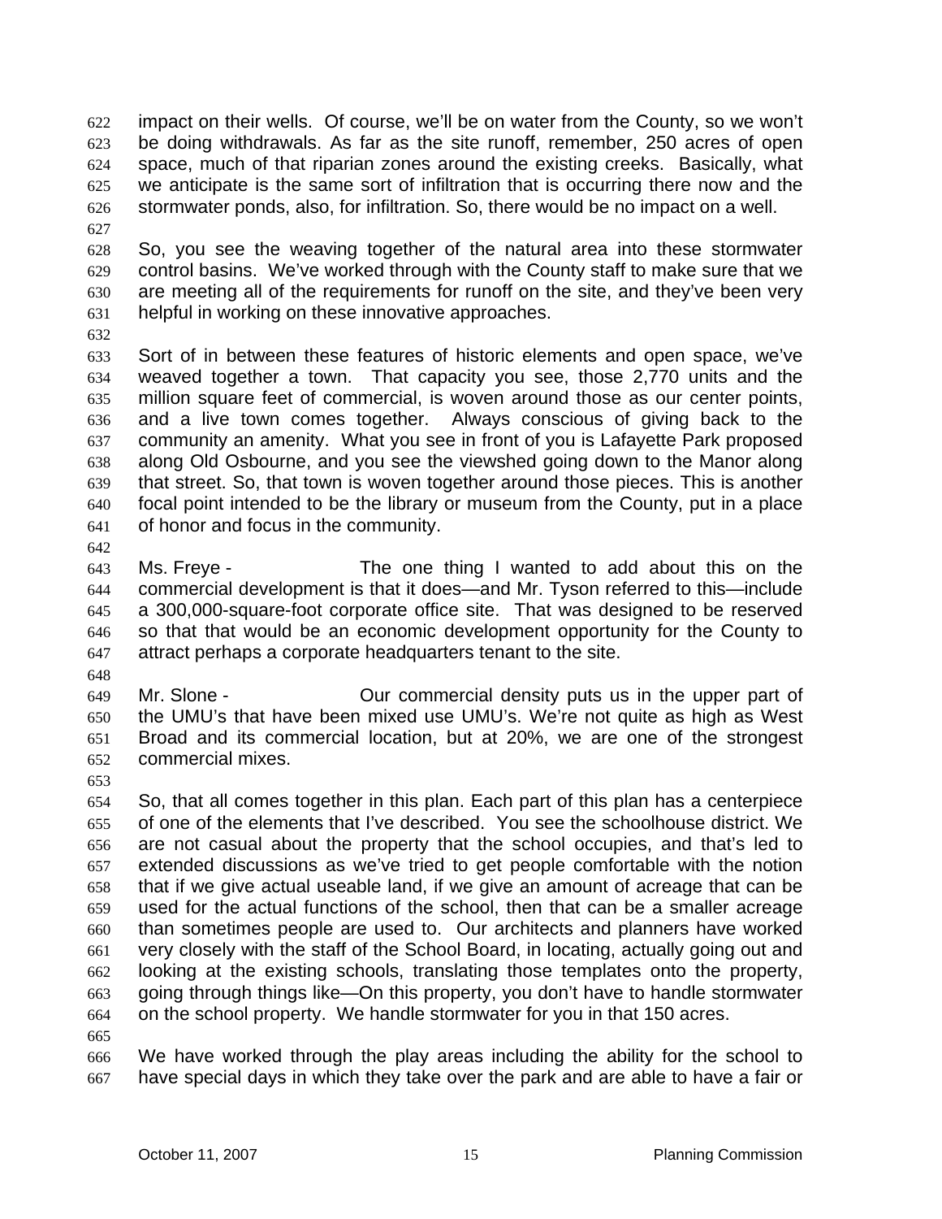impact on their wells. Of course, we'll be on water from the County, so we won't be doing withdrawals. As far as the site runoff, remember, 250 acres of open space, much of that riparian zones around the existing creeks. Basically, what we anticipate is the same sort of infiltration that is occurring there now and the stormwater ponds, also, for infiltration. So, there would be no impact on a well.

So, you see the weaving together of the natural area into these stormwater control basins. We've worked through with the County staff to make sure that we are meeting all of the requirements for runoff on the site, and they've been very helpful in working on these innovative approaches.

Sort of in between these features of historic elements and open space, we've weaved together a town. That capacity you see, those 2,770 units and the million square feet of commercial, is woven around those as our center points, and a live town comes together. Always conscious of giving back to the community an amenity. What you see in front of you is Lafayette Park proposed along Old Osbourne, and you see the viewshed going down to the Manor along that street. So, that town is woven together around those pieces. This is another focal point intended to be the library or museum from the County, put in a place of honor and focus in the community.

Ms. Freye - The one thing I wanted to add about this on the commercial development is that it does—and Mr. Tyson referred to this—include a 300,000-square-foot corporate office site. That was designed to be reserved so that that would be an economic development opportunity for the County to attract perhaps a corporate headquarters tenant to the site.

Mr. Slone - Our commercial density puts us in the upper part of the UMU's that have been mixed use UMU's. We're not quite as high as West Broad and its commercial location, but at 20%, we are one of the strongest commercial mixes.

So, that all comes together in this plan. Each part of this plan has a centerpiece of one of the elements that I've described. You see the schoolhouse district. We are not casual about the property that the school occupies, and that's led to extended discussions as we've tried to get people comfortable with the notion that if we give actual useable land, if we give an amount of acreage that can be used for the actual functions of the school, then that can be a smaller acreage than sometimes people are used to. Our architects and planners have worked very closely with the staff of the School Board, in locating, actually going out and looking at the existing schools, translating those templates onto the property, going through things like—On this property, you don't have to handle stormwater on the school property. We handle stormwater for you in that 150 acres.

We have worked through the play areas including the ability for the school to have special days in which they take over the park and are able to have a fair or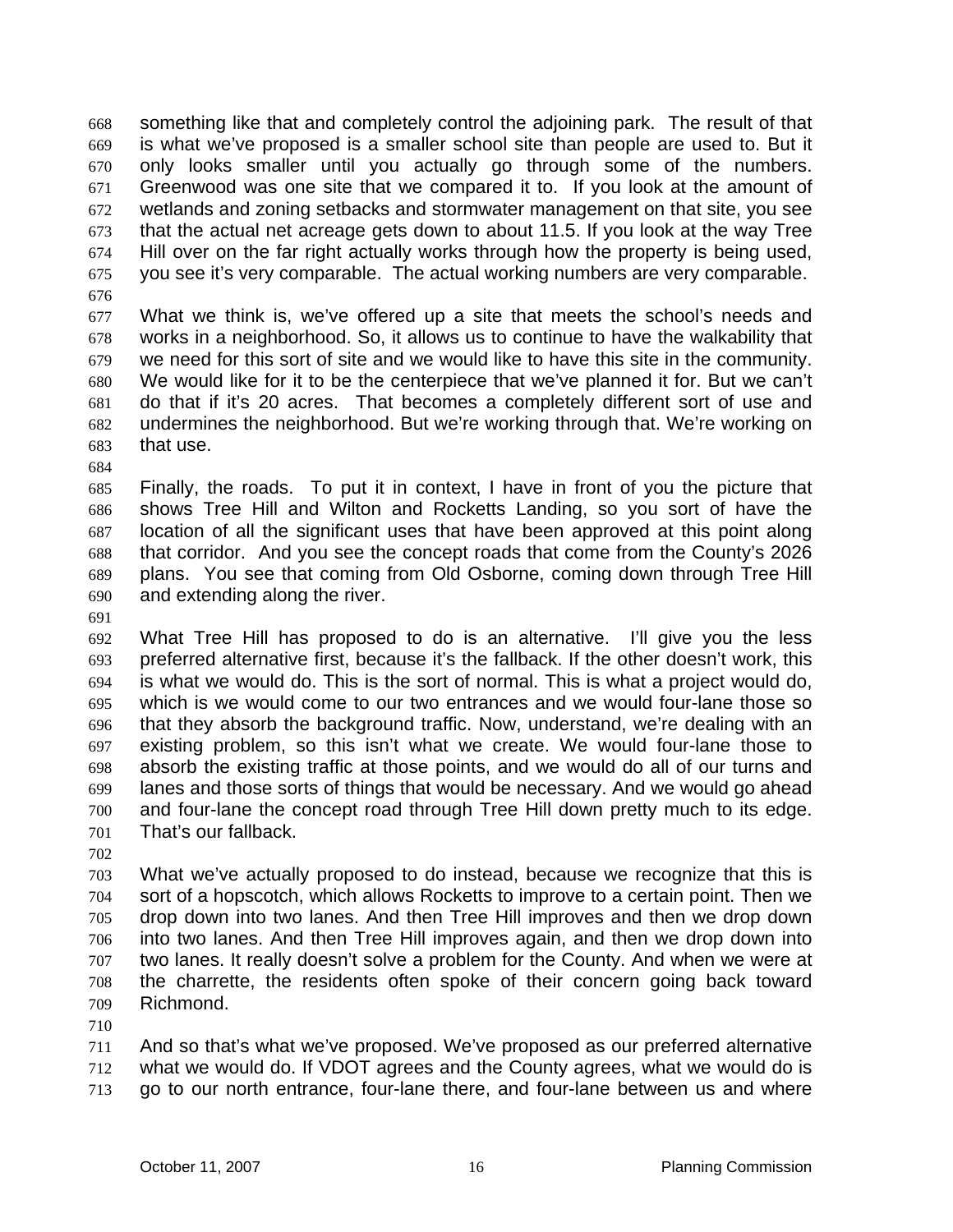something like that and completely control the adjoining park. The result of that is what we've proposed is a smaller school site than people are used to. But it only looks smaller until you actually go through some of the numbers. Greenwood was one site that we compared it to. If you look at the amount of wetlands and zoning setbacks and stormwater management on that site, you see that the actual net acreage gets down to about 11.5. If you look at the way Tree Hill over on the far right actually works through how the property is being used, you see it's very comparable. The actual working numbers are very comparable.

What we think is, we've offered up a site that meets the school's needs and works in a neighborhood. So, it allows us to continue to have the walkability that we need for this sort of site and we would like to have this site in the community. We would like for it to be the centerpiece that we've planned it for. But we can't do that if it's 20 acres. That becomes a completely different sort of use and undermines the neighborhood. But we're working through that. We're working on that use.

Finally, the roads. To put it in context, I have in front of you the picture that shows Tree Hill and Wilton and Rocketts Landing, so you sort of have the location of all the significant uses that have been approved at this point along that corridor. And you see the concept roads that come from the County's 2026 plans. You see that coming from Old Osborne, coming down through Tree Hill and extending along the river.

What Tree Hill has proposed to do is an alternative. I'll give you the less preferred alternative first, because it's the fallback. If the other doesn't work, this is what we would do. This is the sort of normal. This is what a project would do, which is we would come to our two entrances and we would four-lane those so that they absorb the background traffic. Now, understand, we're dealing with an existing problem, so this isn't what we create. We would four-lane those to absorb the existing traffic at those points, and we would do all of our turns and lanes and those sorts of things that would be necessary. And we would go ahead and four-lane the concept road through Tree Hill down pretty much to its edge. That's our fallback.

What we've actually proposed to do instead, because we recognize that this is sort of a hopscotch, which allows Rocketts to improve to a certain point. Then we drop down into two lanes. And then Tree Hill improves and then we drop down into two lanes. And then Tree Hill improves again, and then we drop down into two lanes. It really doesn't solve a problem for the County. And when we were at the charrette, the residents often spoke of their concern going back toward Richmond.

And so that's what we've proposed. We've proposed as our preferred alternative what we would do. If VDOT agrees and the County agrees, what we would do is go to our north entrance, four-lane there, and four-lane between us and where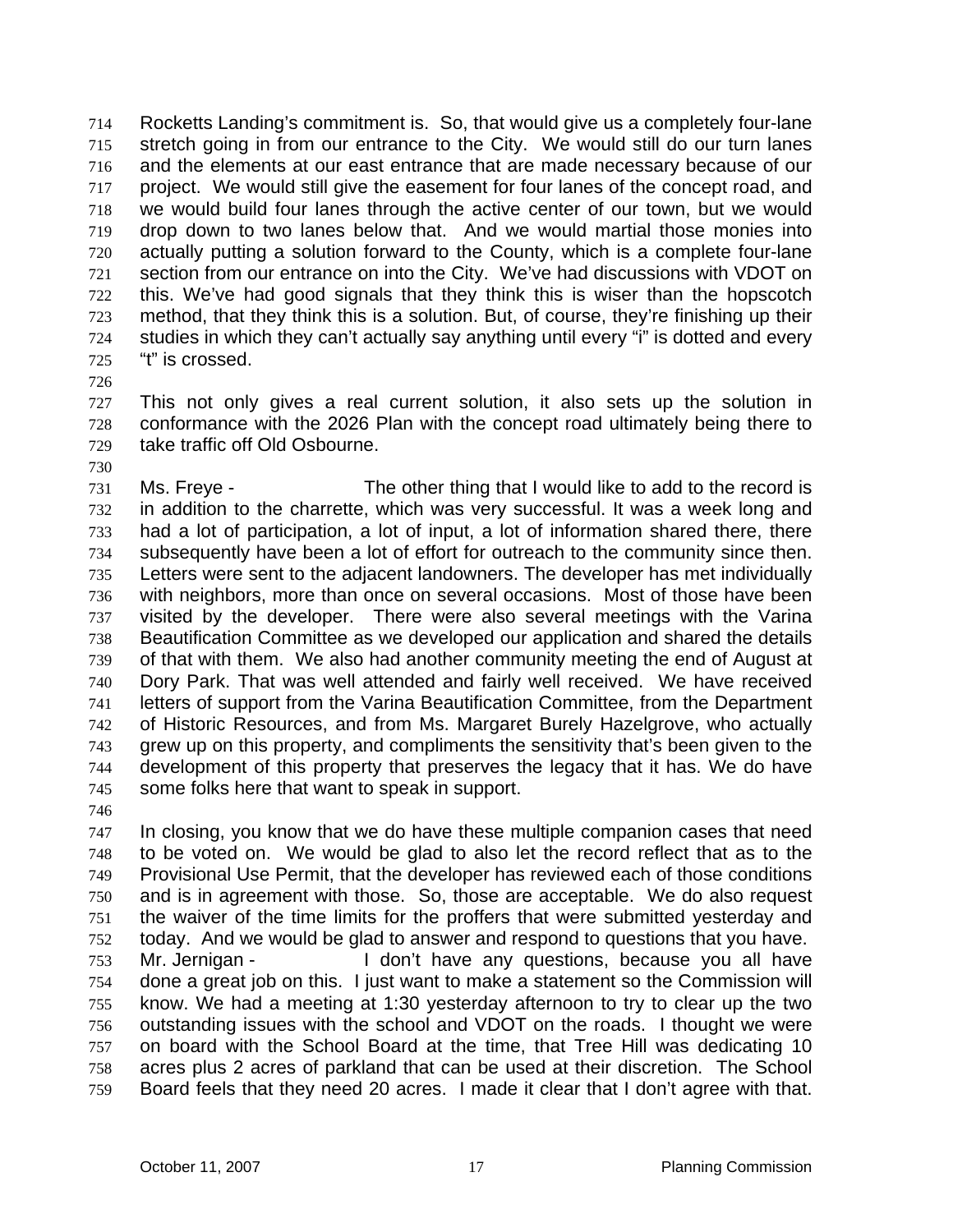Rocketts Landing's commitment is. So, that would give us a completely four-lane stretch going in from our entrance to the City. We would still do our turn lanes and the elements at our east entrance that are made necessary because of our project. We would still give the easement for four lanes of the concept road, and we would build four lanes through the active center of our town, but we would drop down to two lanes below that. And we would martial those monies into actually putting a solution forward to the County, which is a complete four-lane section from our entrance on into the City. We've had discussions with VDOT on this. We've had good signals that they think this is wiser than the hopscotch method, that they think this is a solution. But, of course, they're finishing up their studies in which they can't actually say anything until every "i" is dotted and every "t" is crossed.

This not only gives a real current solution, it also sets up the solution in conformance with the 2026 Plan with the concept road ultimately being there to take traffic off Old Osbourne.

Ms. Freye - The other thing that I would like to add to the record is in addition to the charrette, which was very successful. It was a week long and had a lot of participation, a lot of input, a lot of information shared there, there subsequently have been a lot of effort for outreach to the community since then. Letters were sent to the adjacent landowners. The developer has met individually with neighbors, more than once on several occasions. Most of those have been visited by the developer. There were also several meetings with the Varina Beautification Committee as we developed our application and shared the details of that with them. We also had another community meeting the end of August at Dory Park. That was well attended and fairly well received. We have received letters of support from the Varina Beautification Committee, from the Department of Historic Resources, and from Ms. Margaret Burely Hazelgrove, who actually grew up on this property, and compliments the sensitivity that's been given to the development of this property that preserves the legacy that it has. We do have some folks here that want to speak in support.

In closing, you know that we do have these multiple companion cases that need to be voted on. We would be glad to also let the record reflect that as to the Provisional Use Permit, that the developer has reviewed each of those conditions and is in agreement with those. So, those are acceptable. We do also request the waiver of the time limits for the proffers that were submitted yesterday and today. And we would be glad to answer and respond to questions that you have.

Mr. Jernigan - I don't have any questions, because you all have done a great job on this. I just want to make a statement so the Commission will know. We had a meeting at 1:30 yesterday afternoon to try to clear up the two outstanding issues with the school and VDOT on the roads. I thought we were on board with the School Board at the time, that Tree Hill was dedicating 10 acres plus 2 acres of parkland that can be used at their discretion. The School Board feels that they need 20 acres. I made it clear that I don't agree with that.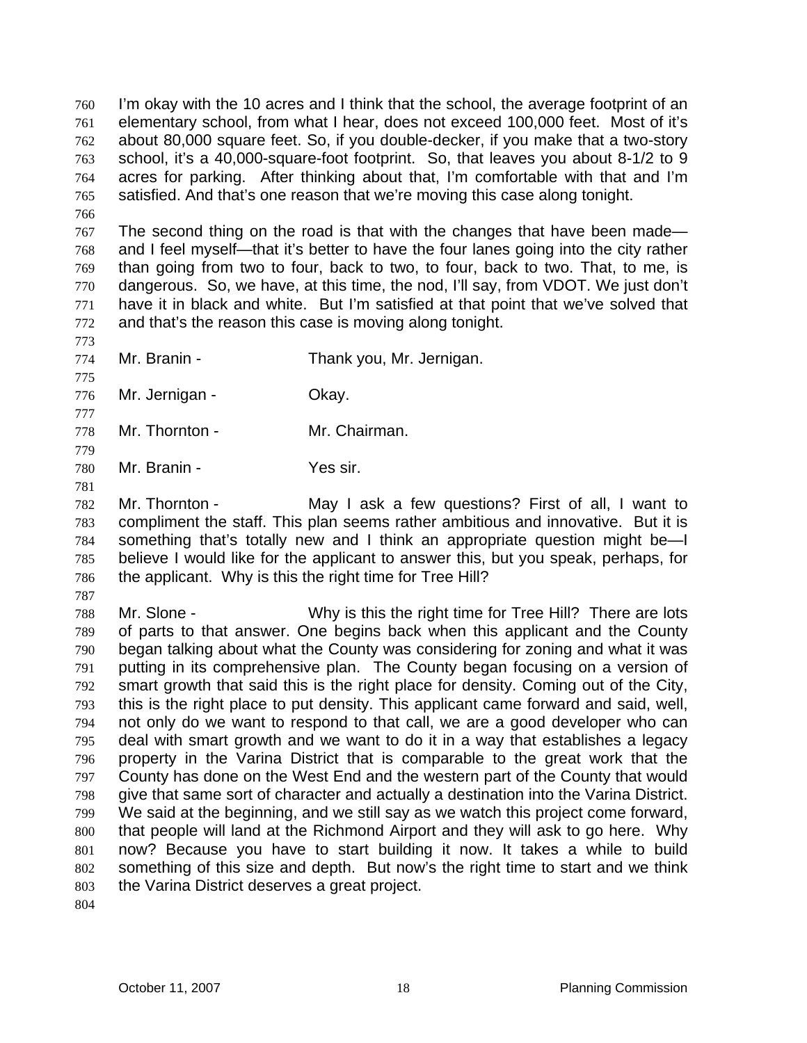I'm okay with the 10 acres and I think that the school, the average footprint of an elementary school, from what I hear, does not exceed 100,000 feet. Most of it's about 80,000 square feet. So, if you double-decker, if you make that a two-story school, it's a 40,000-square-foot footprint. So, that leaves you about 8-1/2 to 9 acres for parking. After thinking about that, I'm comfortable with that and I'm satisfied. And that's one reason that we're moving this case along tonight.

The second thing on the road is that with the changes that have been made—and I feel myself—that it's better to have the four lanes going into the city rather than going from two to four, back to two, to four, back to two. That, to me, is dangerous. So, we have, at this time, the nod, I'll say, from VDOT. We just don't have it in black and white. But I'm satisfied at that point that we've solved that and that's the reason this case is moving along tonight.

Mr. Branin - Thank you, Mr. Jernigan.

Mr. Jernigan - Okay.

Mr. Thornton - Mr. Chairman.

Mr. Branin - Yes sir.

Mr. Thornton - May I ask a few questions? First of all, I want to compliment the staff. This plan seems rather ambitious and innovative. But it is something that's totally new and I think an appropriate question might be—I believe I would like for the applicant to answer this, but you speak, perhaps, for the applicant. Why is this the right time for Tree Hill?

Mr. Slone - Why is this the right time for Tree Hill? There are lots of parts to that answer. One begins back when this applicant and the County began talking about what the County was considering for zoning and what it was putting in its comprehensive plan. The County began focusing on a version of smart growth that said this is the right place for density. Coming out of the City, this is the right place to put density. This applicant came forward and said, well, not only do we want to respond to that call, we are a good developer who can deal with smart growth and we want to do it in a way that establishes a legacy property in the Varina District that is comparable to the great work that the County has done on the West End and the western part of the County that would give that same sort of character and actually a destination into the Varina District. We said at the beginning, and we still say as we watch this project come forward, that people will land at the Richmond Airport and they will ask to go here. Why now? Because you have to start building it now. It takes a while to build something of this size and depth. But now's the right time to start and we think the Varina District deserves a great project.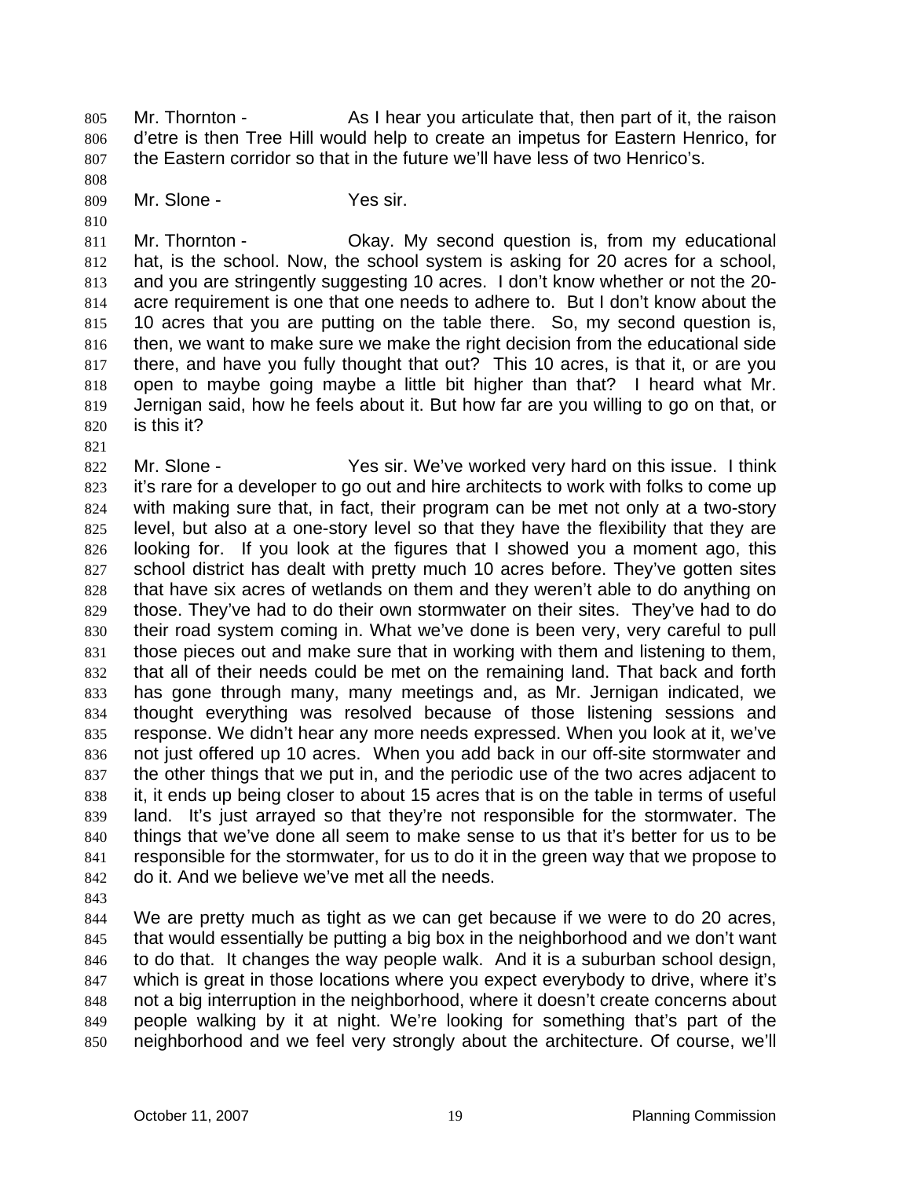Mr. Thornton - As I hear you articulate that, then part of it, the raison d'etre is then Tree Hill would help to create an impetus for Eastern Henrico, for the Eastern corridor so that in the future we'll have less of two Henrico's.

Mr. Slone - Yes sir.

Mr. Thornton - Okay. My second question is, from my educational hat, is the school. Now, the school system is asking for 20 acres for a school, and you are stringently suggesting 10 acres. I don't know whether or not the 20-acre requirement is one that one needs to adhere to. But I don't know about the 10 acres that you are putting on the table there. So, my second question is, then, we want to make sure we make the right decision from the educational side there, and have you fully thought that out? This 10 acres, is that it, or are you open to maybe going maybe a little bit higher than that? I heard what Mr. Jernigan said, how he feels about it. But how far are you willing to go on that, or is this it?

Mr. Slone - Yes sir. We've worked very hard on this issue. I think it's rare for a developer to go out and hire architects to work with folks to come up with making sure that, in fact, their program can be met not only at a two-story level, but also at a one-story level so that they have the flexibility that they are looking for. If you look at the figures that I showed you a moment ago, this school district has dealt with pretty much 10 acres before. They've gotten sites that have six acres of wetlands on them and they weren't able to do anything on those. They've had to do their own stormwater on their sites. They've had to do their road system coming in. What we've done is been very, very careful to pull those pieces out and make sure that in working with them and listening to them, that all of their needs could be met on the remaining land. That back and forth has gone through many, many meetings and, as Mr. Jernigan indicated, we thought everything was resolved because of those listening sessions and response. We didn't hear any more needs expressed. When you look at it, we've not just offered up 10 acres. When you add back in our off-site stormwater and the other things that we put in, and the periodic use of the two acres adjacent to it, it ends up being closer to about 15 acres that is on the table in terms of useful land. It's just arrayed so that they're not responsible for the stormwater. The things that we've done all seem to make sense to us that it's better for us to be responsible for the stormwater, for us to do it in the green way that we propose to do it. And we believe we've met all the needs.

We are pretty much as tight as we can get because if we were to do 20 acres, that would essentially be putting a big box in the neighborhood and we don't want to do that. It changes the way people walk. And it is a suburban school design, which is great in those locations where you expect everybody to drive, where it's not a big interruption in the neighborhood, where it doesn't create concerns about people walking by it at night. We're looking for something that's part of the neighborhood and we feel very strongly about the architecture. Of course, we'll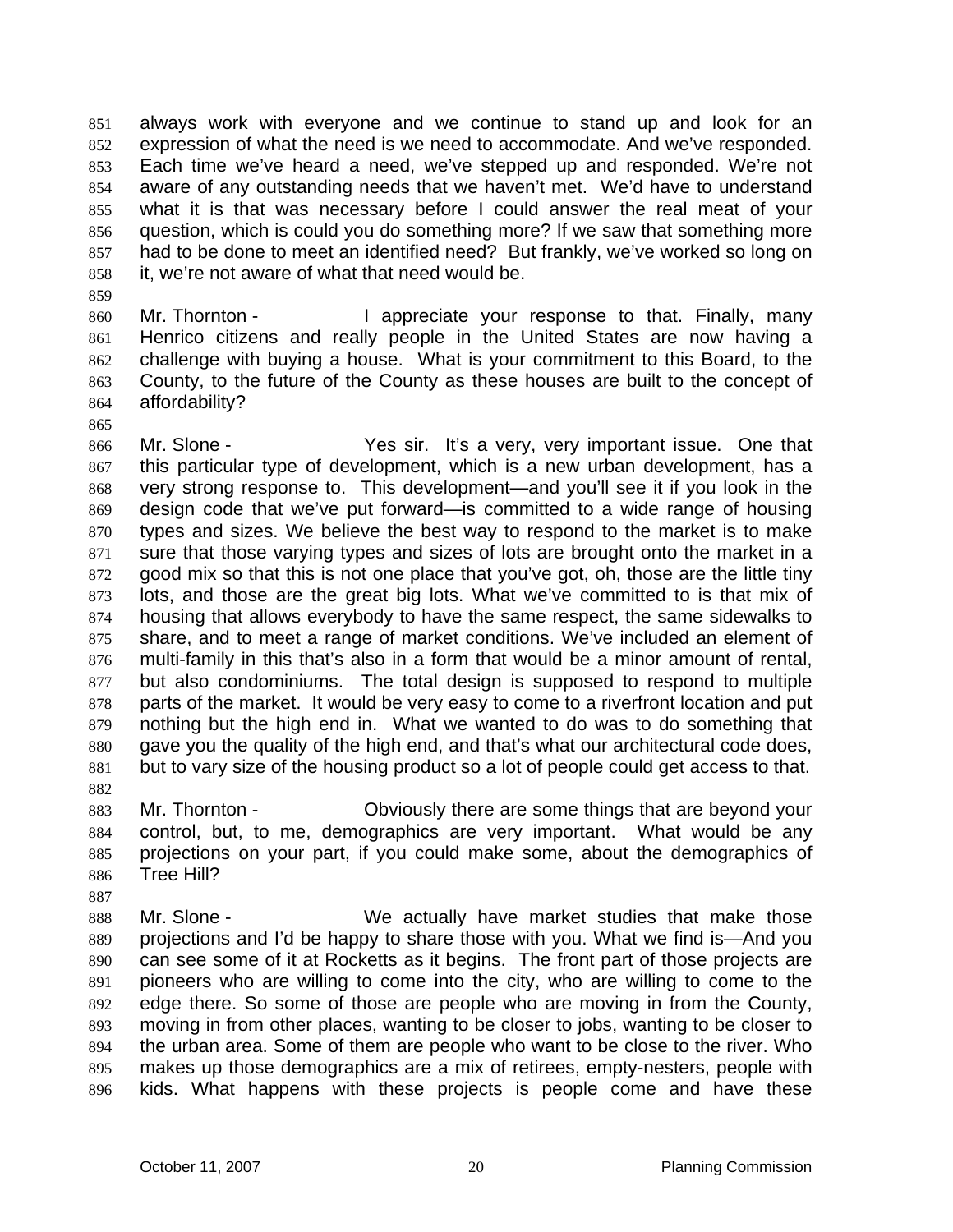always work with everyone and we continue to stand up and look for an expression of what the need is we need to accommodate. And we've responded. Each time we've heard a need, we've stepped up and responded. We're not aware of any outstanding needs that we haven't met. We'd have to understand what it is that was necessary before I could answer the real meat of your question, which is could you do something more? If we saw that something more had to be done to meet an identified need? But frankly, we've worked so long on it, we're not aware of what that need would be.

Mr. Thornton - I appreciate your response to that. Finally, many Henrico citizens and really people in the United States are now having a challenge with buying a house. What is your commitment to this Board, to the County, to the future of the County as these houses are built to the concept of affordability?

Mr. Slone - Yes sir. It's a very, very important issue. One that this particular type of development, which is a new urban development, has a very strong response to. This development—and you'll see it if you look in the design code that we've put forward—is committed to a wide range of housing types and sizes. We believe the best way to respond to the market is to make sure that those varying types and sizes of lots are brought onto the market in a good mix so that this is not one place that you've got, oh, those are the little tiny lots, and those are the great big lots. What we've committed to is that mix of housing that allows everybody to have the same respect, the same sidewalks to share, and to meet a range of market conditions. We've included an element of multi-family in this that's also in a form that would be a minor amount of rental, but also condominiums. The total design is supposed to respond to multiple parts of the market. It would be very easy to come to a riverfront location and put nothing but the high end in. What we wanted to do was to do something that gave you the quality of the high end, and that's what our architectural code does, but to vary size of the housing product so a lot of people could get access to that.

Mr. Thornton - Obviously there are some things that are beyond your control, but, to me, demographics are very important. What would be any projections on your part, if you could make some, about the demographics of Tree Hill?

Mr. Slone - We actually have market studies that make those projections and I'd be happy to share those with you. What we find is—And you can see some of it at Rocketts as it begins. The front part of those projects are pioneers who are willing to come into the city, who are willing to come to the edge there. So some of those are people who are moving in from the County, moving in from other places, wanting to be closer to jobs, wanting to be closer to the urban area. Some of them are people who want to be close to the river. Who makes up those demographics are a mix of retirees, empty-nesters, people with kids. What happens with these projects is people come and have these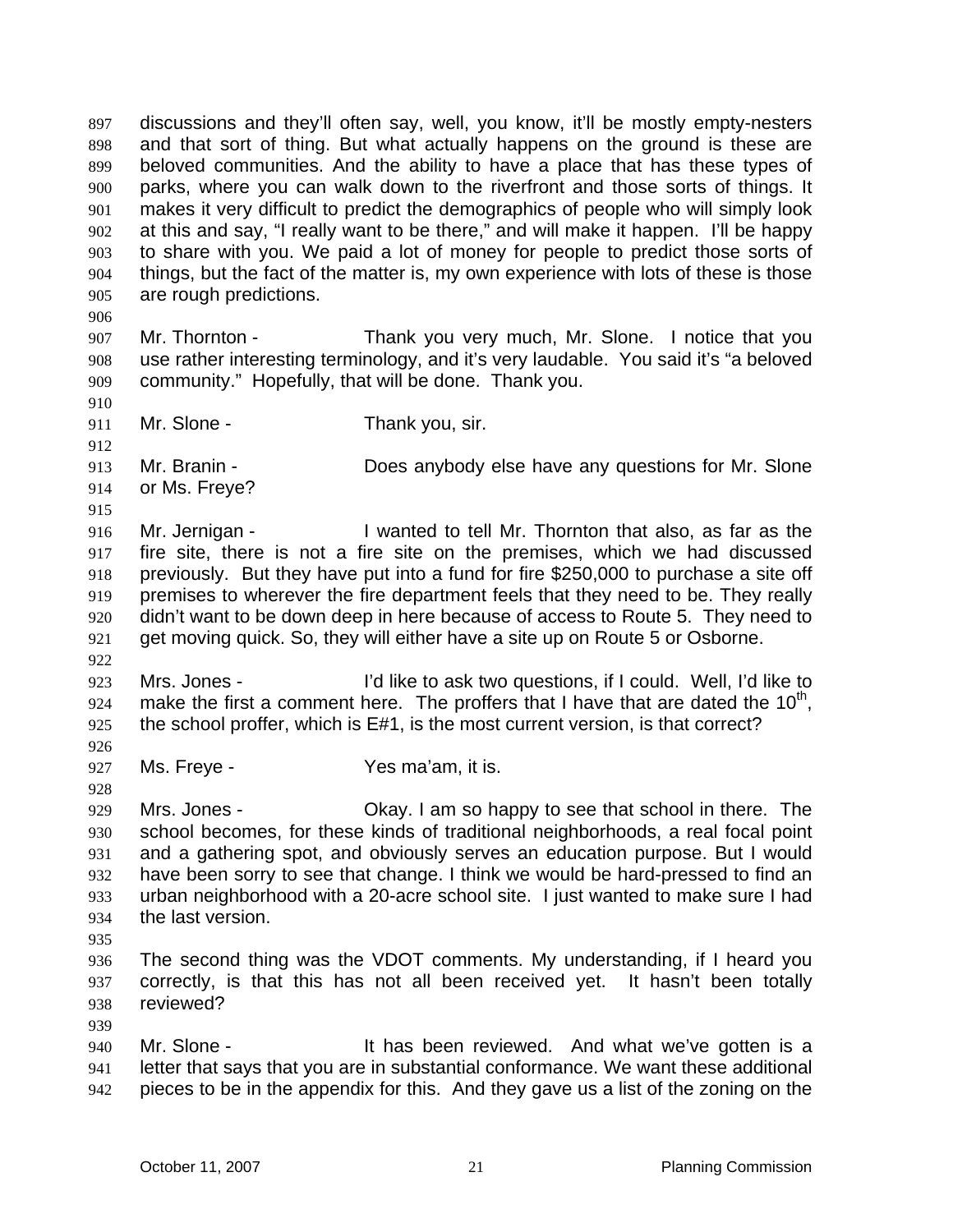discussions and they'll often say, well, you know, it'll be mostly empty-nesters and that sort of thing. But what actually happens on the ground is these are beloved communities. And the ability to have a place that has these types of parks, where you can walk down to the riverfront and those sorts of things. It makes it very difficult to predict the demographics of people who will simply look at this and say, "I really want to be there," and will make it happen. I'll be happy to share with you. We paid a lot of money for people to predict those sorts of things, but the fact of the matter is, my own experience with lots of these is those are rough predictions.

Mr. Thornton - Thank you very much, Mr. Slone. I notice that you use rather interesting terminology, and it's very laudable. You said it's "a beloved community." Hopefully, that will be done. Thank you.

Mr. Slone - Thank you, sir.

Mr. Branin - Does anybody else have any questions for Mr. Slone or Ms. Freye?

Mr. Jernigan - I wanted to tell Mr. Thornton that also, as far as the fire site, there is not a fire site on the premises, which we had discussed previously. But they have put into a fund for fire $250,000 to purchase a site off premises to wherever the fire department feels that they need to be. They really didn't want to be down deep in here because of access to Route 5. They need to get moving quick. So, they will either have a site up on Route 5 or Osborne.

Mrs. Jones - I'd like to ask two questions, if I could. Well, I'd like to make the first a comment here. The proffers that I have that are dated the 10th, the school proffer, which is E#1, is the most current version, is that correct?

Ms. Freye - Yes ma'am, it is.

Mrs. Jones - Okay. I am so happy to see that school in there. The school becomes, for these kinds of traditional neighborhoods, a real focal point and a gathering spot, and obviously serves an education purpose. But I would have been sorry to see that change. I think we would be hard-pressed to find an urban neighborhood with a 20-acre school site. I just wanted to make sure I had the last version.

The second thing was the VDOT comments. My understanding, if I heard you correctly, is that this has not all been received yet. It hasn't been totally reviewed?

Mr. Slone - It has been reviewed. And what we've gotten is a letter that says that you are in substantial conformance. We want these additional pieces to be in the appendix for this. And they gave us a list of the zoning on the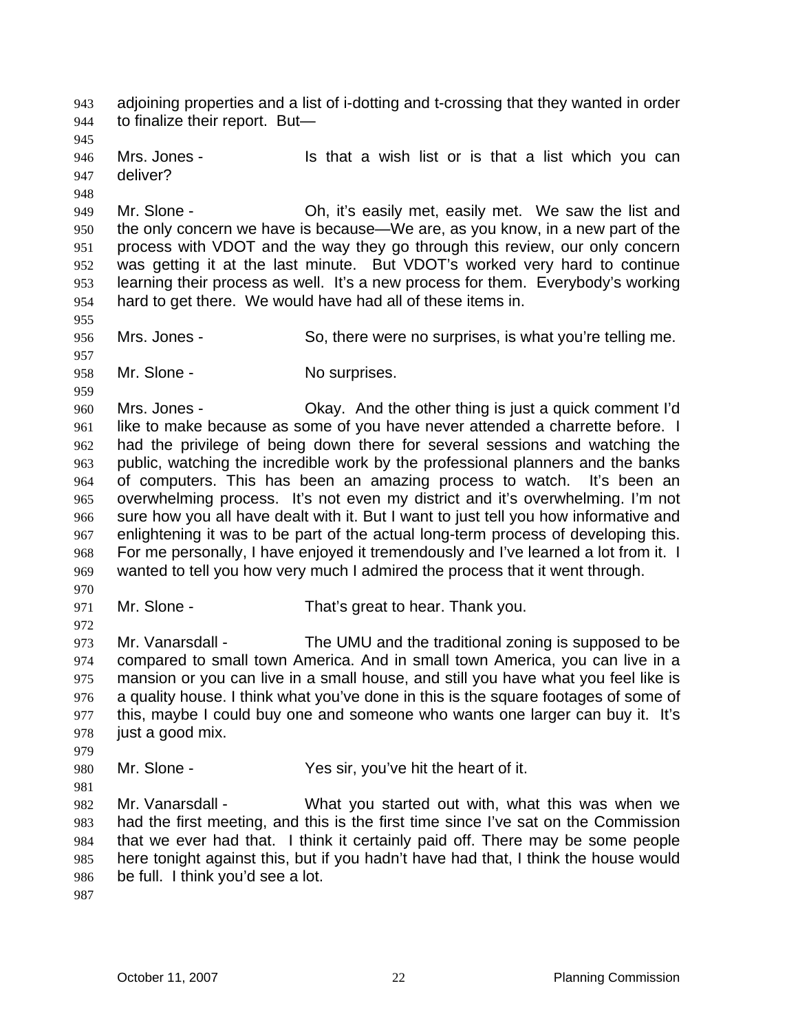adjoining properties and a list of i-dotting and t-crossing that they wanted in order to finalize their report. But—

Mrs. Jones - Is that a wish list or is that a list which you can deliver?

Mr. Slone - Oh, it's easily met, easily met. We saw the list and the only concern we have is because—We are, as you know, in a new part of the process with VDOT and the way they go through this review, our only concern was getting it at the last minute. But VDOT's worked very hard to continue learning their process as well. It's a new process for them. Everybody's working hard to get there. We would have had all of these items in.

Mrs. Jones - So, there were no surprises, is what you're telling me.

Mr. Slone - No surprises.

Mrs. Jones - Okay. And the other thing is just a quick comment I'd like to make because as some of you have never attended a charrette before. I had the privilege of being down there for several sessions and watching the public, watching the incredible work by the professional planners and the banks of computers. This has been an amazing process to watch. It's been an overwhelming process. It's not even my district and it's overwhelming. I'm not sure how you all have dealt with it. But I want to just tell you how informative and enlightening it was to be part of the actual long-term process of developing this. For me personally, I have enjoyed it tremendously and I've learned a lot from it. I wanted to tell you how very much I admired the process that it went through.

Mr. Slone - That's great to hear. Thank you.

Mr. Vanarsdall - The UMU and the traditional zoning is supposed to be compared to small town America. And in small town America, you can live in a mansion or you can live in a small house, and still you have what you feel like is a quality house. I think what you've done in this is the square footages of some of this, maybe I could buy one and someone who wants one larger can buy it. It's just a good mix.

Mr. Slone - Yes sir, you've hit the heart of it.

Mr. Vanarsdall - What you started out with, what this was when we had the first meeting, and this is the first time since I've sat on the Commission that we ever had that. I think it certainly paid off. There may be some people here tonight against this, but if you hadn't have had that, I think the house would be full. I think you'd see a lot.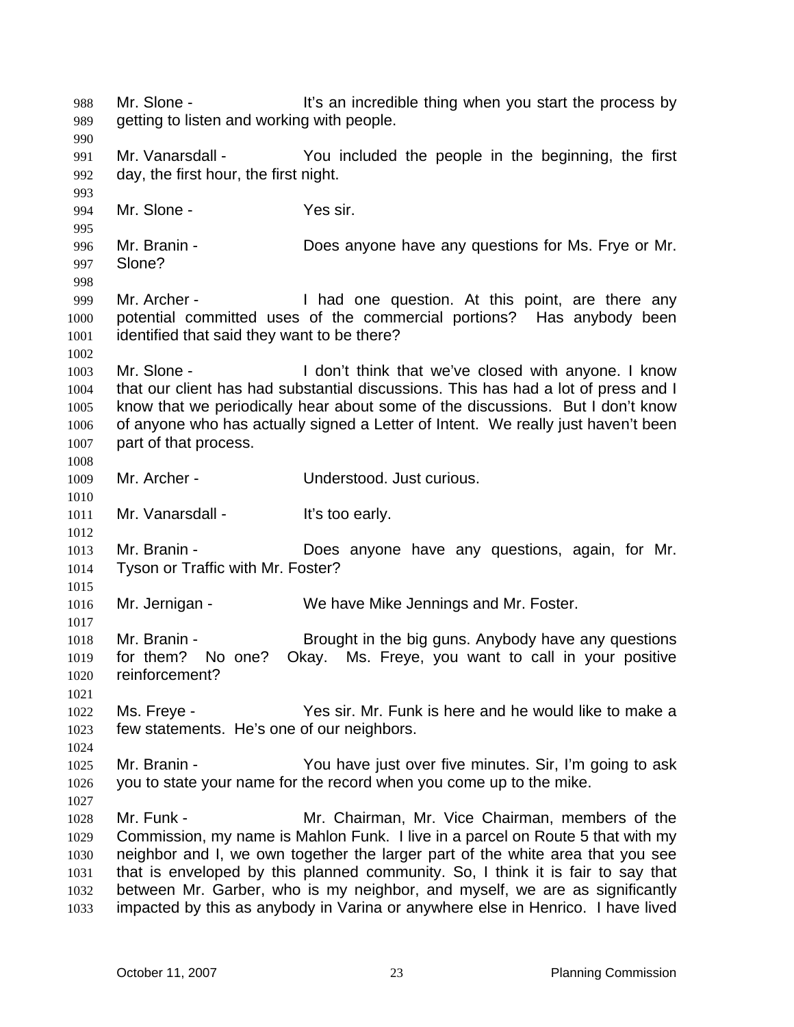Mr. Slone - It's an incredible thing when you start the process by getting to listen and working with people.

Mr. Vanarsdall - You included the people in the beginning, the first day, the first hour, the first night.

Mr. Slone - Yes sir.

Mr. Branin - Does anyone have any questions for Ms. Frye or Mr. Slone?

Mr. Archer - I had one question. At this point, are there any potential committed uses of the commercial portions? Has anybody been identified that said they want to be there?

Mr. Slone - I don't think that we've closed with anyone. I know that our client has had substantial discussions. This has had a lot of press and I know that we periodically hear about some of the discussions. But I don't know of anyone who has actually signed a Letter of Intent. We really just haven't been part of that process.

Mr. Archer - Understood. Just curious.

Mr. Vanarsdall - It's too early.

Mr. Branin - Does anyone have any questions, again, for Mr. Tyson or Traffic with Mr. Foster?

Mr. Jernigan - We have Mike Jennings and Mr. Foster.

Mr. Branin - Brought in the big guns. Anybody have any questions for them? No one? Okay. Ms. Freye, you want to call in your positive reinforcement?

Ms. Freye - Yes sir. Mr. Funk is here and he would like to make a few statements. He's one of our neighbors.

Mr. Branin - You have just over five minutes. Sir, I'm going to ask you to state your name for the record when you come up to the mike.

Mr. Funk - Mr. Chairman, Mr. Vice Chairman, members of the Commission, my name is Mahlon Funk. I live in a parcel on Route 5 that with my neighbor and I, we own together the larger part of the white area that you see that is enveloped by this planned community. So, I think it is fair to say that between Mr. Garber, who is my neighbor, and myself, we are as significantly impacted by this as anybody in Varina or anywhere else in Henrico. I have lived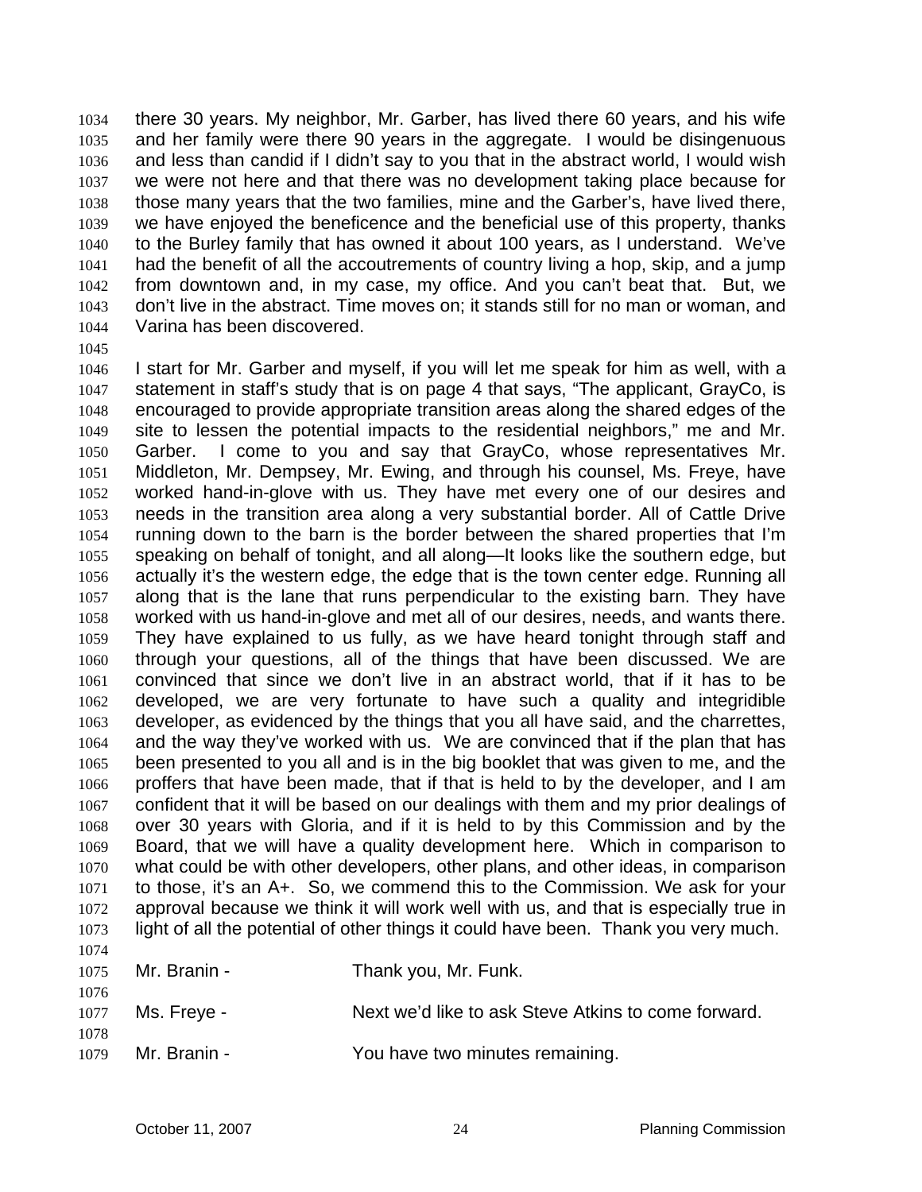there 30 years. My neighbor, Mr. Garber, has lived there 60 years, and his wife and her family were there 90 years in the aggregate. I would be disingenuous and less than candid if I didn't say to you that in the abstract world, I would wish we were not here and that there was no development taking place because for those many years that the two families, mine and the Garber's, have lived there, we have enjoyed the beneficence and the beneficial use of this property, thanks to the Burley family that has owned it about 100 years, as I understand. We've had the benefit of all the accoutrements of country living a hop, skip, and a jump from downtown and, in my case, my office. And you can't beat that. But, we don't live in the abstract. Time moves on; it stands still for no man or woman, and Varina has been discovered.

I start for Mr. Garber and myself, if you will let me speak for him as well, with a statement in staff's study that is on page 4 that says, "The applicant, GrayCo, is encouraged to provide appropriate transition areas along the shared edges of the site to lessen the potential impacts to the residential neighbors," me and Mr. Garber. I come to you and say that GrayCo, whose representatives Mr. Middleton, Mr. Dempsey, Mr. Ewing, and through his counsel, Ms. Freye, have worked hand-in-glove with us. They have met every one of our desires and needs in the transition area along a very substantial border. All of Cattle Drive running down to the barn is the border between the shared properties that I'm speaking on behalf of tonight, and all along—It looks like the southern edge, but actually it's the western edge, the edge that is the town center edge. Running all along that is the lane that runs perpendicular to the existing barn. They have worked with us hand-in-glove and met all of our desires, needs, and wants there. They have explained to us fully, as we have heard tonight through staff and through your questions, all of the things that have been discussed. We are convinced that since we don't live in an abstract world, that if it has to be developed, we are very fortunate to have such a quality and integridible developer, as evidenced by the things that you all have said, and the charrettes, and the way they've worked with us. We are convinced that if the plan that has been presented to you all and is in the big booklet that was given to me, and the proffers that have been made, that if that is held to by the developer, and I am confident that it will be based on our dealings with them and my prior dealings of over 30 years with Gloria, and if it is held to by this Commission and by the Board, that we will have a quality development here. Which in comparison to what could be with other developers, other plans, and other ideas, in comparison to those, it's an A+. So, we commend this to the Commission. We ask for your approval because we think it will work well with us, and that is especially true in light of all the potential of other things it could have been. Thank you very much.

Mr. Branin - Thank you, Mr. Funk.

Ms. Freye - Next we'd like to ask Steve Atkins to come forward.

Mr. Branin - You have two minutes remaining.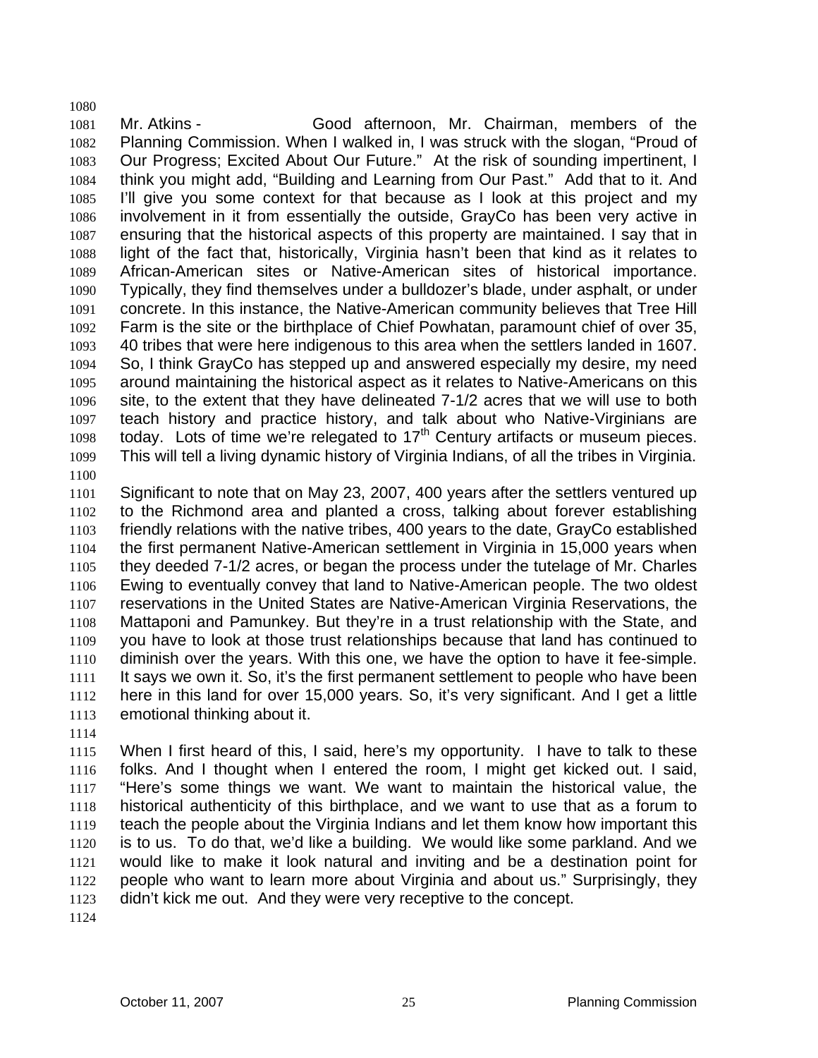Mr. Atkins - Good afternoon, Mr. Chairman, members of the Planning Commission. When I walked in, I was struck with the slogan, "Proud of Our Progress; Excited About Our Future." At the risk of sounding impertinent, I think you might add, "Building and Learning from Our Past." Add that to it. And I'll give you some context for that because as I look at this project and my involvement in it from essentially the outside, GrayCo has been very active in ensuring that the historical aspects of this property are maintained. I say that in light of the fact that, historically, Virginia hasn't been that kind as it relates to African-American sites or Native-American sites of historical importance. Typically, they find themselves under a bulldozer's blade, under asphalt, or under concrete. In this instance, the Native-American community believes that Tree Hill Farm is the site or the birthplace of Chief Powhatan, paramount chief of over 35, 40 tribes that were here indigenous to this area when the settlers landed in 1607. So, I think GrayCo has stepped up and answered especially my desire, my need around maintaining the historical aspect as it relates to Native-Americans on this site, to the extent that they have delineated 7-1/2 acres that we will use to both teach history and practice history, and talk about who Native-Virginians are today. Lots of time we're relegated to 17th Century artifacts or museum pieces. This will tell a living dynamic history of Virginia Indians, of all the tribes in Virginia.

Significant to note that on May 23, 2007, 400 years after the settlers ventured up to the Richmond area and planted a cross, talking about forever establishing friendly relations with the native tribes, 400 years to the date, GrayCo established the first permanent Native-American settlement in Virginia in 15,000 years when they deeded 7-1/2 acres, or began the process under the tutelage of Mr. Charles Ewing to eventually convey that land to Native-American people. The two oldest reservations in the United States are Native-American Virginia Reservations, the Mattaponi and Pamunkey. But they're in a trust relationship with the State, and you have to look at those trust relationships because that land has continued to diminish over the years. With this one, we have the option to have it fee-simple. It says we own it. So, it's the first permanent settlement to people who have been here in this land for over 15,000 years. So, it's very significant. And I get a little emotional thinking about it.

When I first heard of this, I said, here's my opportunity. I have to talk to these folks. And I thought when I entered the room, I might get kicked out. I said, "Here's some things we want. We want to maintain the historical value, the historical authenticity of this birthplace, and we want to use that as a forum to teach the people about the Virginia Indians and let them know how important this is to us. To do that, we'd like a building. We would like some parkland. And we would like to make it look natural and inviting and be a destination point for people who want to learn more about Virginia and about us." Surprisingly, they didn't kick me out. And they were very receptive to the concept.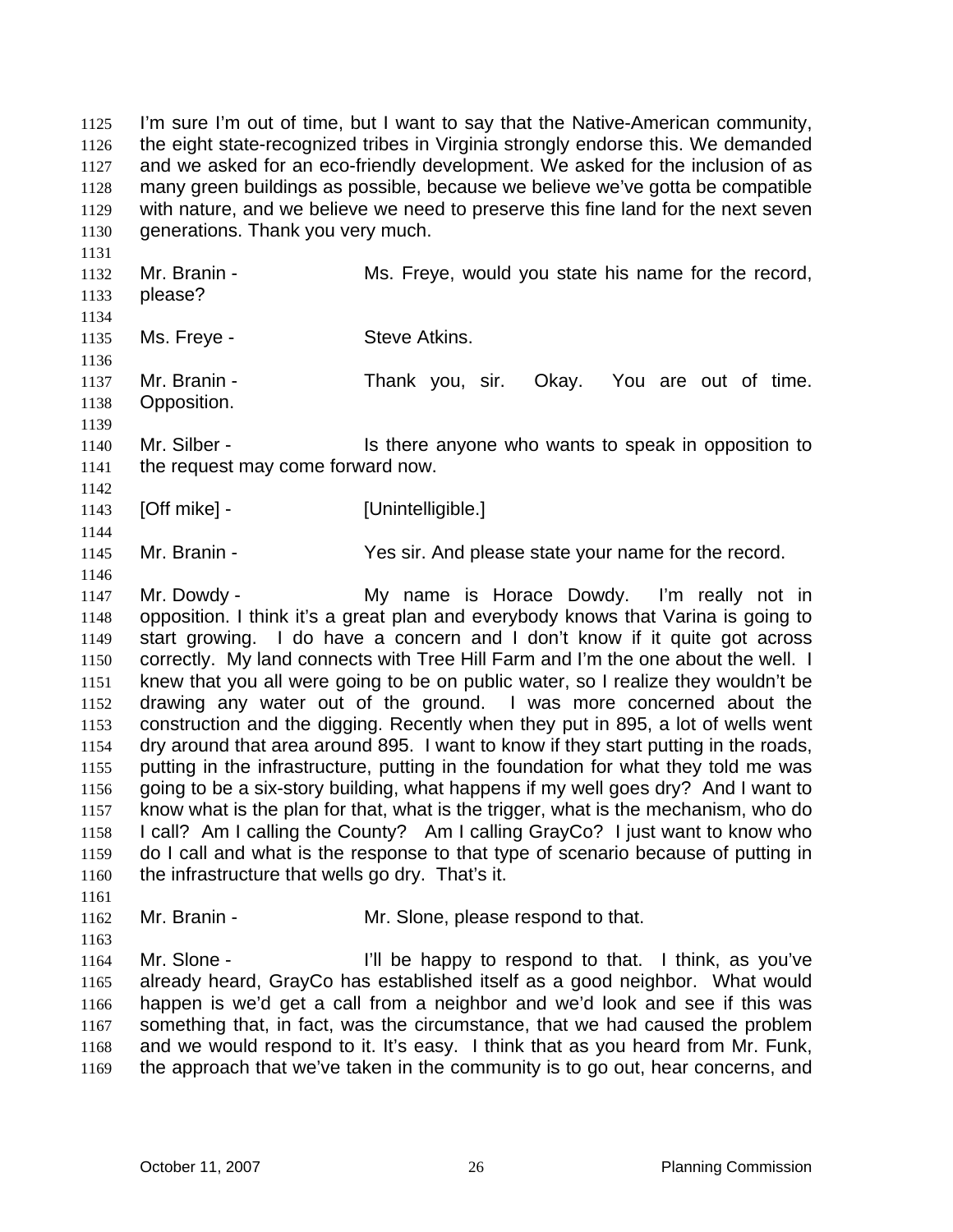I'm sure I'm out of time, but I want to say that the Native-American community, the eight state-recognized tribes in Virginia strongly endorse this. We demanded and we asked for an eco-friendly development. We asked for the inclusion of as many green buildings as possible, because we believe we've gotta be compatible with nature, and we believe we need to preserve this fine land for the next seven generations. Thank you very much.

Mr. Branin - Ms. Freye, would you state his name for the record, please?

Ms. Freye - Steve Atkins.

Mr. Branin - Thank you, sir. Okay. You are out of time. Opposition.

Mr. Silber - Is there anyone who wants to speak in opposition to the request may come forward now.

[Off mike] - [Unintelligible.]

Mr. Branin - Yes sir. And please state your name for the record.

Mr. Dowdy - My name is Horace Dowdy. I'm really not in opposition. I think it's a great plan and everybody knows that Varina is going to start growing. I do have a concern and I don't know if it quite got across correctly. My land connects with Tree Hill Farm and I'm the one about the well. I knew that you all were going to be on public water, so I realize they wouldn't be drawing any water out of the ground. I was more concerned about the construction and the digging. Recently when they put in 895, a lot of wells went dry around that area around 895. I want to know if they start putting in the roads, putting in the infrastructure, putting in the foundation for what they told me was going to be a six-story building, what happens if my well goes dry? And I want to know what is the plan for that, what is the trigger, what is the mechanism, who do I call? Am I calling the County? Am I calling GrayCo? I just want to know who do I call and what is the response to that type of scenario because of putting in the infrastructure that wells go dry. That's it.

Mr. Branin - Mr. Slone, please respond to that.

Mr. Slone - I'll be happy to respond to that. I think, as you've already heard, GrayCo has established itself as a good neighbor. What would happen is we'd get a call from a neighbor and we'd look and see if this was something that, in fact, was the circumstance, that we had caused the problem and we would respond to it. It's easy. I think that as you heard from Mr. Funk, the approach that we've taken in the community is to go out, hear concerns, and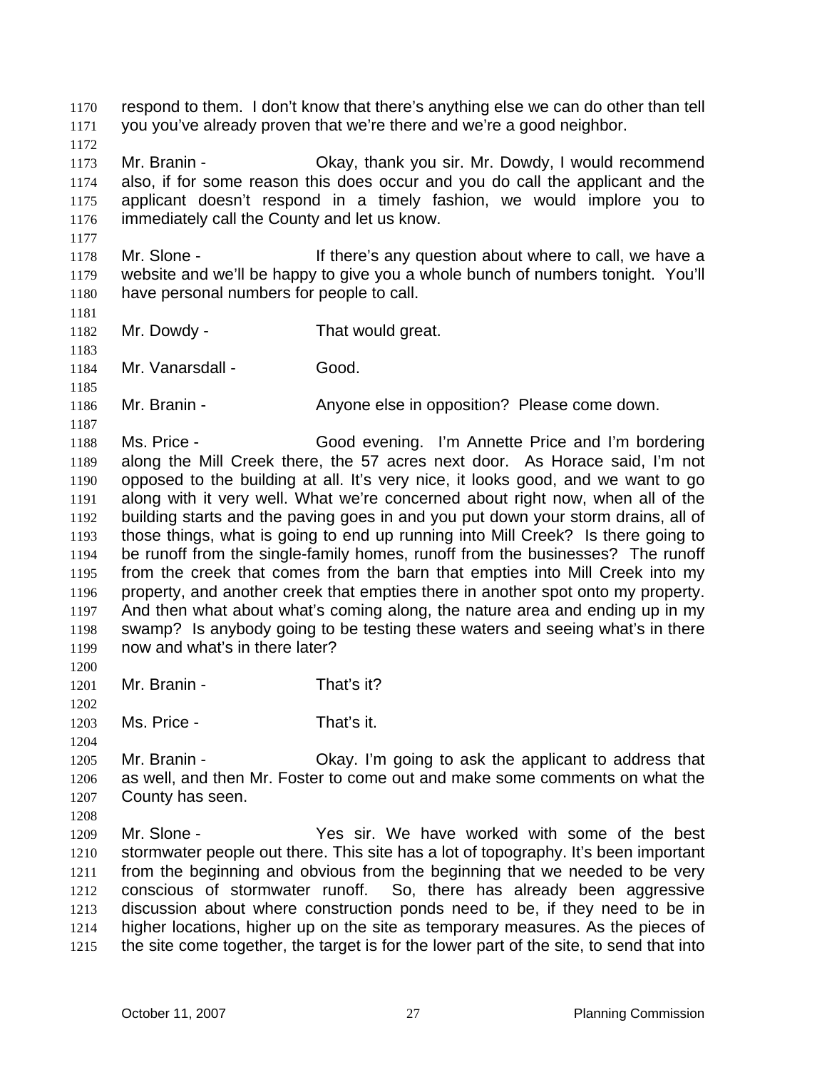respond to them. I don't know that there's anything else we can do other than tell you you've already proven that we're there and we're a good neighbor.

Mr. Branin - Okay, thank you sir. Mr. Dowdy, I would recommend also, if for some reason this does occur and you do call the applicant and the applicant doesn't respond in a timely fashion, we would implore you to immediately call the County and let us know.

Mr. Slone - If there's any question about where to call, we have a website and we'll be happy to give you a whole bunch of numbers tonight. You'll have personal numbers for people to call.

Mr. Dowdy - That would great.

Mr. Vanarsdall - Good.

Mr. Branin - Anyone else in opposition? Please come down.

Ms. Price - Good evening. I'm Annette Price and I'm bordering along the Mill Creek there, the 57 acres next door. As Horace said, I'm not opposed to the building at all. It's very nice, it looks good, and we want to go along with it very well. What we're concerned about right now, when all of the building starts and the paving goes in and you put down your storm drains, all of those things, what is going to end up running into Mill Creek? Is there going to be runoff from the single-family homes, runoff from the businesses? The runoff from the creek that comes from the barn that empties into Mill Creek into my property, and another creek that empties there in another spot onto my property. And then what about what's coming along, the nature area and ending up in my swamp? Is anybody going to be testing these waters and seeing what's in there now and what's in there later?

Mr. Branin - That's it?

Ms. Price - That's it.

Mr. Branin - Okay. I'm going to ask the applicant to address that as well, and then Mr. Foster to come out and make some comments on what the County has seen.

Mr. Slone - Yes sir. We have worked with some of the best stormwater people out there. This site has a lot of topography. It's been important from the beginning and obvious from the beginning that we needed to be very conscious of stormwater runoff. So, there has already been aggressive discussion about where construction ponds need to be, if they need to be in higher locations, higher up on the site as temporary measures. As the pieces of the site come together, the target is for the lower part of the site, to send that into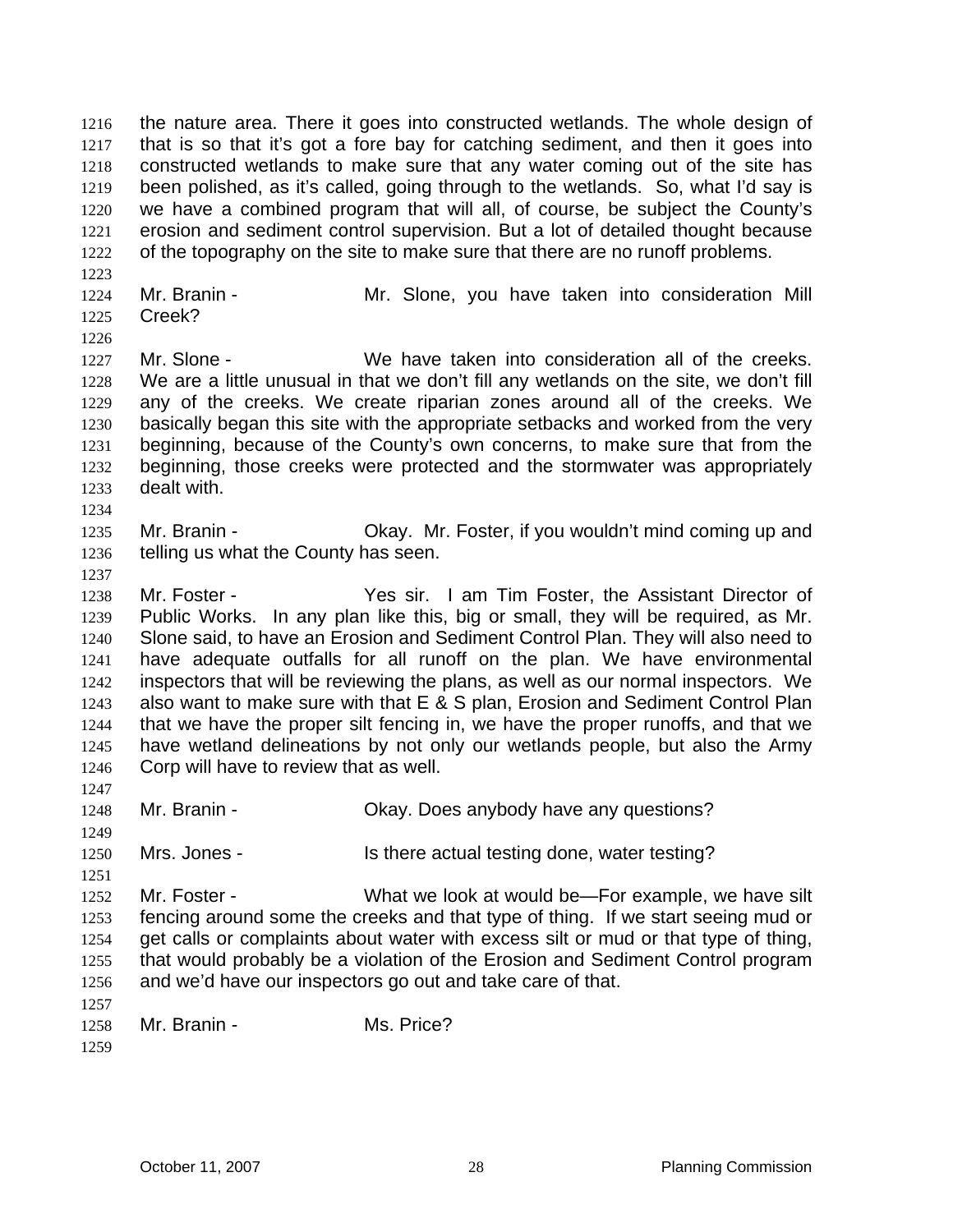the nature area. There it goes into constructed wetlands. The whole design of that is so that it's got a fore bay for catching sediment, and then it goes into constructed wetlands to make sure that any water coming out of the site has been polished, as it's called, going through to the wetlands. So, what I'd say is we have a combined program that will all, of course, be subject the County's erosion and sediment control supervision. But a lot of detailed thought because of the topography on the site to make sure that there are no runoff problems.

Mr. Branin - Mr. Slone, you have taken into consideration Mill Creek?

Mr. Slone - We have taken into consideration all of the creeks. We are a little unusual in that we don't fill any wetlands on the site, we don't fill any of the creeks. We create riparian zones around all of the creeks. We basically began this site with the appropriate setbacks and worked from the very beginning, because of the County's own concerns, to make sure that from the beginning, those creeks were protected and the stormwater was appropriately dealt with.

Mr. Branin - Okay. Mr. Foster, if you wouldn't mind coming up and telling us what the County has seen.

Mr. Foster - Yes sir. I am Tim Foster, the Assistant Director of Public Works. In any plan like this, big or small, they will be required, as Mr. Slone said, to have an Erosion and Sediment Control Plan. They will also need to have adequate outfalls for all runoff on the plan. We have environmental inspectors that will be reviewing the plans, as well as our normal inspectors. We also want to make sure with that E & S plan, Erosion and Sediment Control Plan that we have the proper silt fencing in, we have the proper runoffs, and that we have wetland delineations by not only our wetlands people, but also the Army Corp will have to review that as well.

Mr. Branin - Okay. Does anybody have any questions?

Mrs. Jones - Is there actual testing done, water testing?

Mr. Foster - What we look at would be—For example, we have silt fencing around some the creeks and that type of thing. If we start seeing mud or get calls or complaints about water with excess silt or mud or that type of thing, that would probably be a violation of the Erosion and Sediment Control program and we'd have our inspectors go out and take care of that.

Mr. Branin - Ms. Price?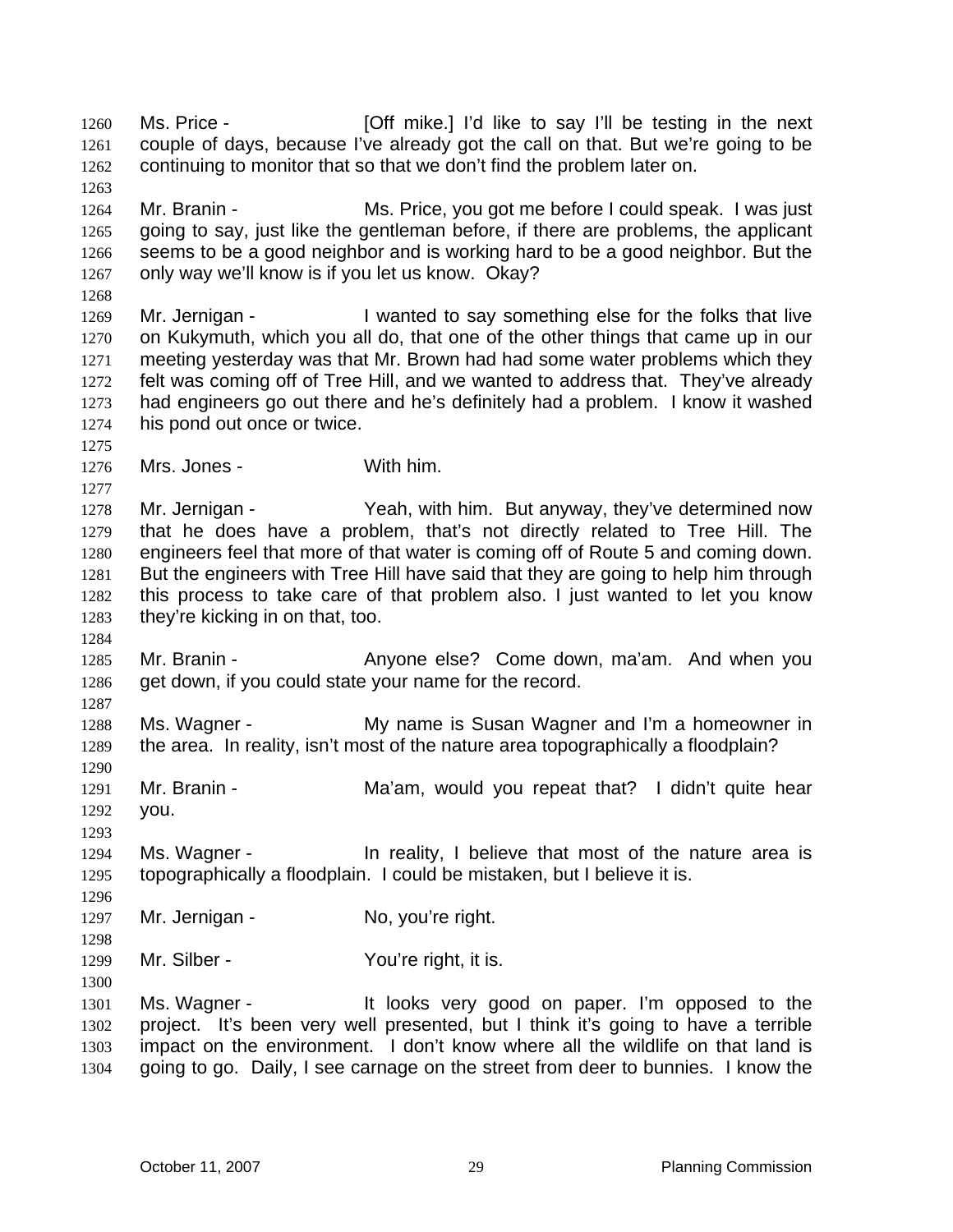Ms. Price - [Off mike.] I'd like to say I'll be testing in the next couple of days, because I've already got the call on that. But we're going to be continuing to monitor that so that we don't find the problem later on.

Mr. Branin - Ms. Price, you got me before I could speak. I was just going to say, just like the gentleman before, if there are problems, the applicant seems to be a good neighbor and is working hard to be a good neighbor. But the only way we'll know is if you let us know. Okay?

Mr. Jernigan - I wanted to say something else for the folks that live on Kukymuth, which you all do, that one of the other things that came up in our meeting yesterday was that Mr. Brown had had some water problems which they felt was coming off of Tree Hill, and we wanted to address that. They've already had engineers go out there and he's definitely had a problem. I know it washed his pond out once or twice.

Mrs. Jones - With him.

Mr. Jernigan - Yeah, with him. But anyway, they've determined now that he does have a problem, that's not directly related to Tree Hill. The engineers feel that more of that water is coming off of Route 5 and coming down. But the engineers with Tree Hill have said that they are going to help him through this process to take care of that problem also. I just wanted to let you know they're kicking in on that, too.

Mr. Branin - Anyone else? Come down, ma'am. And when you get down, if you could state your name for the record.

Ms. Wagner - My name is Susan Wagner and I'm a homeowner in the area. In reality, isn't most of the nature area topographically a floodplain?

Mr. Branin - Ma'am, would you repeat that? I didn't quite hear you.

Ms. Wagner - In reality, I believe that most of the nature area is topographically a floodplain. I could be mistaken, but I believe it is.

Mr. Jernigan - No, you're right.

Mr. Silber - You're right, it is.

Ms. Wagner - It looks very good on paper. I'm opposed to the project. It's been very well presented, but I think it's going to have a terrible impact on the environment. I don't know where all the wildlife on that land is going to go. Daily, I see carnage on the street from deer to bunnies. I know the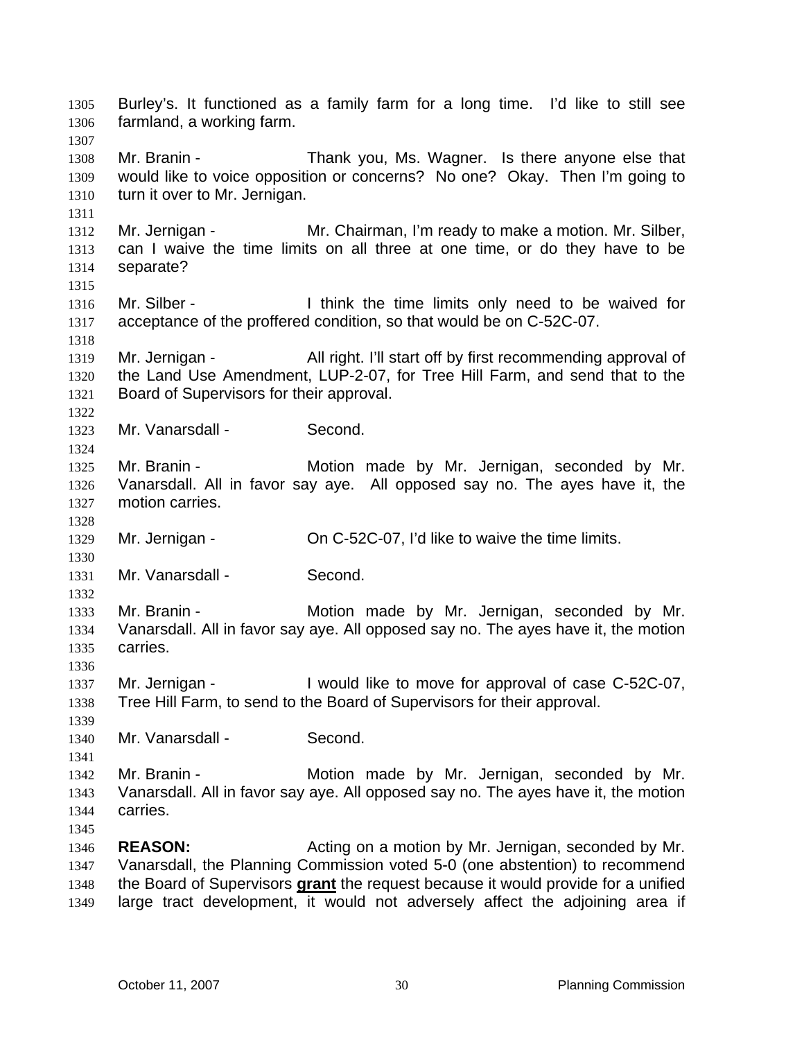Burley's. It functioned as a family farm for a long time. I'd like to still see farmland, a working farm.

Mr. Branin - Thank you, Ms. Wagner. Is there anyone else that would like to voice opposition or concerns? No one? Okay. Then I'm going to turn it over to Mr. Jernigan.

Mr. Jernigan - Mr. Chairman, I'm ready to make a motion. Mr. Silber, can I waive the time limits on all three at one time, or do they have to be separate?

Mr. Silber - I think the time limits only need to be waived for acceptance of the proffered condition, so that would be on C-52C-07.

Mr. Jernigan - All right. I'll start off by first recommending approval of the Land Use Amendment, LUP-2-07, for Tree Hill Farm, and send that to the Board of Supervisors for their approval.

Mr. Vanarsdall - Second.

Mr. Branin - Motion made by Mr. Jernigan, seconded by Mr. Vanarsdall. All in favor say aye. All opposed say no. The ayes have it, the motion carries.

Mr. Jernigan - On C-52C-07, I'd like to waive the time limits.

Mr. Vanarsdall - Second.

Mr. Branin - Motion made by Mr. Jernigan, seconded by Mr. Vanarsdall. All in favor say aye. All opposed say no. The ayes have it, the motion carries.

Mr. Jernigan - I would like to move for approval of case C-52C-07, Tree Hill Farm, to send to the Board of Supervisors for their approval.

Mr. Vanarsdall - Second.

Mr. Branin - Motion made by Mr. Jernigan, seconded by Mr. Vanarsdall. All in favor say aye. All opposed say no. The ayes have it, the motion carries.

**REASON:** Acting on a motion by Mr. Jernigan, seconded by Mr. Vanarsdall, the Planning Commission voted 5-0 (one abstention) to recommend the Board of Supervisors **grant** the request because it would provide for a unified large tract development, it would not adversely affect the adjoining area if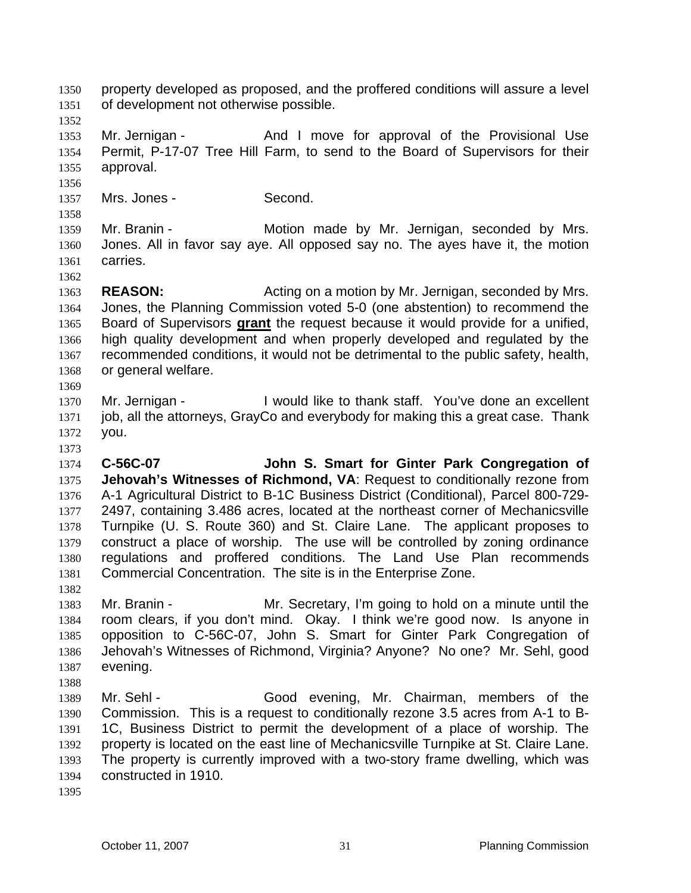property developed as proposed, and the proffered conditions will assure a level of development not otherwise possible.

Mr. Jernigan - And I move for approval of the Provisional Use Permit, P-17-07 Tree Hill Farm, to send to the Board of Supervisors for their approval.

Mrs. Jones - Second.

Mr. Branin - Motion made by Mr. Jernigan, seconded by Mrs. Jones. All in favor say aye. All opposed say no. The ayes have it, the motion carries.

**REASON:** Acting on a motion by Mr. Jernigan, seconded by Mrs. Jones, the Planning Commission voted 5-0 (one abstention) to recommend the Board of Supervisors **grant** the request because it would provide for a unified, high quality development and when properly developed and regulated by the recommended conditions, it would not be detrimental to the public safety, health, or general welfare.

Mr. Jernigan - I would like to thank staff. You've done an excellent job, all the attorneys, GrayCo and everybody for making this a great case. Thank you.

**C-56C-07 John S. Smart for Ginter Park Congregation of Jehovah's Witnesses of Richmond, VA**: Request to conditionally rezone from A-1 Agricultural District to B-1C Business District (Conditional), Parcel 800-729-2497, containing 3.486 acres, located at the northeast corner of Mechanicsville Turnpike (U. S. Route 360) and St. Claire Lane. The applicant proposes to construct a place of worship. The use will be controlled by zoning ordinance regulations and proffered conditions. The Land Use Plan recommends Commercial Concentration. The site is in the Enterprise Zone.

Mr. Branin - Mr. Secretary, I'm going to hold on a minute until the room clears, if you don't mind. Okay. I think we're good now. Is anyone in opposition to C-56C-07, John S. Smart for Ginter Park Congregation of Jehovah's Witnesses of Richmond, Virginia? Anyone? No one? Mr. Sehl, good evening.

Mr. Sehl - Good evening, Mr. Chairman, members of the Commission. This is a request to conditionally rezone 3.5 acres from A-1 to B-1C, Business District to permit the development of a place of worship. The property is located on the east line of Mechanicsville Turnpike at St. Claire Lane. The property is currently improved with a two-story frame dwelling, which was constructed in 1910.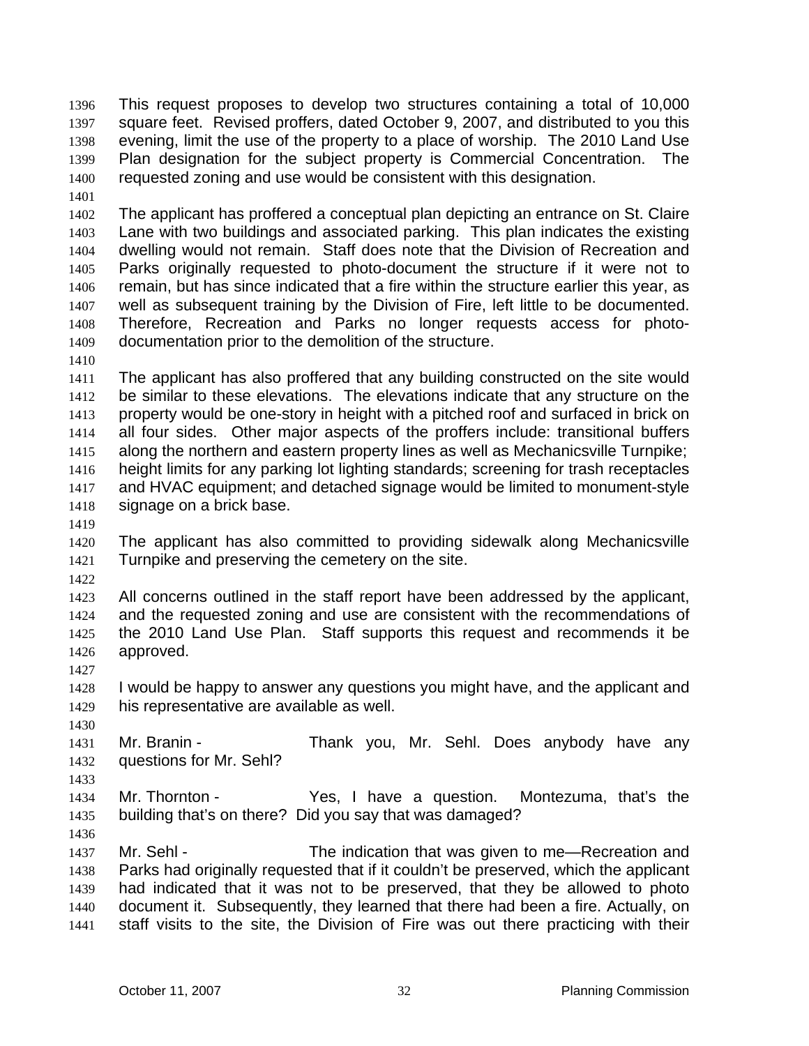This request proposes to develop two structures containing a total of 10,000 square feet. Revised proffers, dated October 9, 2007, and distributed to you this evening, limit the use of the property to a place of worship. The 2010 Land Use Plan designation for the subject property is Commercial Concentration. The requested zoning and use would be consistent with this designation.

The applicant has proffered a conceptual plan depicting an entrance on St. Claire Lane with two buildings and associated parking. This plan indicates the existing dwelling would not remain. Staff does note that the Division of Recreation and Parks originally requested to photo-document the structure if it were not to remain, but has since indicated that a fire within the structure earlier this year, as well as subsequent training by the Division of Fire, left little to be documented. Therefore, Recreation and Parks no longer requests access for photo-documentation prior to the demolition of the structure.

The applicant has also proffered that any building constructed on the site would be similar to these elevations. The elevations indicate that any structure on the property would be one-story in height with a pitched roof and surfaced in brick on all four sides. Other major aspects of the proffers include: transitional buffers along the northern and eastern property lines as well as Mechanicsville Turnpike; height limits for any parking lot lighting standards; screening for trash receptacles and HVAC equipment; and detached signage would be limited to monument-style signage on a brick base.

The applicant has also committed to providing sidewalk along Mechanicsville Turnpike and preserving the cemetery on the site.

All concerns outlined in the staff report have been addressed by the applicant, and the requested zoning and use are consistent with the recommendations of the 2010 Land Use Plan. Staff supports this request and recommends it be approved.

I would be happy to answer any questions you might have, and the applicant and his representative are available as well.

Mr. Branin - Thank you, Mr. Sehl. Does anybody have any questions for Mr. Sehl?

Mr. Thornton - Yes, I have a question. Montezuma, that's the building that's on there? Did you say that was damaged?

Mr. Sehl - The indication that was given to me—Recreation and Parks had originally requested that if it couldn't be preserved, which the applicant had indicated that it was not to be preserved, that they be allowed to photo document it. Subsequently, they learned that there had been a fire. Actually, on staff visits to the site, the Division of Fire was out there practicing with their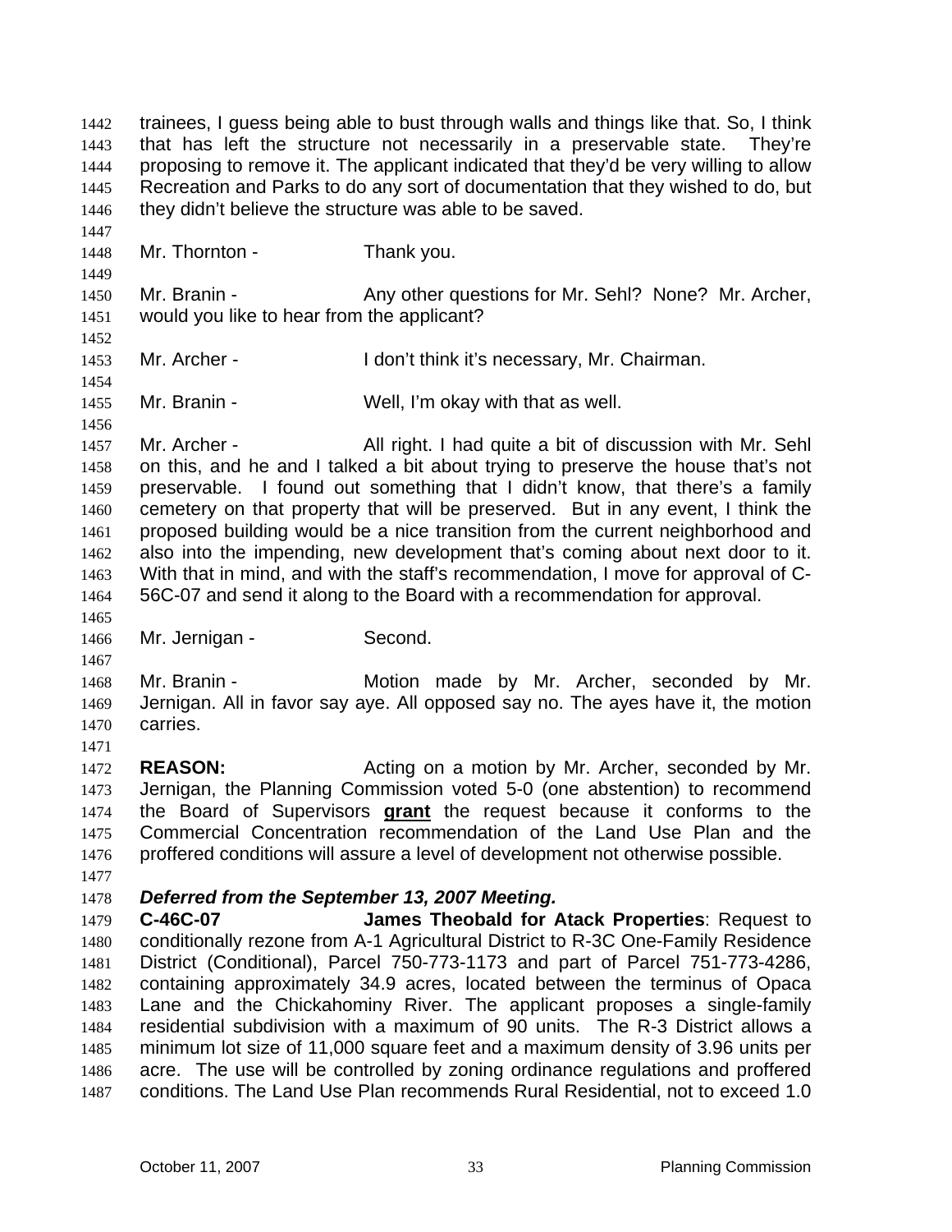trainees, I guess being able to bust through walls and things like that. So, I think that has left the structure not necessarily in a preservable state. They're proposing to remove it. The applicant indicated that they'd be very willing to allow Recreation and Parks to do any sort of documentation that they wished to do, but they didn't believe the structure was able to be saved.

Mr. Thornton - Thank you.

Mr. Branin - Any other questions for Mr. Sehl? None? Mr. Archer, would you like to hear from the applicant?

Mr. Archer - I don't think it's necessary, Mr. Chairman.

Mr. Branin - Well, I'm okay with that as well.

Mr. Archer - All right. I had quite a bit of discussion with Mr. Sehl on this, and he and I talked a bit about trying to preserve the house that's not preservable. I found out something that I didn't know, that there's a family cemetery on that property that will be preserved. But in any event, I think the proposed building would be a nice transition from the current neighborhood and also into the impending, new development that's coming about next door to it. With that in mind, and with the staff's recommendation, I move for approval of C-56C-07 and send it along to the Board with a recommendation for approval.

Mr. Jernigan - Second.

Mr. Branin - Motion made by Mr. Archer, seconded by Mr. Jernigan. All in favor say aye. All opposed say no. The ayes have it, the motion carries.

**REASON:** Acting on a motion by Mr. Archer, seconded by Mr. Jernigan, the Planning Commission voted 5-0 (one abstention) to recommend the Board of Supervisors **grant** the request because it conforms to the Commercial Concentration recommendation of the Land Use Plan and the proffered conditions will assure a level of development not otherwise possible.

***Deferred from the September 13, 2007 Meeting.***
**C-46C-07** **James Theobald for Atack Properties**: Request to conditionally rezone from A-1 Agricultural District to R-3C One-Family Residence District (Conditional), Parcel 750-773-1173 and part of Parcel 751-773-4286, containing approximately 34.9 acres, located between the terminus of Opaca Lane and the Chickahominy River. The applicant proposes a single-family residential subdivision with a maximum of 90 units. The R-3 District allows a minimum lot size of 11,000 square feet and a maximum density of 3.96 units per acre. The use will be controlled by zoning ordinance regulations and proffered conditions. The Land Use Plan recommends Rural Residential, not to exceed 1.0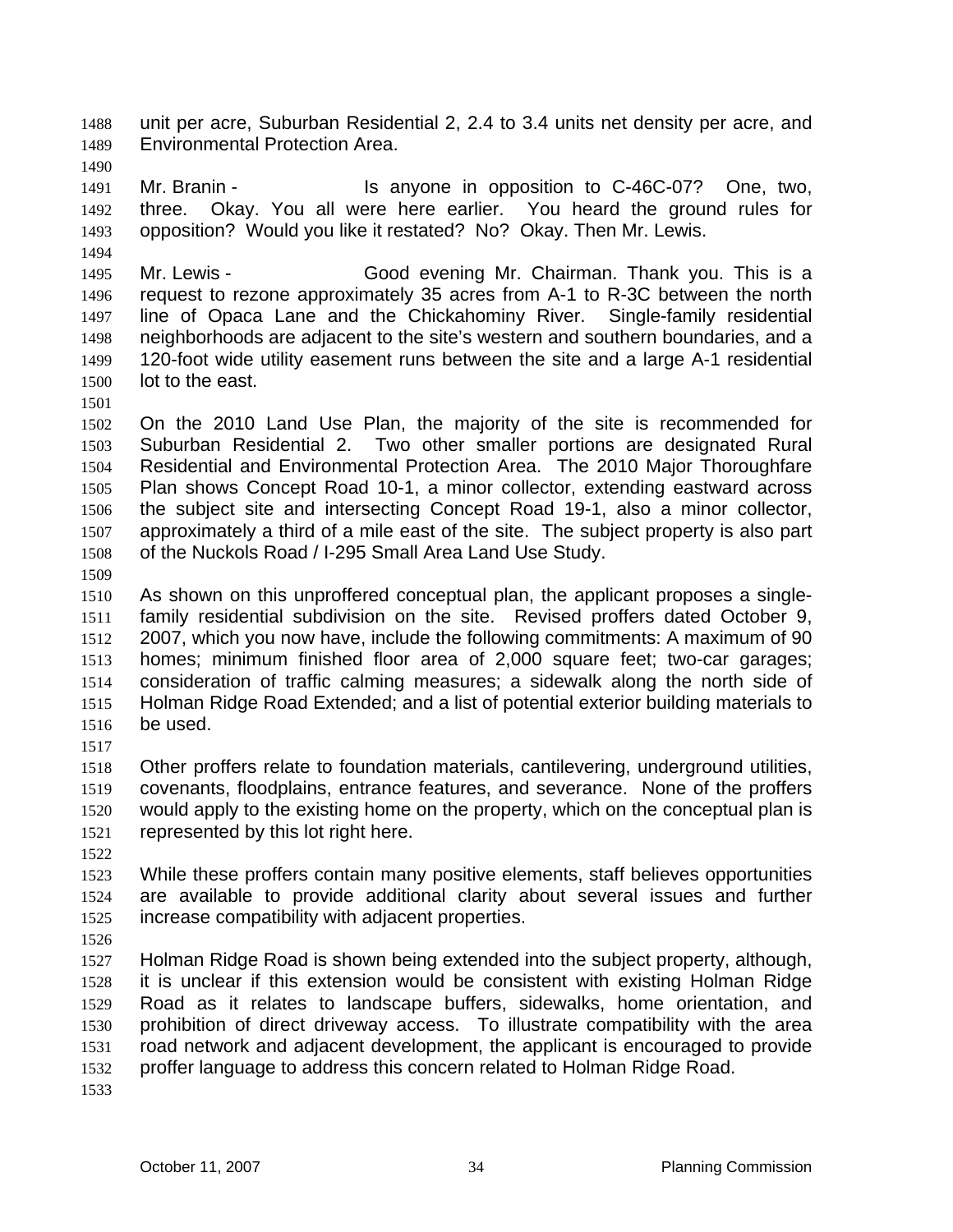unit per acre, Suburban Residential 2, 2.4 to 3.4 units net density per acre, and Environmental Protection Area.

Mr. Branin - Is anyone in opposition to C-46C-07? One, two, three. Okay. You all were here earlier. You heard the ground rules for opposition? Would you like it restated? No? Okay. Then Mr. Lewis.

Mr. Lewis - Good evening Mr. Chairman. Thank you. This is a request to rezone approximately 35 acres from A-1 to R-3C between the north line of Opaca Lane and the Chickahominy River. Single-family residential neighborhoods are adjacent to the site's western and southern boundaries, and a 120-foot wide utility easement runs between the site and a large A-1 residential lot to the east.

On the 2010 Land Use Plan, the majority of the site is recommended for Suburban Residential 2. Two other smaller portions are designated Rural Residential and Environmental Protection Area. The 2010 Major Thoroughfare Plan shows Concept Road 10-1, a minor collector, extending eastward across the subject site and intersecting Concept Road 19-1, also a minor collector, approximately a third of a mile east of the site. The subject property is also part of the Nuckols Road / I-295 Small Area Land Use Study.

As shown on this unproffered conceptual plan, the applicant proposes a single-family residential subdivision on the site. Revised proffers dated October 9, 2007, which you now have, include the following commitments: A maximum of 90 homes; minimum finished floor area of 2,000 square feet; two-car garages; consideration of traffic calming measures; a sidewalk along the north side of Holman Ridge Road Extended; and a list of potential exterior building materials to be used.

Other proffers relate to foundation materials, cantilevering, underground utilities, covenants, floodplains, entrance features, and severance. None of the proffers would apply to the existing home on the property, which on the conceptual plan is represented by this lot right here.

While these proffers contain many positive elements, staff believes opportunities are available to provide additional clarity about several issues and further increase compatibility with adjacent properties.

Holman Ridge Road is shown being extended into the subject property, although, it is unclear if this extension would be consistent with existing Holman Ridge Road as it relates to landscape buffers, sidewalks, home orientation, and prohibition of direct driveway access. To illustrate compatibility with the area road network and adjacent development, the applicant is encouraged to provide proffer language to address this concern related to Holman Ridge Road.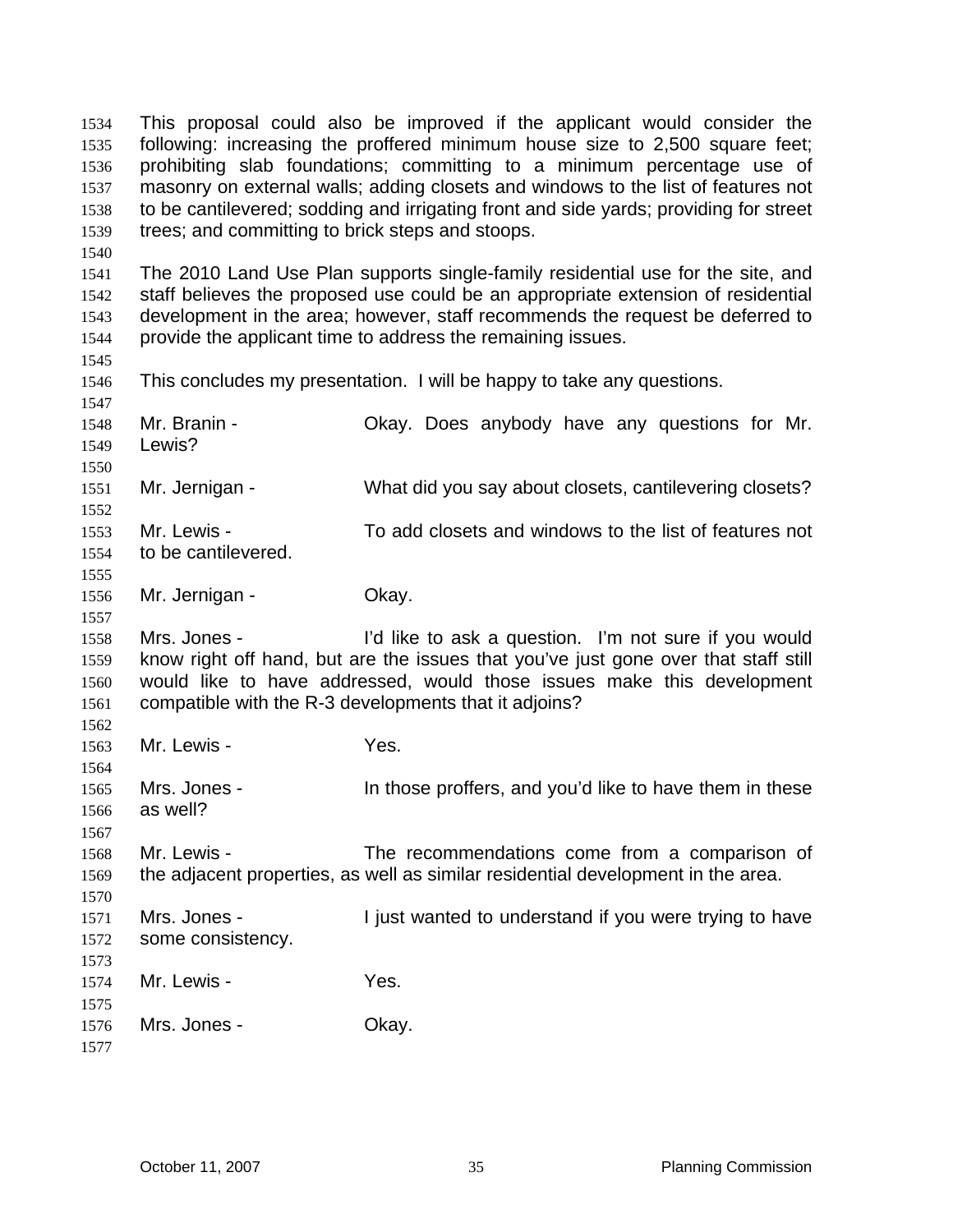This proposal could also be improved if the applicant would consider the following: increasing the proffered minimum house size to 2,500 square feet; prohibiting slab foundations; committing to a minimum percentage use of masonry on external walls; adding closets and windows to the list of features not to be cantilevered; sodding and irrigating front and side yards; providing for street trees; and committing to brick steps and stoops.

The 2010 Land Use Plan supports single-family residential use for the site, and staff believes the proposed use could be an appropriate extension of residential development in the area; however, staff recommends the request be deferred to provide the applicant time to address the remaining issues.

This concludes my presentation. I will be happy to take any questions.

Mr. Branin - Okay. Does anybody have any questions for Mr. Lewis?

Mr. Jernigan - What did you say about closets, cantilevering closets?

Mr. Lewis - To add closets and windows to the list of features not to be cantilevered.

Mr. Jernigan - Okay.

Mrs. Jones - I'd like to ask a question. I'm not sure if you would know right off hand, but are the issues that you've just gone over that staff still would like to have addressed, would those issues make this development compatible with the R-3 developments that it adjoins?

Mr. Lewis - Yes.

Mrs. Jones - In those proffers, and you'd like to have them in these as well?

Mr. Lewis - The recommendations come from a comparison of the adjacent properties, as well as similar residential development in the area.

Mrs. Jones - I just wanted to understand if you were trying to have some consistency.

Mr. Lewis - Yes.

Mrs. Jones - Okay.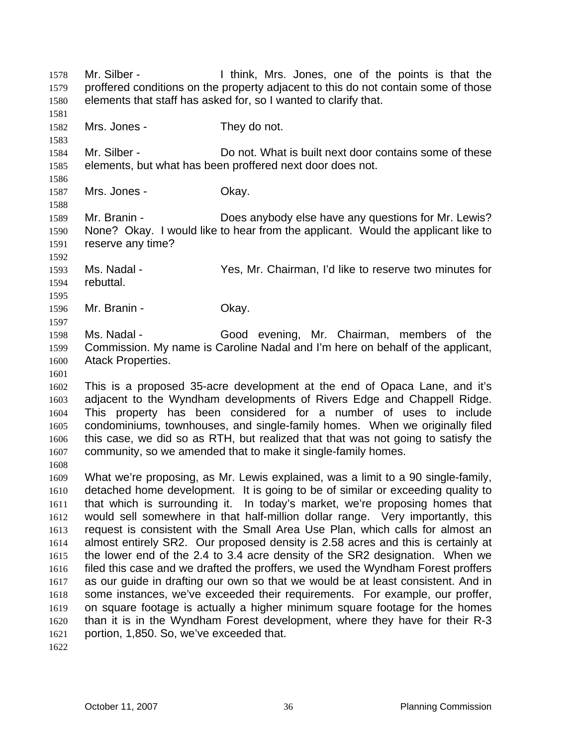Mr. Silber - I think, Mrs. Jones, one of the points is that the proffered conditions on the property adjacent to this do not contain some of those elements that staff has asked for, so I wanted to clarify that.

Mrs. Jones - They do not.

Mr. Silber - Do not. What is built next door contains some of these elements, but what has been proffered next door does not.

Mrs. Jones - Okay.

Mr. Branin - Does anybody else have any questions for Mr. Lewis? None? Okay. I would like to hear from the applicant. Would the applicant like to reserve any time?

Ms. Nadal - Yes, Mr. Chairman, I'd like to reserve two minutes for rebuttal.

Mr. Branin - Okay.

Ms. Nadal - Good evening, Mr. Chairman, members of the Commission. My name is Caroline Nadal and I'm here on behalf of the applicant, Atack Properties.

This is a proposed 35-acre development at the end of Opaca Lane, and it's adjacent to the Wyndham developments of Rivers Edge and Chappell Ridge. This property has been considered for a number of uses to include condominiums, townhouses, and single-family homes. When we originally filed this case, we did so as RTH, but realized that that was not going to satisfy the community, so we amended that to make it single-family homes.

What we're proposing, as Mr. Lewis explained, was a limit to a 90 single-family, detached home development. It is going to be of similar or exceeding quality to that which is surrounding it. In today's market, we're proposing homes that would sell somewhere in that half-million dollar range. Very importantly, this request is consistent with the Small Area Use Plan, which calls for almost an almost entirely SR2. Our proposed density is 2.58 acres and this is certainly at the lower end of the 2.4 to 3.4 acre density of the SR2 designation. When we filed this case and we drafted the proffers, we used the Wyndham Forest proffers as our guide in drafting our own so that we would be at least consistent. And in some instances, we've exceeded their requirements. For example, our proffer, on square footage is actually a higher minimum square footage for the homes than it is in the Wyndham Forest development, where they have for their R-3 portion, 1,850. So, we've exceeded that.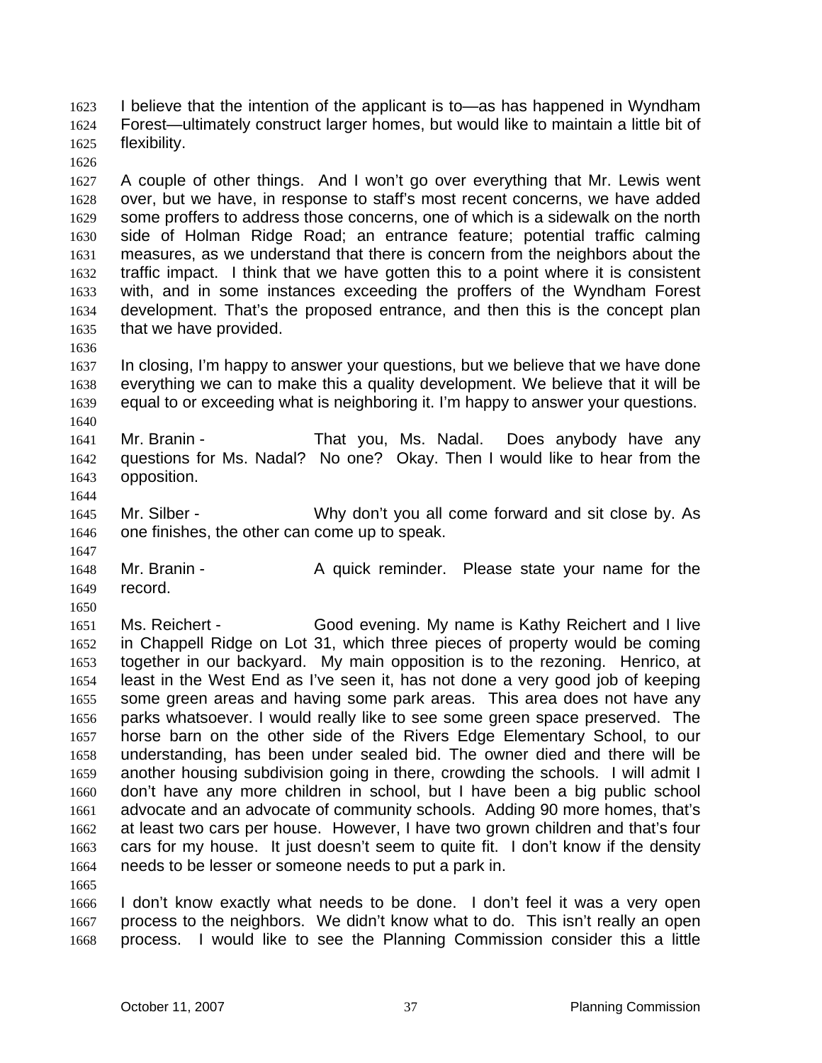I believe that the intention of the applicant is to—as has happened in Wyndham Forest—ultimately construct larger homes, but would like to maintain a little bit of flexibility.

A couple of other things. And I won't go over everything that Mr. Lewis went over, but we have, in response to staff's most recent concerns, we have added some proffers to address those concerns, one of which is a sidewalk on the north side of Holman Ridge Road; an entrance feature; potential traffic calming measures, as we understand that there is concern from the neighbors about the traffic impact. I think that we have gotten this to a point where it is consistent with, and in some instances exceeding the proffers of the Wyndham Forest development. That's the proposed entrance, and then this is the concept plan that we have provided.

In closing, I'm happy to answer your questions, but we believe that we have done everything we can to make this a quality development. We believe that it will be equal to or exceeding what is neighboring it. I'm happy to answer your questions.

Mr. Branin - That you, Ms. Nadal. Does anybody have any questions for Ms. Nadal? No one? Okay. Then I would like to hear from the opposition.

Mr. Silber - Why don't you all come forward and sit close by. As one finishes, the other can come up to speak.

Mr. Branin - A quick reminder. Please state your name for the record.

Ms. Reichert - Good evening. My name is Kathy Reichert and I live in Chappell Ridge on Lot 31, which three pieces of property would be coming together in our backyard. My main opposition is to the rezoning. Henrico, at least in the West End as I've seen it, has not done a very good job of keeping some green areas and having some park areas. This area does not have any parks whatsoever. I would really like to see some green space preserved. The horse barn on the other side of the Rivers Edge Elementary School, to our understanding, has been under sealed bid. The owner died and there will be another housing subdivision going in there, crowding the schools. I will admit I don't have any more children in school, but I have been a big public school advocate and an advocate of community schools. Adding 90 more homes, that's at least two cars per house. However, I have two grown children and that's four cars for my house. It just doesn't seem to quite fit. I don't know if the density needs to be lesser or someone needs to put a park in.

I don't know exactly what needs to be done. I don't feel it was a very open process to the neighbors. We didn't know what to do. This isn't really an open process. I would like to see the Planning Commission consider this a little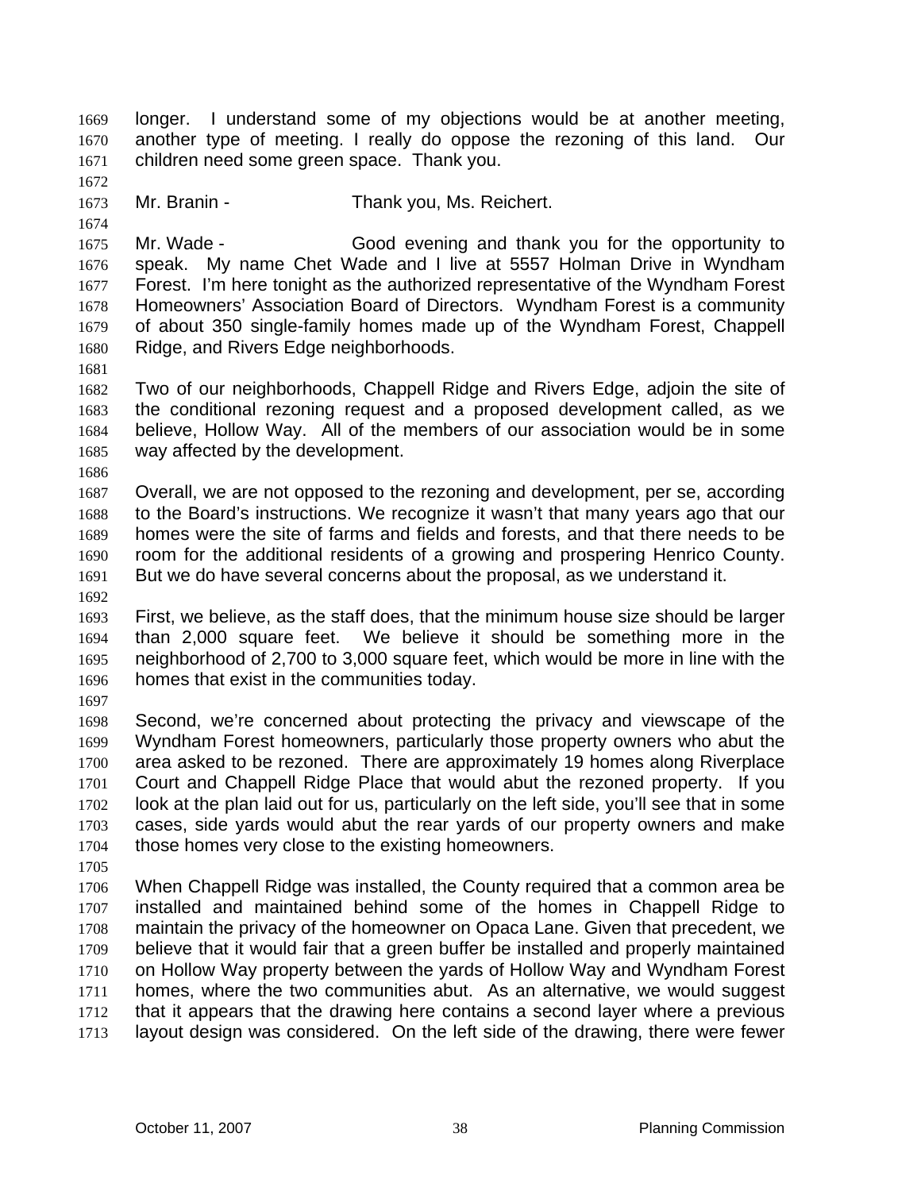longer. I understand some of my objections would be at another meeting, another type of meeting. I really do oppose the rezoning of this land. Our children need some green space. Thank you.

Mr. Branin - Thank you, Ms. Reichert.

Mr. Wade - Good evening and thank you for the opportunity to speak. My name Chet Wade and I live at 5557 Holman Drive in Wyndham Forest. I'm here tonight as the authorized representative of the Wyndham Forest Homeowners' Association Board of Directors. Wyndham Forest is a community of about 350 single-family homes made up of the Wyndham Forest, Chappell Ridge, and Rivers Edge neighborhoods.

Two of our neighborhoods, Chappell Ridge and Rivers Edge, adjoin the site of the conditional rezoning request and a proposed development called, as we believe, Hollow Way. All of the members of our association would be in some way affected by the development.

Overall, we are not opposed to the rezoning and development, per se, according to the Board's instructions. We recognize it wasn't that many years ago that our homes were the site of farms and fields and forests, and that there needs to be room for the additional residents of a growing and prospering Henrico County. But we do have several concerns about the proposal, as we understand it.

First, we believe, as the staff does, that the minimum house size should be larger than 2,000 square feet. We believe it should be something more in the neighborhood of 2,700 to 3,000 square feet, which would be more in line with the homes that exist in the communities today.

Second, we're concerned about protecting the privacy and viewscape of the Wyndham Forest homeowners, particularly those property owners who abut the area asked to be rezoned. There are approximately 19 homes along Riverplace Court and Chappell Ridge Place that would abut the rezoned property. If you look at the plan laid out for us, particularly on the left side, you'll see that in some cases, side yards would abut the rear yards of our property owners and make those homes very close to the existing homeowners.

When Chappell Ridge was installed, the County required that a common area be installed and maintained behind some of the homes in Chappell Ridge to maintain the privacy of the homeowner on Opaca Lane. Given that precedent, we believe that it would fair that a green buffer be installed and properly maintained on Hollow Way property between the yards of Hollow Way and Wyndham Forest homes, where the two communities abut. As an alternative, we would suggest that it appears that the drawing here contains a second layer where a previous layout design was considered. On the left side of the drawing, there were fewer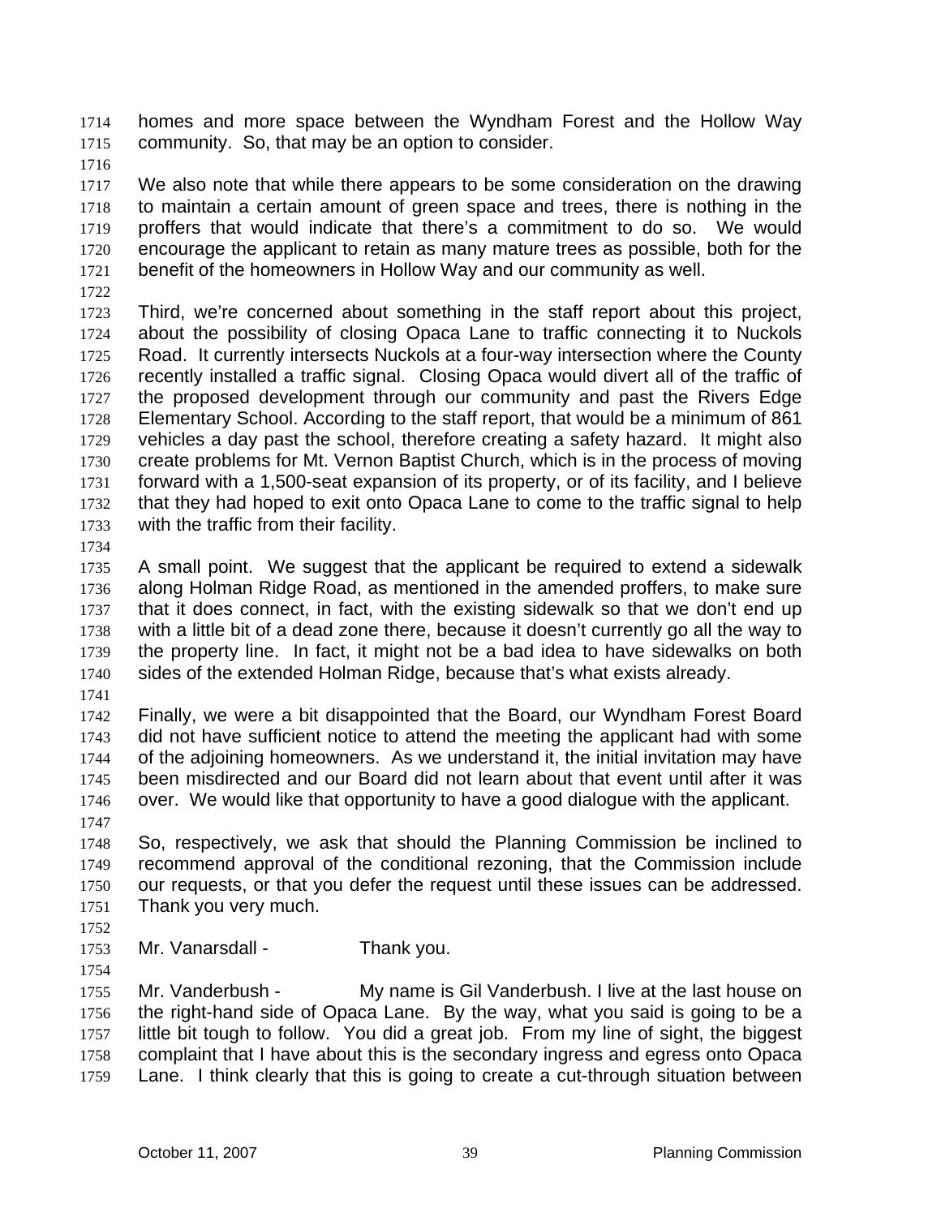homes and more space between the Wyndham Forest and the Hollow Way community. So, that may be an option to consider.

We also note that while there appears to be some consideration on the drawing to maintain a certain amount of green space and trees, there is nothing in the proffers that would indicate that there's a commitment to do so. We would encourage the applicant to retain as many mature trees as possible, both for the benefit of the homeowners in Hollow Way and our community as well.

Third, we're concerned about something in the staff report about this project, about the possibility of closing Opaca Lane to traffic connecting it to Nuckols Road. It currently intersects Nuckols at a four-way intersection where the County recently installed a traffic signal. Closing Opaca would divert all of the traffic of the proposed development through our community and past the Rivers Edge Elementary School. According to the staff report, that would be a minimum of 861 vehicles a day past the school, therefore creating a safety hazard. It might also create problems for Mt. Vernon Baptist Church, which is in the process of moving forward with a 1,500-seat expansion of its property, or of its facility, and I believe that they had hoped to exit onto Opaca Lane to come to the traffic signal to help with the traffic from their facility.

A small point. We suggest that the applicant be required to extend a sidewalk along Holman Ridge Road, as mentioned in the amended proffers, to make sure that it does connect, in fact, with the existing sidewalk so that we don't end up with a little bit of a dead zone there, because it doesn't currently go all the way to the property line. In fact, it might not be a bad idea to have sidewalks on both sides of the extended Holman Ridge, because that's what exists already.

Finally, we were a bit disappointed that the Board, our Wyndham Forest Board did not have sufficient notice to attend the meeting the applicant had with some of the adjoining homeowners. As we understand it, the initial invitation may have been misdirected and our Board did not learn about that event until after it was over. We would like that opportunity to have a good dialogue with the applicant.

So, respectively, we ask that should the Planning Commission be inclined to recommend approval of the conditional rezoning, that the Commission include our requests, or that you defer the request until these issues can be addressed. Thank you very much.

Mr. Vanarsdall - Thank you.

Mr. Vanderbush - My name is Gil Vanderbush. I live at the last house on the right-hand side of Opaca Lane. By the way, what you said is going to be a little bit tough to follow. You did a great job. From my line of sight, the biggest complaint that I have about this is the secondary ingress and egress onto Opaca Lane. I think clearly that this is going to create a cut-through situation between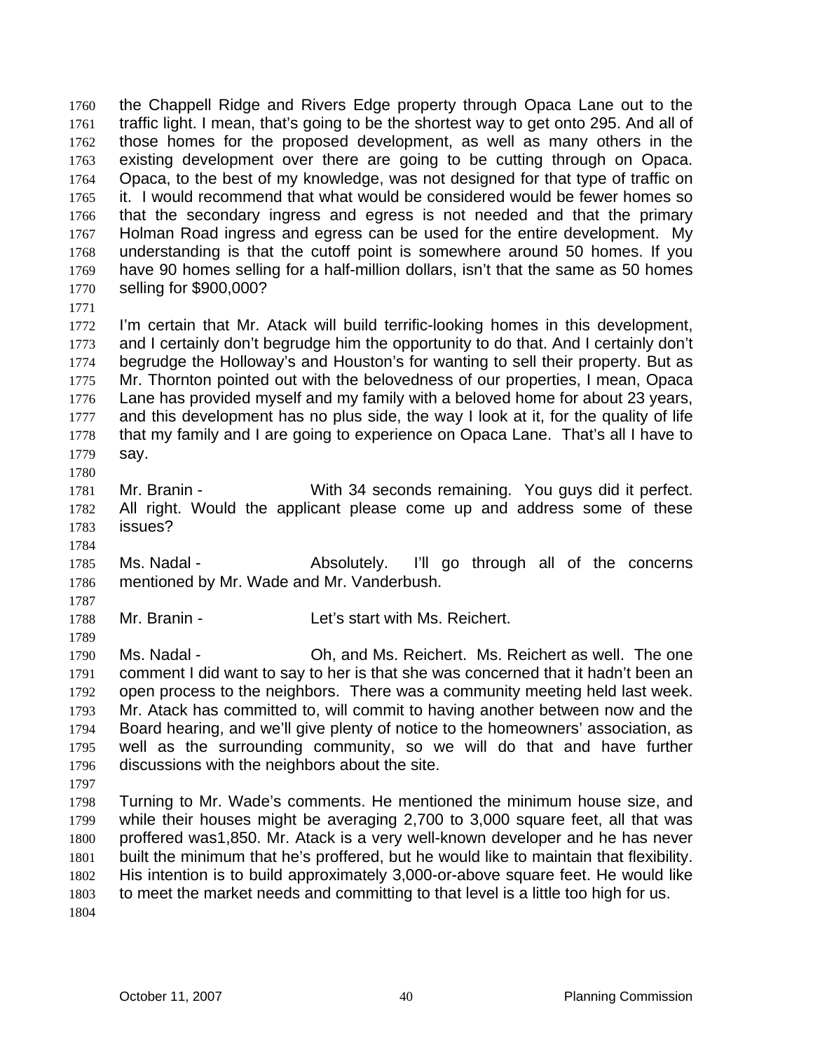the Chappell Ridge and Rivers Edge property through Opaca Lane out to the traffic light. I mean, that's going to be the shortest way to get onto 295. And all of those homes for the proposed development, as well as many others in the existing development over there are going to be cutting through on Opaca. Opaca, to the best of my knowledge, was not designed for that type of traffic on it. I would recommend that what would be considered would be fewer homes so that the secondary ingress and egress is not needed and that the primary Holman Road ingress and egress can be used for the entire development. My understanding is that the cutoff point is somewhere around 50 homes. If you have 90 homes selling for a half-million dollars, isn't that the same as 50 homes selling for $900,000?

I'm certain that Mr. Atack will build terrific-looking homes in this development, and I certainly don't begrudge him the opportunity to do that. And I certainly don't begrudge the Holloway's and Houston's for wanting to sell their property. But as Mr. Thornton pointed out with the belovedness of our properties, I mean, Opaca Lane has provided myself and my family with a beloved home for about 23 years, and this development has no plus side, the way I look at it, for the quality of life that my family and I are going to experience on Opaca Lane. That's all I have to say.

Mr. Branin - With 34 seconds remaining. You guys did it perfect. All right. Would the applicant please come up and address some of these issues?

Ms. Nadal - Absolutely. I'll go through all of the concerns mentioned by Mr. Wade and Mr. Vanderbush.

Mr. Branin - Let's start with Ms. Reichert.

Ms. Nadal - Oh, and Ms. Reichert. Ms. Reichert as well. The one comment I did want to say to her is that she was concerned that it hadn't been an open process to the neighbors. There was a community meeting held last week. Mr. Atack has committed to, will commit to having another between now and the Board hearing, and we'll give plenty of notice to the homeowners' association, as well as the surrounding community, so we will do that and have further discussions with the neighbors about the site.

Turning to Mr. Wade's comments. He mentioned the minimum house size, and while their houses might be averaging 2,700 to 3,000 square feet, all that was proffered was1,850. Mr. Atack is a very well-known developer and he has never built the minimum that he's proffered, but he would like to maintain that flexibility. His intention is to build approximately 3,000-or-above square feet. He would like to meet the market needs and committing to that level is a little too high for us.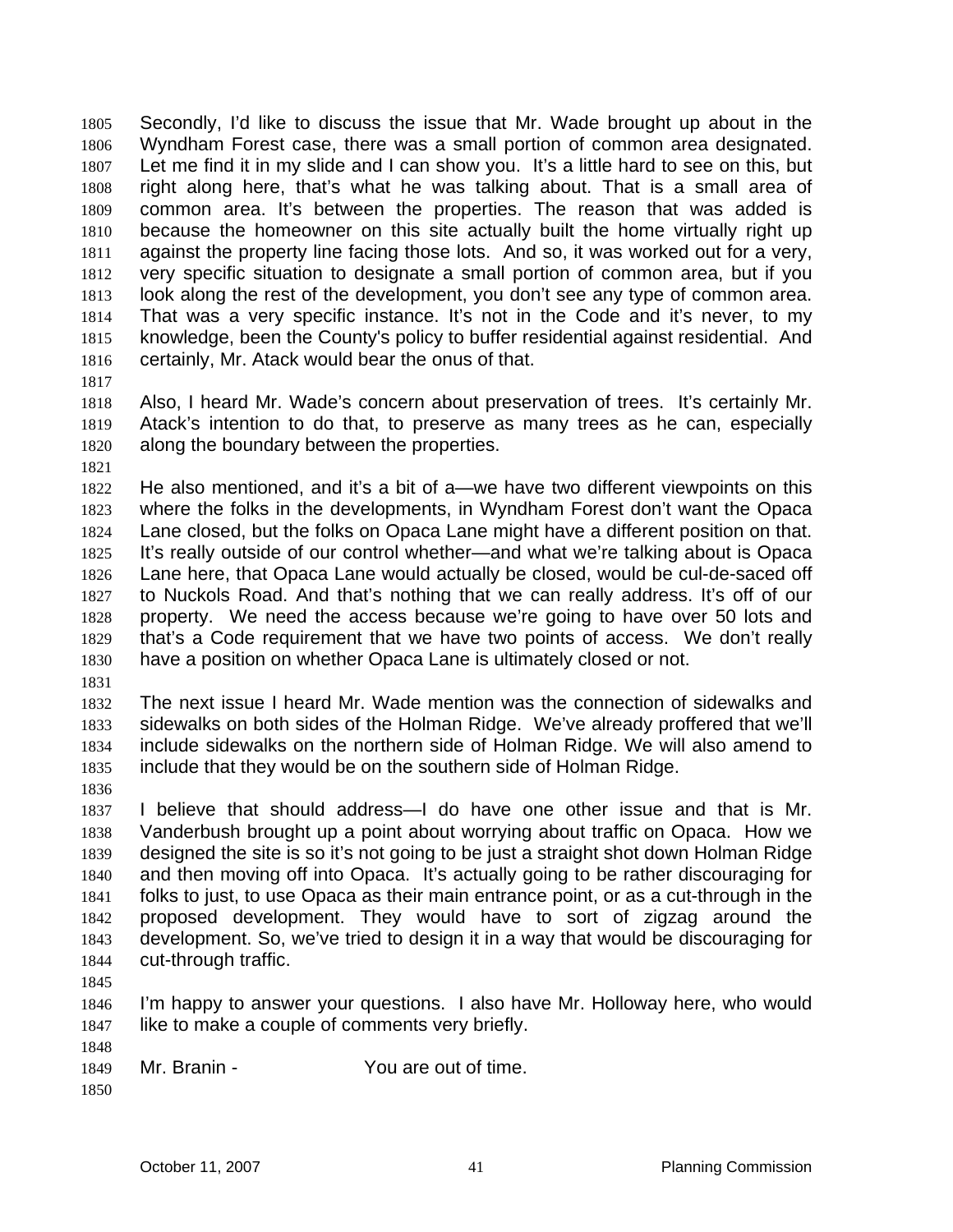Secondly, I'd like to discuss the issue that Mr. Wade brought up about in the Wyndham Forest case, there was a small portion of common area designated. Let me find it in my slide and I can show you. It's a little hard to see on this, but right along here, that's what he was talking about. That is a small area of common area. It's between the properties. The reason that was added is because the homeowner on this site actually built the home virtually right up against the property line facing those lots. And so, it was worked out for a very, very specific situation to designate a small portion of common area, but if you look along the rest of the development, you don't see any type of common area. That was a very specific instance. It's not in the Code and it's never, to my knowledge, been the County's policy to buffer residential against residential. And certainly, Mr. Atack would bear the onus of that.

Also, I heard Mr. Wade's concern about preservation of trees. It's certainly Mr. Atack's intention to do that, to preserve as many trees as he can, especially along the boundary between the properties.

He also mentioned, and it's a bit of a—we have two different viewpoints on this where the folks in the developments, in Wyndham Forest don't want the Opaca Lane closed, but the folks on Opaca Lane might have a different position on that. It's really outside of our control whether—and what we're talking about is Opaca Lane here, that Opaca Lane would actually be closed, would be cul-de-saced off to Nuckols Road. And that's nothing that we can really address. It's off of our property. We need the access because we're going to have over 50 lots and that's a Code requirement that we have two points of access. We don't really have a position on whether Opaca Lane is ultimately closed or not.

The next issue I heard Mr. Wade mention was the connection of sidewalks and sidewalks on both sides of the Holman Ridge. We've already proffered that we'll include sidewalks on the northern side of Holman Ridge. We will also amend to include that they would be on the southern side of Holman Ridge.

I believe that should address—I do have one other issue and that is Mr. Vanderbush brought up a point about worrying about traffic on Opaca. How we designed the site is so it's not going to be just a straight shot down Holman Ridge and then moving off into Opaca. It's actually going to be rather discouraging for folks to just, to use Opaca as their main entrance point, or as a cut-through in the proposed development. They would have to sort of zigzag around the development. So, we've tried to design it in a way that would be discouraging for cut-through traffic.

I'm happy to answer your questions. I also have Mr. Holloway here, who would like to make a couple of comments very briefly.

Mr. Branin - You are out of time.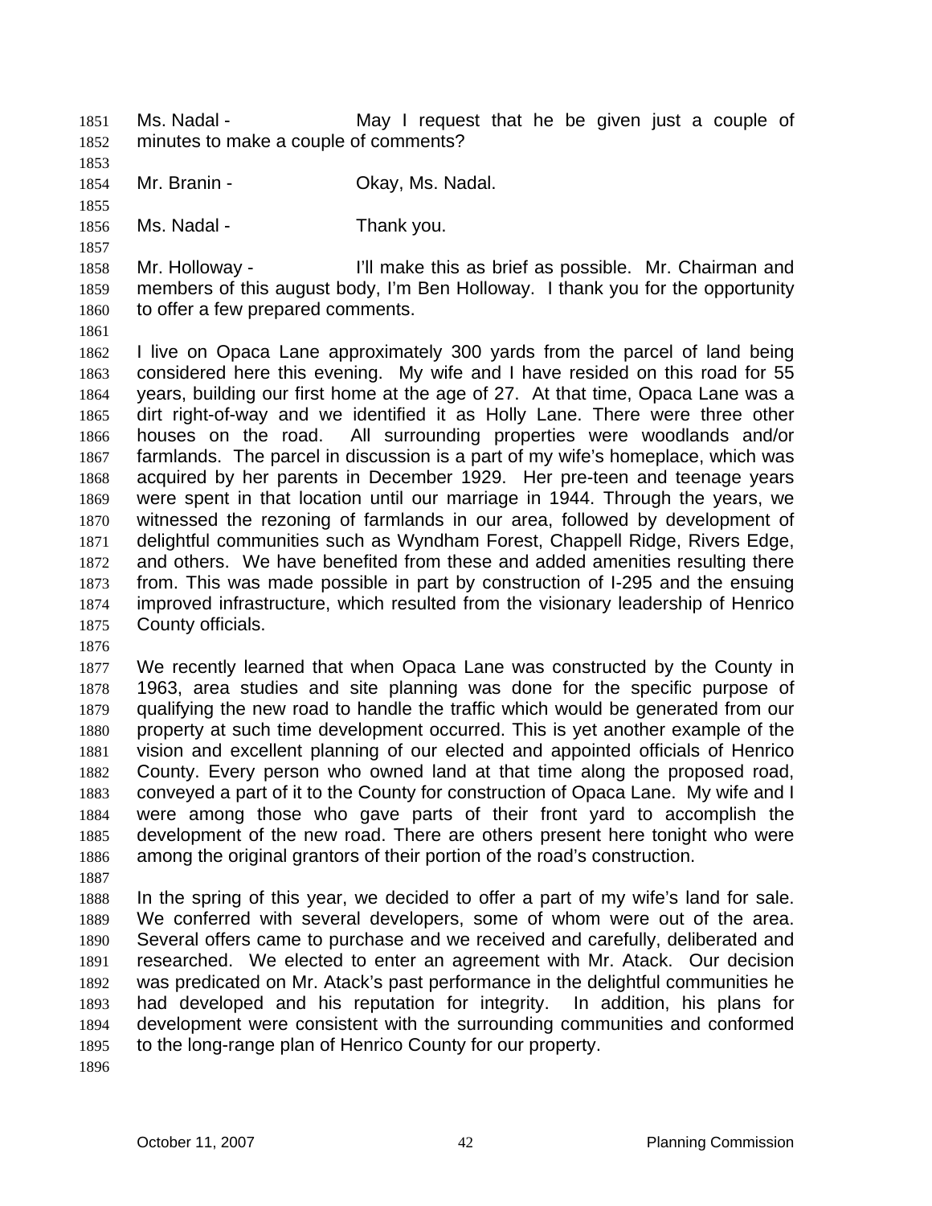Ms. Nadal - May I request that he be given just a couple of minutes to make a couple of comments?

Mr. Branin - Okay, Ms. Nadal.

Ms. Nadal - Thank you.

Mr. Holloway - I'll make this as brief as possible. Mr. Chairman and members of this august body, I'm Ben Holloway. I thank you for the opportunity to offer a few prepared comments.

I live on Opaca Lane approximately 300 yards from the parcel of land being considered here this evening. My wife and I have resided on this road for 55 years, building our first home at the age of 27. At that time, Opaca Lane was a dirt right-of-way and we identified it as Holly Lane. There were three other houses on the road. All surrounding properties were woodlands and/or farmlands. The parcel in discussion is a part of my wife's homeplace, which was acquired by her parents in December 1929. Her pre-teen and teenage years were spent in that location until our marriage in 1944. Through the years, we witnessed the rezoning of farmlands in our area, followed by development of delightful communities such as Wyndham Forest, Chappell Ridge, Rivers Edge, and others. We have benefited from these and added amenities resulting there from. This was made possible in part by construction of I-295 and the ensuing improved infrastructure, which resulted from the visionary leadership of Henrico County officials.

We recently learned that when Opaca Lane was constructed by the County in 1963, area studies and site planning was done for the specific purpose of qualifying the new road to handle the traffic which would be generated from our property at such time development occurred. This is yet another example of the vision and excellent planning of our elected and appointed officials of Henrico County. Every person who owned land at that time along the proposed road, conveyed a part of it to the County for construction of Opaca Lane. My wife and I were among those who gave parts of their front yard to accomplish the development of the new road. There are others present here tonight who were among the original grantors of their portion of the road's construction.

In the spring of this year, we decided to offer a part of my wife's land for sale. We conferred with several developers, some of whom were out of the area. Several offers came to purchase and we received and carefully, deliberated and researched. We elected to enter an agreement with Mr. Atack. Our decision was predicated on Mr. Atack's past performance in the delightful communities he had developed and his reputation for integrity. In addition, his plans for development were consistent with the surrounding communities and conformed to the long-range plan of Henrico County for our property.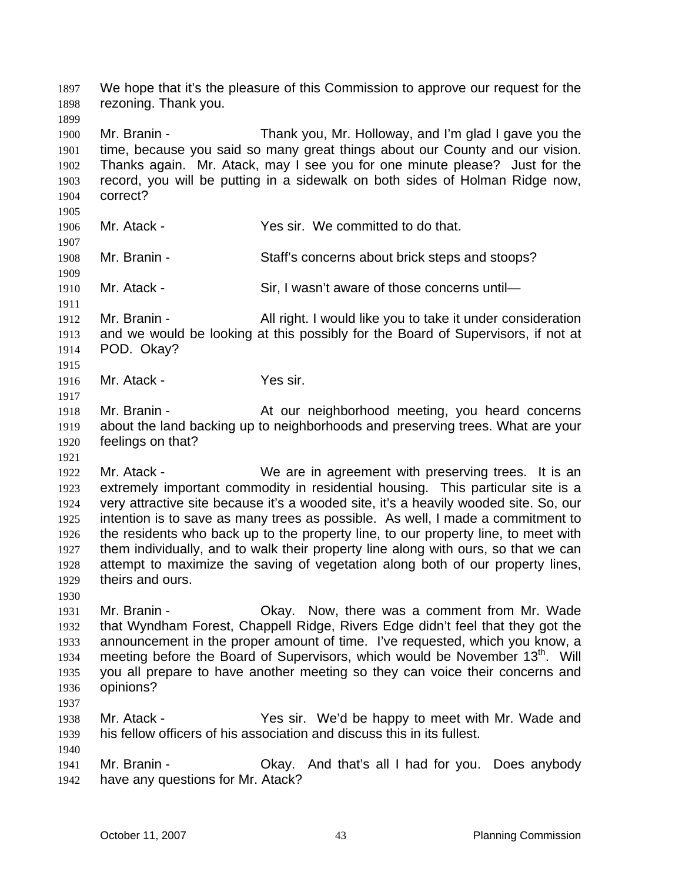We hope that it's the pleasure of this Commission to approve our request for the rezoning. Thank you.

Mr. Branin - Thank you, Mr. Holloway, and I'm glad I gave you the time, because you said so many great things about our County and our vision. Thanks again. Mr. Atack, may I see you for one minute please? Just for the record, you will be putting in a sidewalk on both sides of Holman Ridge now, correct?

Mr. Atack - Yes sir. We committed to do that.

Mr. Branin - Staff's concerns about brick steps and stoops?

Mr. Atack - Sir, I wasn't aware of those concerns until—

Mr. Branin - All right. I would like you to take it under consideration and we would be looking at this possibly for the Board of Supervisors, if not at POD. Okay?

Mr. Atack - Yes sir.

Mr. Branin - At our neighborhood meeting, you heard concerns about the land backing up to neighborhoods and preserving trees. What are your feelings on that?

Mr. Atack - We are in agreement with preserving trees. It is an extremely important commodity in residential housing. This particular site is a very attractive site because it's a wooded site, it's a heavily wooded site. So, our intention is to save as many trees as possible. As well, I made a commitment to the residents who back up to the property line, to our property line, to meet with them individually, and to walk their property line along with ours, so that we can attempt to maximize the saving of vegetation along both of our property lines, theirs and ours.

Mr. Branin - Okay. Now, there was a comment from Mr. Wade that Wyndham Forest, Chappell Ridge, Rivers Edge didn't feel that they got the announcement in the proper amount of time. I've requested, which you know, a meeting before the Board of Supervisors, which would be November 13th. Will you all prepare to have another meeting so they can voice their concerns and opinions?

Mr. Atack - Yes sir. We'd be happy to meet with Mr. Wade and his fellow officers of his association and discuss this in its fullest.

Mr. Branin - Okay. And that's all I had for you. Does anybody have any questions for Mr. Atack?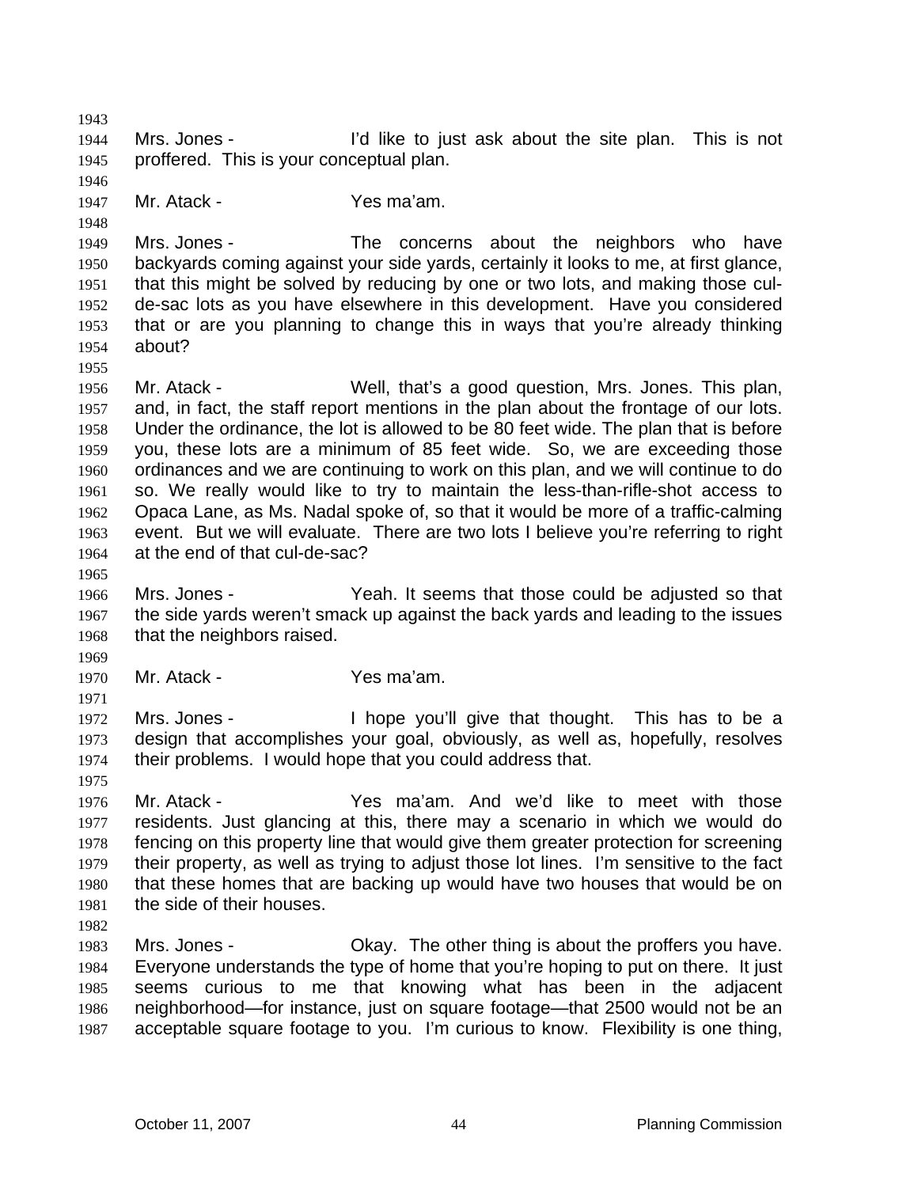Mrs. Jones - I'd like to just ask about the site plan. This is not proffered. This is your conceptual plan.

Mr. Atack - Yes ma'am.

Mrs. Jones - The concerns about the neighbors who have backyards coming against your side yards, certainly it looks to me, at first glance, that this might be solved by reducing by one or two lots, and making those cul-de-sac lots as you have elsewhere in this development. Have you considered that or are you planning to change this in ways that you're already thinking about?

Mr. Atack - Well, that's a good question, Mrs. Jones. This plan, and, in fact, the staff report mentions in the plan about the frontage of our lots. Under the ordinance, the lot is allowed to be 80 feet wide. The plan that is before you, these lots are a minimum of 85 feet wide. So, we are exceeding those ordinances and we are continuing to work on this plan, and we will continue to do so. We really would like to try to maintain the less-than-rifle-shot access to Opaca Lane, as Ms. Nadal spoke of, so that it would be more of a traffic-calming event. But we will evaluate. There are two lots I believe you're referring to right at the end of that cul-de-sac?

Mrs. Jones - Yeah. It seems that those could be adjusted so that the side yards weren't smack up against the back yards and leading to the issues that the neighbors raised.

Mr. Atack - Yes ma'am.

Mrs. Jones - I hope you'll give that thought. This has to be a design that accomplishes your goal, obviously, as well as, hopefully, resolves their problems. I would hope that you could address that.

Mr. Atack - Yes ma'am. And we'd like to meet with those residents. Just glancing at this, there may a scenario in which we would do fencing on this property line that would give them greater protection for screening their property, as well as trying to adjust those lot lines. I'm sensitive to the fact that these homes that are backing up would have two houses that would be on the side of their houses.

Mrs. Jones - Okay. The other thing is about the proffers you have. Everyone understands the type of home that you're hoping to put on there. It just seems curious to me that knowing what has been in the adjacent neighborhood—for instance, just on square footage—that 2500 would not be an acceptable square footage to you. I'm curious to know. Flexibility is one thing,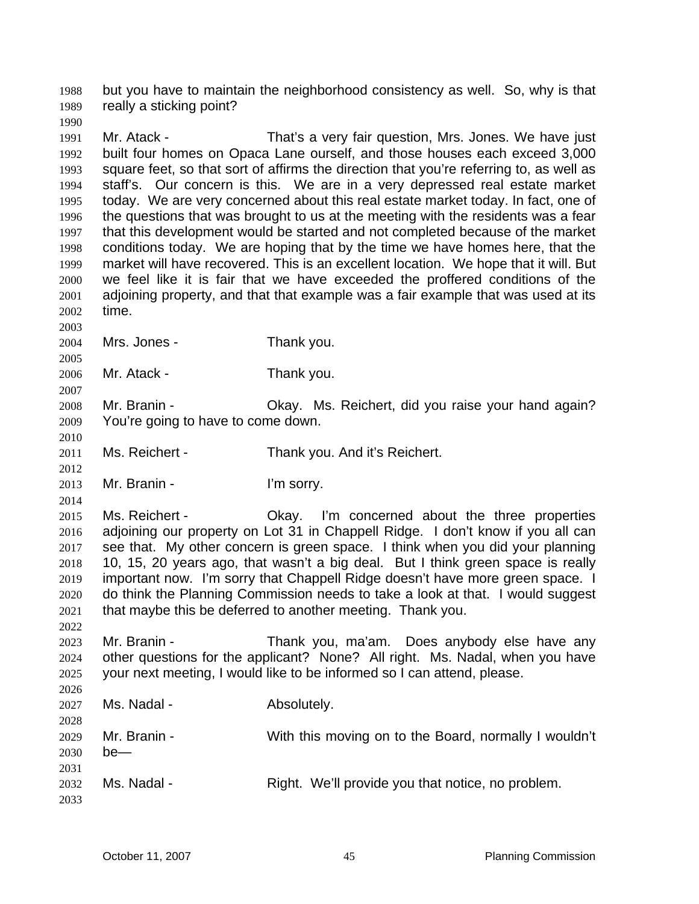but you have to maintain the neighborhood consistency as well. So, why is that really a sticking point?

Mr. Atack - That's a very fair question, Mrs. Jones. We have just built four homes on Opaca Lane ourself, and those houses each exceed 3,000 square feet, so that sort of affirms the direction that you're referring to, as well as staff's. Our concern is this. We are in a very depressed real estate market today. We are very concerned about this real estate market today. In fact, one of the questions that was brought to us at the meeting with the residents was a fear that this development would be started and not completed because of the market conditions today. We are hoping that by the time we have homes here, that the market will have recovered. This is an excellent location. We hope that it will. But we feel like it is fair that we have exceeded the proffered conditions of the adjoining property, and that that example was a fair example that was used at its time.

Mrs. Jones - Thank you.

Mr. Atack - Thank you.

Mr. Branin - Okay. Ms. Reichert, did you raise your hand again? You're going to have to come down.

Ms. Reichert - Thank you. And it's Reichert.

Mr. Branin - I'm sorry.

Ms. Reichert - Okay. I'm concerned about the three properties adjoining our property on Lot 31 in Chappell Ridge. I don't know if you all can see that. My other concern is green space. I think when you did your planning 10, 15, 20 years ago, that wasn't a big deal. But I think green space is really important now. I'm sorry that Chappell Ridge doesn't have more green space. I do think the Planning Commission needs to take a look at that. I would suggest that maybe this be deferred to another meeting. Thank you.

Mr. Branin - Thank you, ma'am. Does anybody else have any other questions for the applicant? None? All right. Ms. Nadal, when you have your next meeting, I would like to be informed so I can attend, please.

Ms. Nadal - Absolutely.

Mr. Branin - With this moving on to the Board, normally I wouldn't be—

Ms. Nadal - Right. We'll provide you that notice, no problem.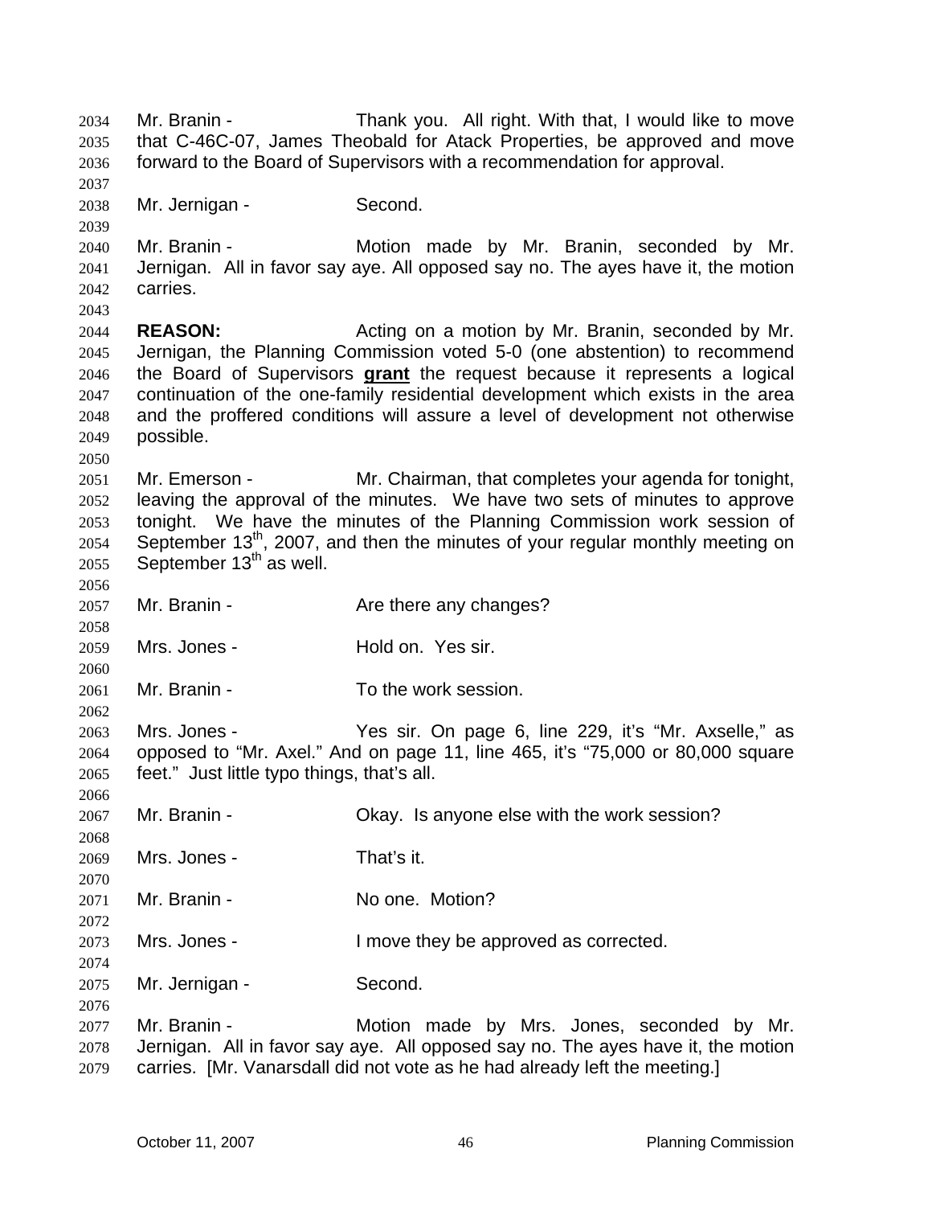Mr. Branin - Thank you. All right. With that, I would like to move that C-46C-07, James Theobald for Atack Properties, be approved and move forward to the Board of Supervisors with a recommendation for approval.

Mr. Jernigan - Second.

Mr. Branin - Motion made by Mr. Branin, seconded by Mr. Jernigan. All in favor say aye. All opposed say no. The ayes have it, the motion carries.

**REASON:** Acting on a motion by Mr. Branin, seconded by Mr. Jernigan, the Planning Commission voted 5-0 (one abstention) to recommend the Board of Supervisors **grant** the request because it represents a logical continuation of the one-family residential development which exists in the area and the proffered conditions will assure a level of development not otherwise possible.

Mr. Emerson - Mr. Chairman, that completes your agenda for tonight, leaving the approval of the minutes. We have two sets of minutes to approve tonight. We have the minutes of the Planning Commission work session of September 13th, 2007, and then the minutes of your regular monthly meeting on September 13th as well.

Mr. Branin - Are there any changes?

Mrs. Jones - Hold on. Yes sir.

Mr. Branin - To the work session.

Mrs. Jones - Yes sir. On page 6, line 229, it's "Mr. Axselle," as opposed to "Mr. Axel." And on page 11, line 465, it's "75,000 or 80,000 square feet." Just little typo things, that's all.

Mr. Branin - Okay. Is anyone else with the work session?

Mrs. Jones - That's it.

Mr. Branin - No one. Motion?

Mrs. Jones - I move they be approved as corrected.

Mr. Jernigan - Second.

Mr. Branin - Motion made by Mrs. Jones, seconded by Mr. Jernigan. All in favor say aye. All opposed say no. The ayes have it, the motion carries. [Mr. Vanarsdall did not vote as he had already left the meeting.]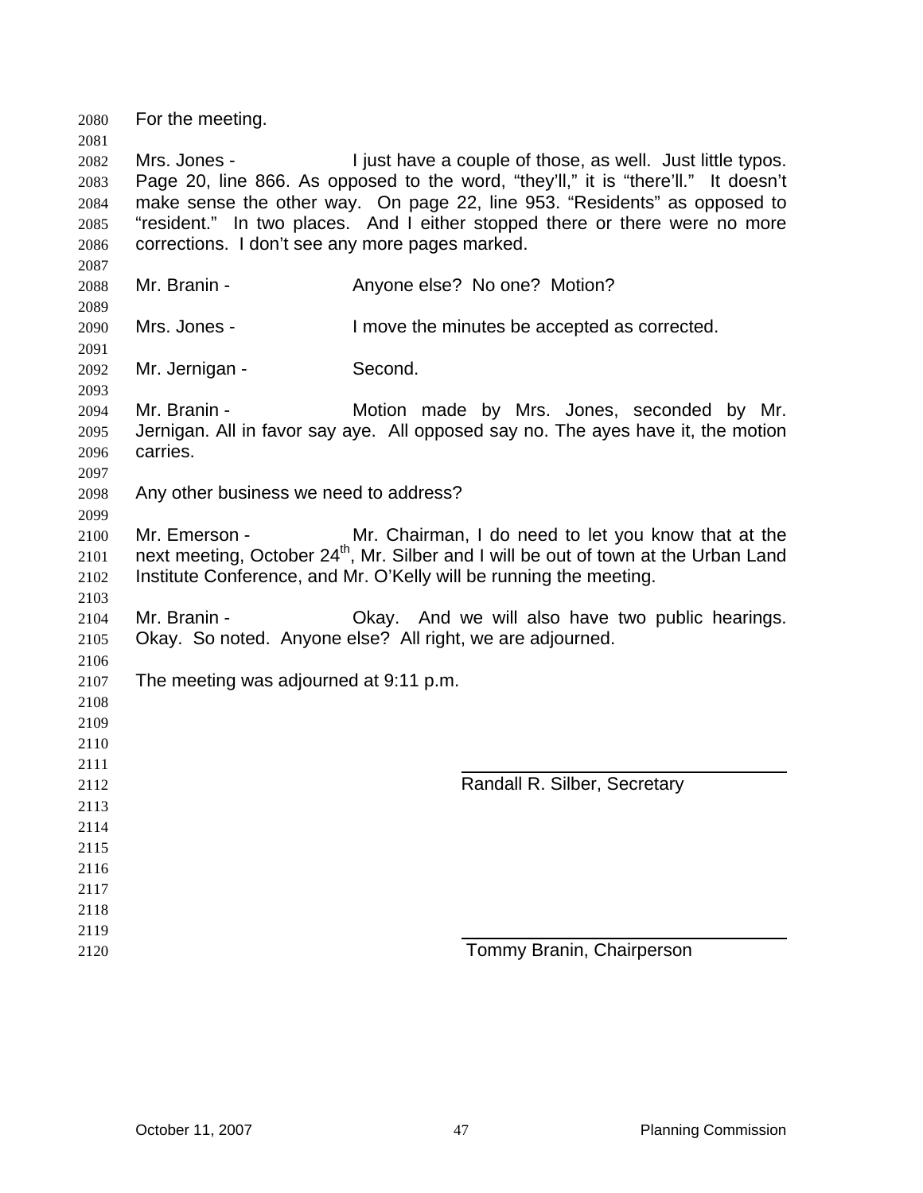For the meeting.

Mrs. Jones - I just have a couple of those, as well. Just little typos. Page 20, line 866. As opposed to the word, "they'll," it is "there'll." It doesn't make sense the other way. On page 22, line 953. "Residents" as opposed to "resident." In two places. And I either stopped there or there were no more corrections. I don't see any more pages marked.

Mr. Branin - Anyone else? No one? Motion?

Mrs. Jones - I move the minutes be accepted as corrected.

Mr. Jernigan - Second.

Mr. Branin - Motion made by Mrs. Jones, seconded by Mr. Jernigan. All in favor say aye. All opposed say no. The ayes have it, the motion carries.

Any other business we need to address?

Mr. Emerson - Mr. Chairman, I do need to let you know that at the next meeting, October 24th, Mr. Silber and I will be out of town at the Urban Land Institute Conference, and Mr. O'Kelly will be running the meeting.

Mr. Branin - Okay. And we will also have two public hearings. Okay. So noted. Anyone else? All right, we are adjourned.

The meeting was adjourned at 9:11 p.m.

\_\_\_\_\_\_\_\_\_\_\_\_\_\_\_\_\_\_\_\_\_\_\_\_\_\_\_\_\_\_
Randall R. Silber, Secretary

\_\_\_\_\_\_\_\_\_\_\_\_\_\_\_\_\_\_\_\_\_\_\_\_\_\_\_\_\_\_
Tommy Branin, Chairperson